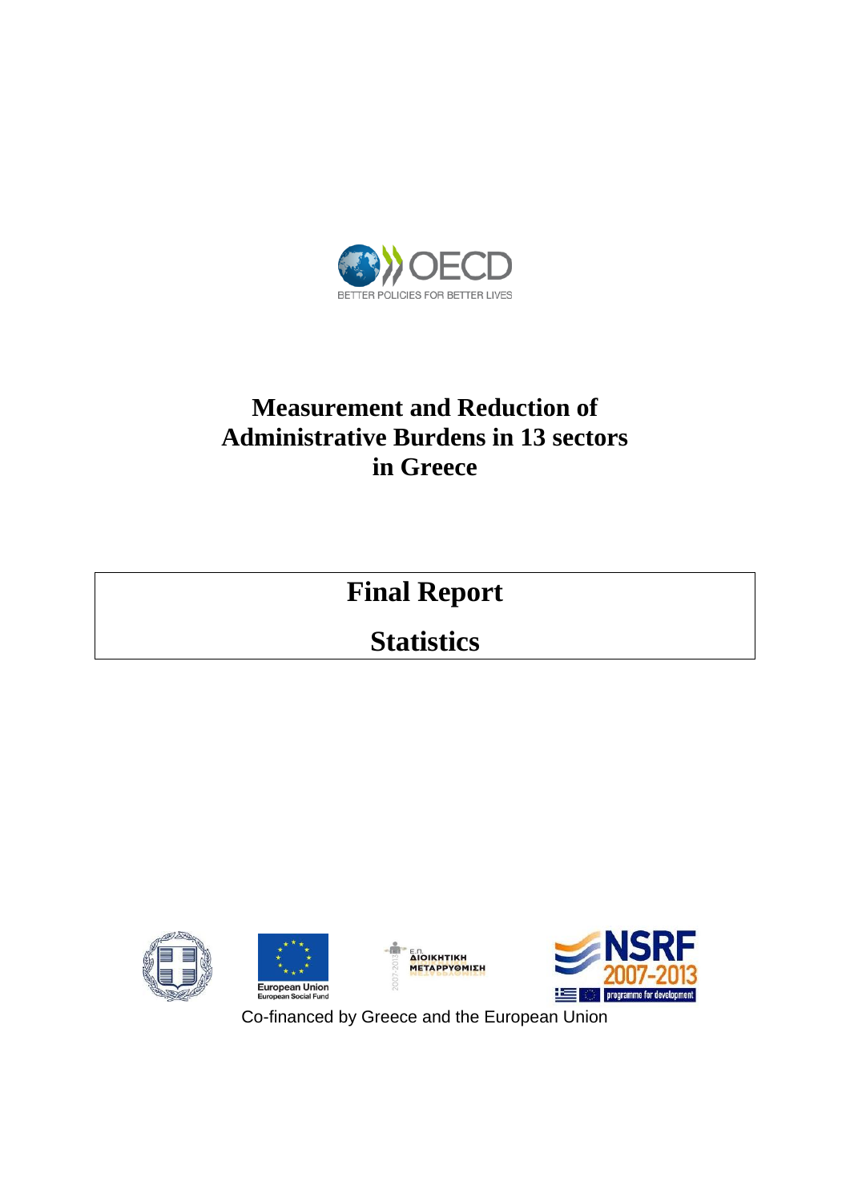# Measurement and Reduction of Administrative Burdens in 13 sectors in Greece

## Final Report

## Statistics

Co-financed by Greece and the European Union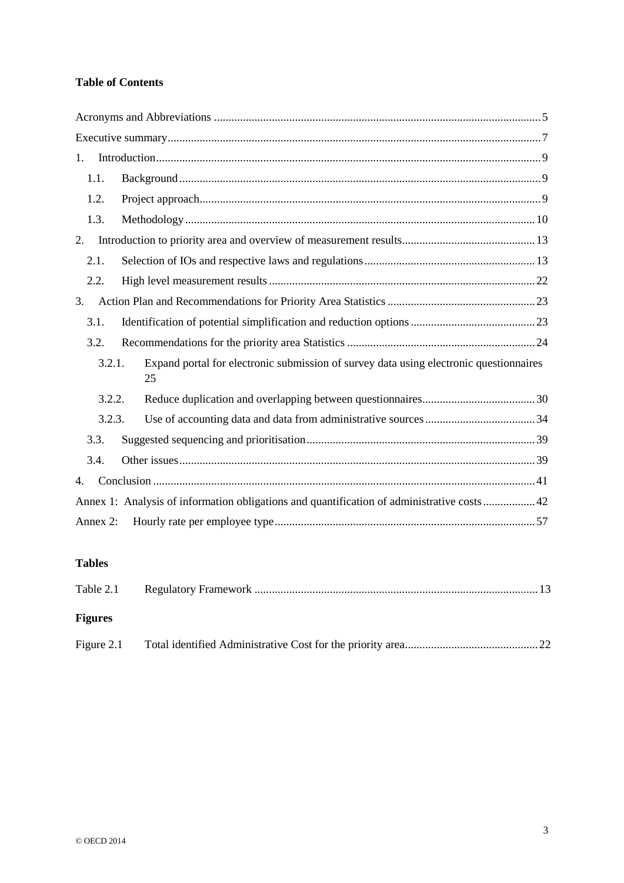**Table of Contents**

Acronyms and Abbreviations ....... 5

Executive summary ....... 7

1. Introduction ....... 9
   - 1.1. Background ....... 9
   - 1.2. Project approach ....... 9
   - 1.3. Methodology ....... 10
2. Introduction to priority area and overview of measurement results ....... 13
   - 2.1. Selection of IOs and respective laws and regulations ....... 13
   - 2.2. High level measurement results ....... 22
3. Action Plan and Recommendations for Priority Area Statistics ....... 23
   - 3.1. Identification of potential simplification and reduction options ....... 23
   - 3.2. Recommendations for the priority area Statistics ....... 24
     - 3.2.1. Expand portal for electronic submission of survey data using electronic questionnaires 25
     - 3.2.2. Reduce duplication and overlapping between questionnaires ....... 30
     - 3.2.3. Use of accounting data and data from administrative sources ....... 34
   - 3.3. Suggested sequencing and prioritisation ....... 39
   - 3.4. Other issues ....... 39
4. Conclusion ....... 41

Annex 1: Analysis of information obligations and quantification of administrative costs ....... 42

Annex 2: Hourly rate per employee type ....... 57

**Tables**

Table 2.1 Regulatory Framework ....... 13

**Figures**

Figure 2.1 Total identified Administrative Cost for the priority area ....... 22

© OECD 2014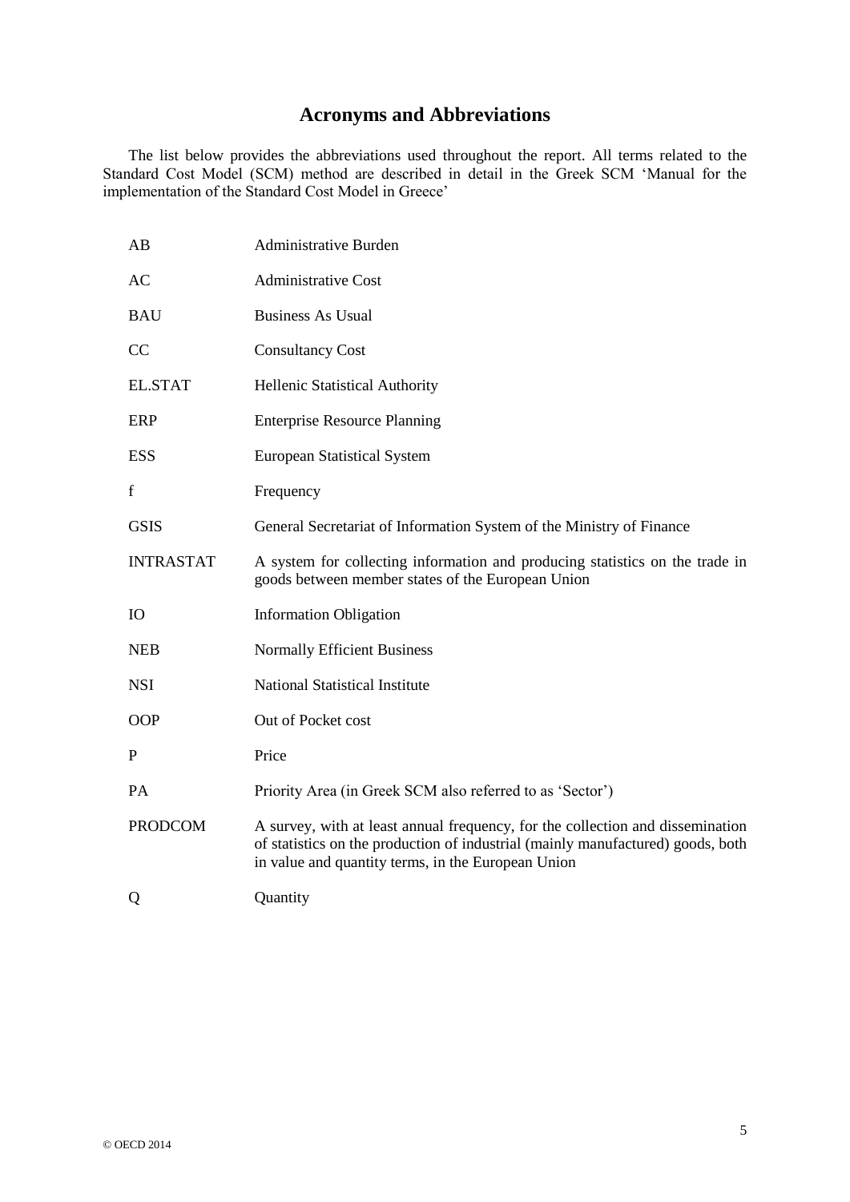# Acronyms and Abbreviations

The list below provides the abbreviations used throughout the report. All terms related to the Standard Cost Model (SCM) method are described in detail in the Greek SCM 'Manual for the implementation of the Standard Cost Model in Greece'

| | |
|---|---|
| AB | Administrative Burden |
| AC | Administrative Cost |
| BAU | Business As Usual |
| CC | Consultancy Cost |
| EL.STAT | Hellenic Statistical Authority |
| ERP | Enterprise Resource Planning |
| ESS | European Statistical System |
| f | Frequency |
| GSIS | General Secretariat of Information System of the Ministry of Finance |
| INTRASTAT | A system for collecting information and producing statistics on the trade in goods between member states of the European Union |
| IO | Information Obligation |
| NEB | Normally Efficient Business |
| NSI | National Statistical Institute |
| OOP | Out of Pocket cost |
| P | Price |
| PA | Priority Area (in Greek SCM also referred to as 'Sector') |
| PRODCOM | A survey, with at least annual frequency, for the collection and dissemination of statistics on the production of industrial (mainly manufactured) goods, both in value and quantity terms, in the European Union |
| Q | Quantity |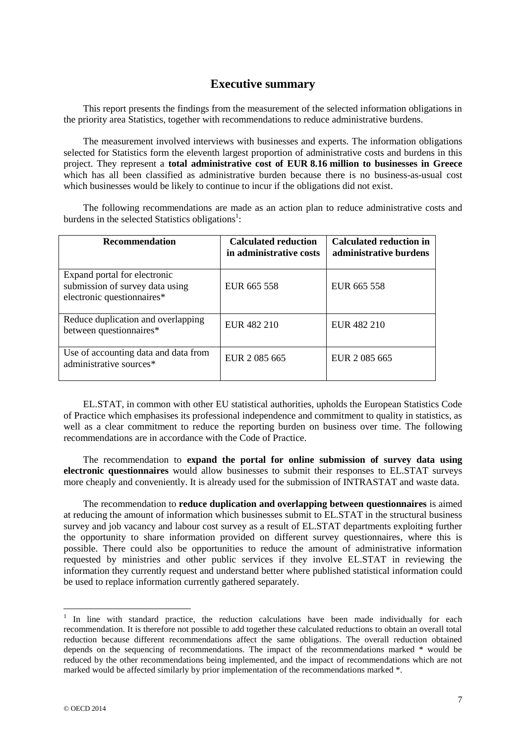# Executive summary

This report presents the findings from the measurement of the selected information obligations in the priority area Statistics, together with recommendations to reduce administrative burdens.

The measurement involved interviews with businesses and experts. The information obligations selected for Statistics form the eleventh largest proportion of administrative costs and burdens in this project. They represent a **total administrative cost of EUR 8.16 million to businesses in Greece** which has all been classified as administrative burden because there is no business-as-usual cost which businesses would be likely to continue to incur if the obligations did not exist.

The following recommendations are made as an action plan to reduce administrative costs and burdens in the selected Statistics obligations[1]:

| Recommendation | Calculated reduction in administrative costs | Calculated reduction in administrative burdens |
|---|---|---|
| Expand portal for electronic submission of survey data using electronic questionnaires* | EUR 665 558 | EUR 665 558 |
| Reduce duplication and overlapping between questionnaires* | EUR 482 210 | EUR 482 210 |
| Use of accounting data and data from administrative sources* | EUR 2 085 665 | EUR 2 085 665 |

EL.STAT, in common with other EU statistical authorities, upholds the European Statistics Code of Practice which emphasises its professional independence and commitment to quality in statistics, as well as a clear commitment to reduce the reporting burden on business over time. The following recommendations are in accordance with the Code of Practice.

The recommendation to **expand the portal for online submission of survey data using electronic questionnaires** would allow businesses to submit their responses to EL.STAT surveys more cheaply and conveniently. It is already used for the submission of INTRASTAT and waste data.

The recommendation to **reduce duplication and overlapping between questionnaires** is aimed at reducing the amount of information which businesses submit to EL.STAT in the structural business survey and job vacancy and labour cost survey as a result of EL.STAT departments exploiting further the opportunity to share information provided on different survey questionnaires, where this is possible. There could also be opportunities to reduce the amount of administrative information requested by ministries and other public services if they involve EL.STAT in reviewing the information they currently request and understand better where published statistical information could be used to replace information currently gathered separately.

[1] In line with standard practice, the reduction calculations have been made individually for each recommendation. It is therefore not possible to add together these calculated reductions to obtain an overall total reduction because different recommendations affect the same obligations. The overall reduction obtained depends on the sequencing of recommendations. The impact of the recommendations marked * would be reduced by the other recommendations being implemented, and the impact of recommendations which are not marked would be affected similarly by prior implementation of the recommendations marked *.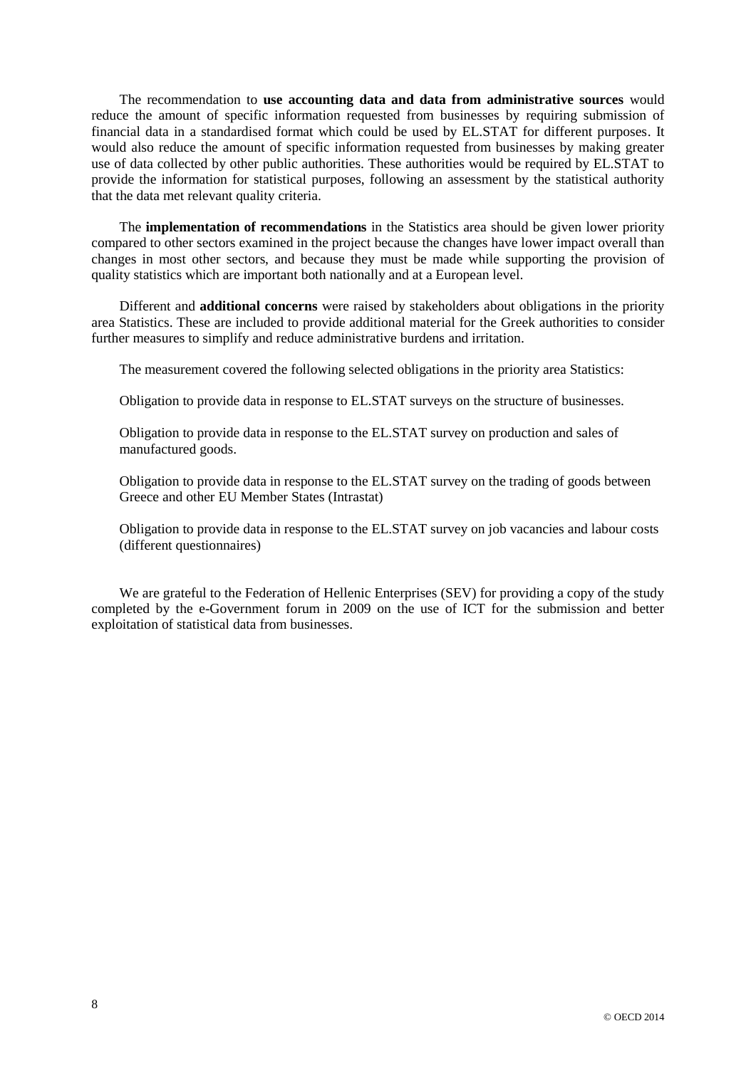The recommendation to **use accounting data and data from administrative sources** would reduce the amount of specific information requested from businesses by requiring submission of financial data in a standardised format which could be used by EL.STAT for different purposes. It would also reduce the amount of specific information requested from businesses by making greater use of data collected by other public authorities. These authorities would be required by EL.STAT to provide the information for statistical purposes, following an assessment by the statistical authority that the data met relevant quality criteria.

The **implementation of recommendations** in the Statistics area should be given lower priority compared to other sectors examined in the project because the changes have lower impact overall than changes in most other sectors, and because they must be made while supporting the provision of quality statistics which are important both nationally and at a European level.

Different and **additional concerns** were raised by stakeholders about obligations in the priority area Statistics. These are included to provide additional material for the Greek authorities to consider further measures to simplify and reduce administrative burdens and irritation.

The measurement covered the following selected obligations in the priority area Statistics:

Obligation to provide data in response to EL.STAT surveys on the structure of businesses.

Obligation to provide data in response to the EL.STAT survey on production and sales of manufactured goods.

Obligation to provide data in response to the EL.STAT survey on the trading of goods between Greece and other EU Member States (Intrastat)

Obligation to provide data in response to the EL.STAT survey on job vacancies and labour costs (different questionnaires)

We are grateful to the Federation of Hellenic Enterprises (SEV) for providing a copy of the study completed by the e-Government forum in 2009 on the use of ICT for the submission and better exploitation of statistical data from businesses.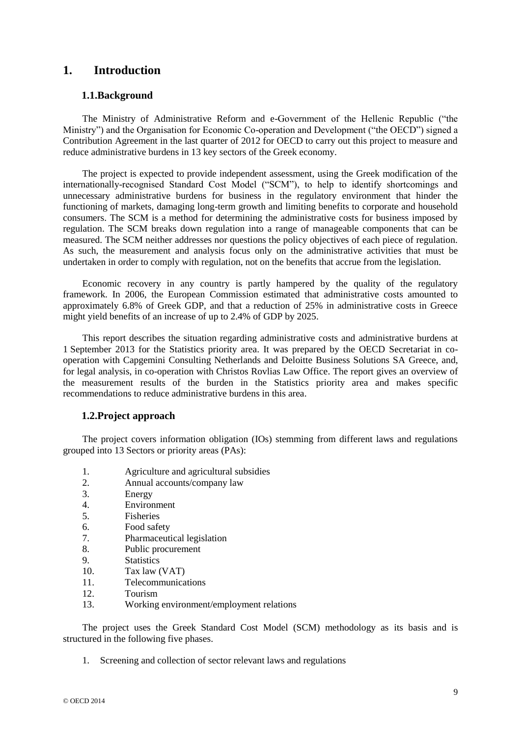# 1. Introduction

## 1.1. Background

The Ministry of Administrative Reform and e-Government of the Hellenic Republic ("the Ministry") and the Organisation for Economic Co-operation and Development ("the OECD") signed a Contribution Agreement in the last quarter of 2012 for OECD to carry out this project to measure and reduce administrative burdens in 13 key sectors of the Greek economy.

The project is expected to provide independent assessment, using the Greek modification of the internationally-recognised Standard Cost Model ("SCM"), to help to identify shortcomings and unnecessary administrative burdens for business in the regulatory environment that hinder the functioning of markets, damaging long-term growth and limiting benefits to corporate and household consumers. The SCM is a method for determining the administrative costs for business imposed by regulation. The SCM breaks down regulation into a range of manageable components that can be measured. The SCM neither addresses nor questions the policy objectives of each piece of regulation. As such, the measurement and analysis focus only on the administrative activities that must be undertaken in order to comply with regulation, not on the benefits that accrue from the legislation.

Economic recovery in any country is partly hampered by the quality of the regulatory framework. In 2006, the European Commission estimated that administrative costs amounted to approximately 6.8% of Greek GDP, and that a reduction of 25% in administrative costs in Greece might yield benefits of an increase of up to 2.4% of GDP by 2025.

This report describes the situation regarding administrative costs and administrative burdens at 1 September 2013 for the Statistics priority area. It was prepared by the OECD Secretariat in co-operation with Capgemini Consulting Netherlands and Deloitte Business Solutions SA Greece, and, for legal analysis, in co-operation with Christos Rovlias Law Office. The report gives an overview of the measurement results of the burden in the Statistics priority area and makes specific recommendations to reduce administrative burdens in this area.

## 1.2. Project approach

The project covers information obligation (IOs) stemming from different laws and regulations grouped into 13 Sectors or priority areas (PAs):

1. Agriculture and agricultural subsidies
2. Annual accounts/company law
3. Energy
4. Environment
5. Fisheries
6. Food safety
7. Pharmaceutical legislation
8. Public procurement
9. Statistics
10. Tax law (VAT)
11. Telecommunications
12. Tourism
13. Working environment/employment relations

The project uses the Greek Standard Cost Model (SCM) methodology as its basis and is structured in the following five phases.

1. Screening and collection of sector relevant laws and regulations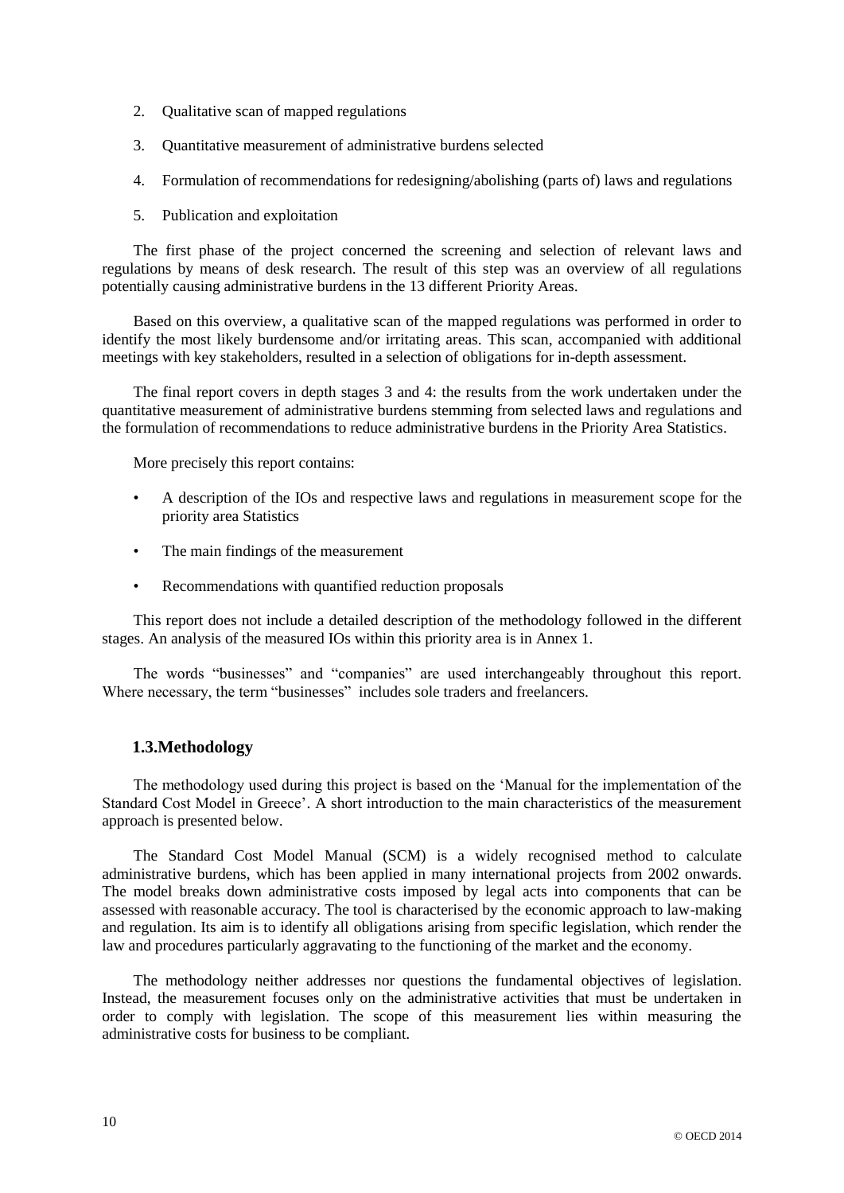2. Qualitative scan of mapped regulations
3. Quantitative measurement of administrative burdens selected
4. Formulation of recommendations for redesigning/abolishing (parts of) laws and regulations
5. Publication and exploitation

The first phase of the project concerned the screening and selection of relevant laws and regulations by means of desk research. The result of this step was an overview of all regulations potentially causing administrative burdens in the 13 different Priority Areas.

Based on this overview, a qualitative scan of the mapped regulations was performed in order to identify the most likely burdensome and/or irritating areas. This scan, accompanied with additional meetings with key stakeholders, resulted in a selection of obligations for in-depth assessment.

The final report covers in depth stages 3 and 4: the results from the work undertaken under the quantitative measurement of administrative burdens stemming from selected laws and regulations and the formulation of recommendations to reduce administrative burdens in the Priority Area Statistics.

More precisely this report contains:

- A description of the IOs and respective laws and regulations in measurement scope for the priority area Statistics
- The main findings of the measurement
- Recommendations with quantified reduction proposals

This report does not include a detailed description of the methodology followed in the different stages. An analysis of the measured IOs within this priority area is in Annex 1.

The words "businesses" and "companies" are used interchangeably throughout this report. Where necessary, the term "businesses" includes sole traders and freelancers.

### 1.3.Methodology

The methodology used during this project is based on the 'Manual for the implementation of the Standard Cost Model in Greece'. A short introduction to the main characteristics of the measurement approach is presented below.

The Standard Cost Model Manual (SCM) is a widely recognised method to calculate administrative burdens, which has been applied in many international projects from 2002 onwards. The model breaks down administrative costs imposed by legal acts into components that can be assessed with reasonable accuracy. The tool is characterised by the economic approach to law-making and regulation. Its aim is to identify all obligations arising from specific legislation, which render the law and procedures particularly aggravating to the functioning of the market and the economy.

The methodology neither addresses nor questions the fundamental objectives of legislation. Instead, the measurement focuses only on the administrative activities that must be undertaken in order to comply with legislation. The scope of this measurement lies within measuring the administrative costs for business to be compliant.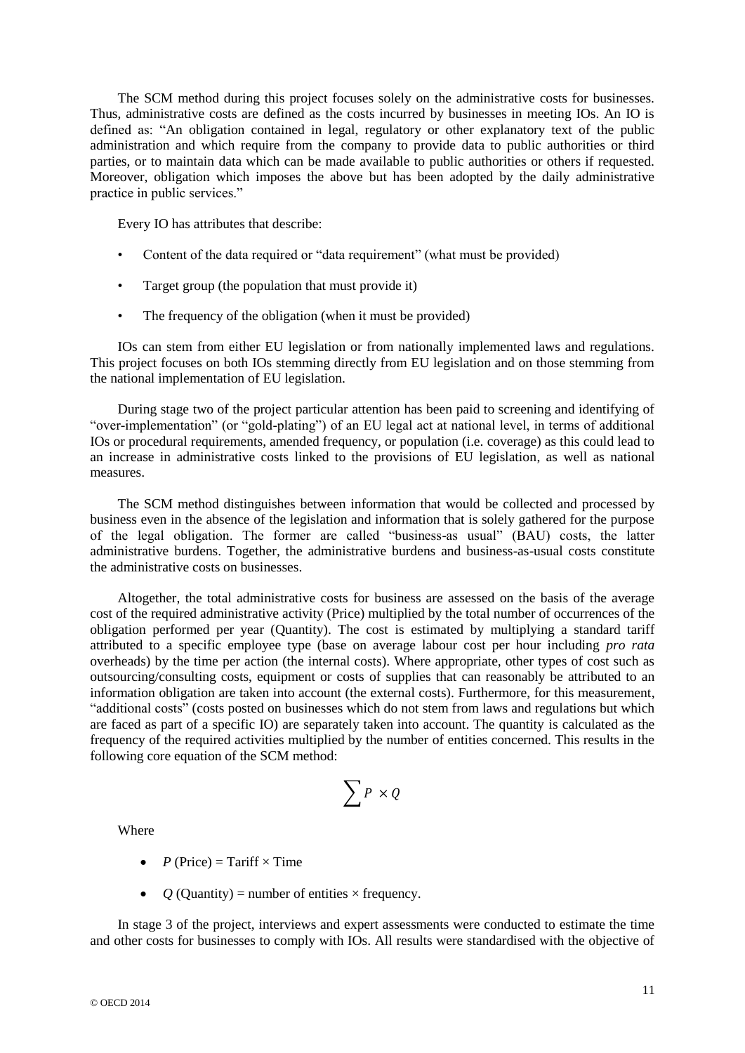The SCM method during this project focuses solely on the administrative costs for businesses. Thus, administrative costs are defined as the costs incurred by businesses in meeting IOs. An IO is defined as: "An obligation contained in legal, regulatory or other explanatory text of the public administration and which require from the company to provide data to public authorities or third parties, or to maintain data which can be made available to public authorities or others if requested. Moreover, obligation which imposes the above but has been adopted by the daily administrative practice in public services."

Every IO has attributes that describe:

- Content of the data required or "data requirement" (what must be provided)
- Target group (the population that must provide it)
- The frequency of the obligation (when it must be provided)

IOs can stem from either EU legislation or from nationally implemented laws and regulations. This project focuses on both IOs stemming directly from EU legislation and on those stemming from the national implementation of EU legislation.

During stage two of the project particular attention has been paid to screening and identifying of "over-implementation" (or "gold-plating") of an EU legal act at national level, in terms of additional IOs or procedural requirements, amended frequency, or population (i.e. coverage) as this could lead to an increase in administrative costs linked to the provisions of EU legislation, as well as national measures.

The SCM method distinguishes between information that would be collected and processed by business even in the absence of the legislation and information that is solely gathered for the purpose of the legal obligation. The former are called "business-as usual" (BAU) costs, the latter administrative burdens. Together, the administrative burdens and business-as-usual costs constitute the administrative costs on businesses.

Altogether, the total administrative costs for business are assessed on the basis of the average cost of the required administrative activity (Price) multiplied by the total number of occurrences of the obligation performed per year (Quantity). The cost is estimated by multiplying a standard tariff attributed to a specific employee type (base on average labour cost per hour including *pro rata* overheads) by the time per action (the internal costs). Where appropriate, other types of cost such as outsourcing/consulting costs, equipment or costs of supplies that can reasonably be attributed to an information obligation are taken into account (the external costs). Furthermore, for this measurement, "additional costs" (costs posted on businesses which do not stem from laws and regulations but which are faced as part of a specific IO) are separately taken into account. The quantity is calculated as the frequency of the required activities multiplied by the number of entities concerned. This results in the following core equation of the SCM method:

$$\sum P \times Q$$

Where

- $P$ (Price) = Tariff × Time
- $Q$ (Quantity) = number of entities × frequency.

In stage 3 of the project, interviews and expert assessments were conducted to estimate the time and other costs for businesses to comply with IOs. All results were standardised with the objective of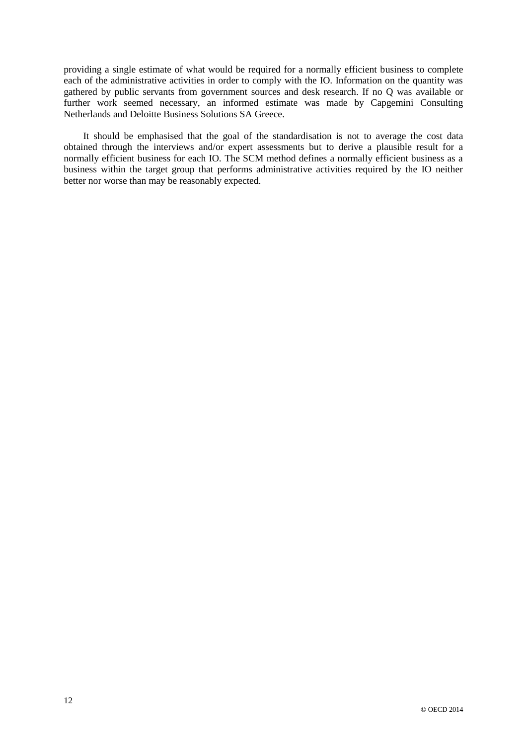providing a single estimate of what would be required for a normally efficient business to complete each of the administrative activities in order to comply with the IO. Information on the quantity was gathered by public servants from government sources and desk research. If no Q was available or further work seemed necessary, an informed estimate was made by Capgemini Consulting Netherlands and Deloitte Business Solutions SA Greece.

It should be emphasised that the goal of the standardisation is not to average the cost data obtained through the interviews and/or expert assessments but to derive a plausible result for a normally efficient business for each IO. The SCM method defines a normally efficient business as a business within the target group that performs administrative activities required by the IO neither better nor worse than may be reasonably expected.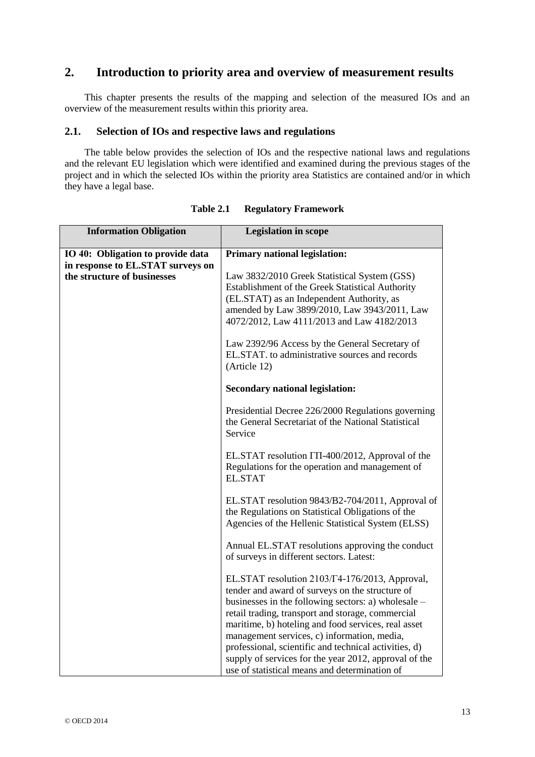## 2. Introduction to priority area and overview of measurement results

This chapter presents the results of the mapping and selection of the measured IOs and an overview of the measurement results within this priority area.

### 2.1. Selection of IOs and respective laws and regulations

The table below provides the selection of IOs and the respective national laws and regulations and the relevant EU legislation which were identified and examined during the previous stages of the project and in which the selected IOs within the priority area Statistics are contained and/or in which they have a legal base.

**Table 2.1 Regulatory Framework**

| Information Obligation | Legislation in scope |
|---|---|
| **IO 40: Obligation to provide data in response to EL.STAT surveys on the structure of businesses** | **Primary national legislation:**<br><br>Law 3832/2010 Greek Statistical System (GSS) Establishment of the Greek Statistical Authority (EL.STAT) as an Independent Authority, as amended by Law 3899/2010, Law 3943/2011, Law 4072/2012, Law 4111/2013 and Law 4182/2013<br><br>Law 2392/96 Access by the General Secretary of EL.STAT. to administrative sources and records (Article 12)<br><br>**Secondary national legislation:**<br><br>Presidential Decree 226/2000 Regulations governing the General Secretariat of the National Statistical Service<br><br>EL.STAT resolution ΓΠ-400/2012, Approval of the Regulations for the operation and management of EL.STAT<br><br>EL.STAT resolution 9843/B2-704/2011, Approval of the Regulations on Statistical Obligations of the Agencies of the Hellenic Statistical System (ELSS)<br><br>Annual EL.STAT resolutions approving the conduct of surveys in different sectors. Latest:<br><br>EL.STAT resolution 2103/Γ4-176/2013, Approval, tender and award of surveys on the structure of businesses in the following sectors: a) wholesale – retail trading, transport and storage, commercial maritime, b) hoteling and food services, real asset management services, c) information, media, professional, scientific and technical activities, d) supply of services for the year 2012, approval of the use of statistical means and determination of |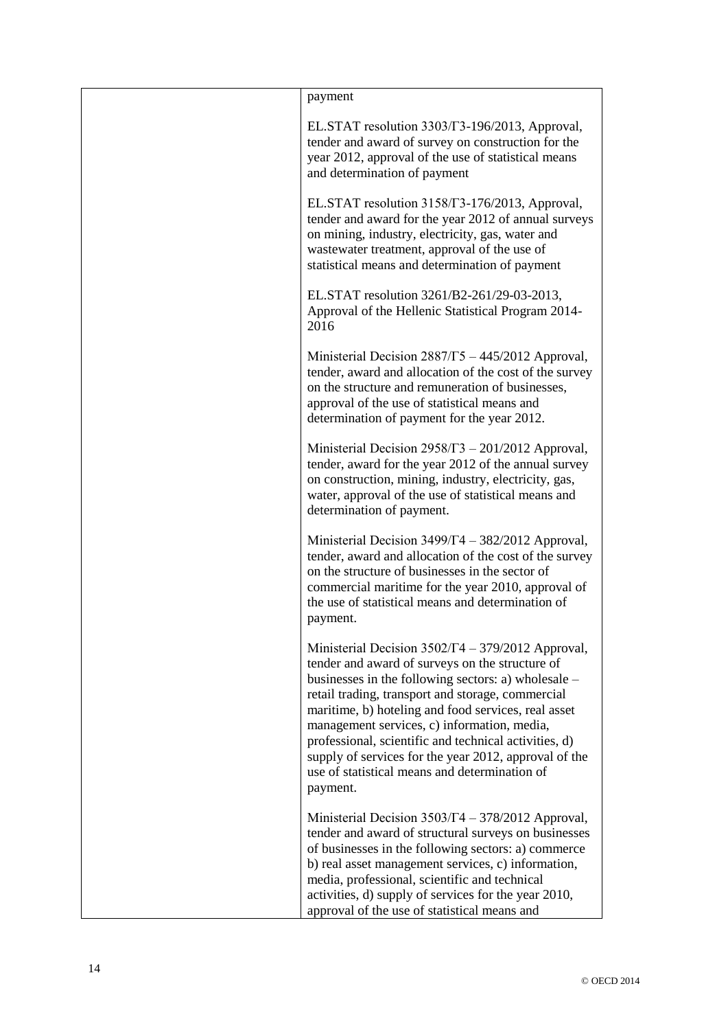| | |
|---|---|
| | payment<br><br>EL.STAT resolution 3303/Γ3-196/2013, Approval, tender and award of survey on construction for the year 2012, approval of the use of statistical means and determination of payment<br><br>EL.STAT resolution 3158/Γ3-176/2013, Approval, tender and award for the year 2012 of annual surveys on mining, industry, electricity, gas, water and wastewater treatment, approval of the use of statistical means and determination of payment<br><br>EL.STAT resolution 3261/B2-261/29-03-2013, Approval of the Hellenic Statistical Program 2014-2016<br><br>Ministerial Decision 2887/Γ5 – 445/2012 Approval, tender, award and allocation of the cost of the survey on the structure and remuneration of businesses, approval of the use of statistical means and determination of payment for the year 2012.<br><br>Ministerial Decision 2958/Γ3 – 201/2012 Approval, tender, award for the year 2012 of the annual survey on construction, mining, industry, electricity, gas, water, approval of the use of statistical means and determination of payment.<br><br>Ministerial Decision 3499/Γ4 – 382/2012 Approval, tender, award and allocation of the cost of the survey on the structure of businesses in the sector of commercial maritime for the year 2010, approval of the use of statistical means and determination of payment.<br><br>Ministerial Decision 3502/Γ4 – 379/2012 Approval, tender and award of surveys on the structure of businesses in the following sectors: a) wholesale – retail trading, transport and storage, commercial maritime, b) hoteling and food services, real asset management services, c) information, media, professional, scientific and technical activities, d) supply of services for the year 2012, approval of the use of statistical means and determination of payment.<br><br>Ministerial Decision 3503/Γ4 – 378/2012 Approval, tender and award of structural surveys on businesses of businesses in the following sectors: a) commerce b) real asset management services, c) information, media, professional, scientific and technical activities, d) supply of services for the year 2010, approval of the use of statistical means and |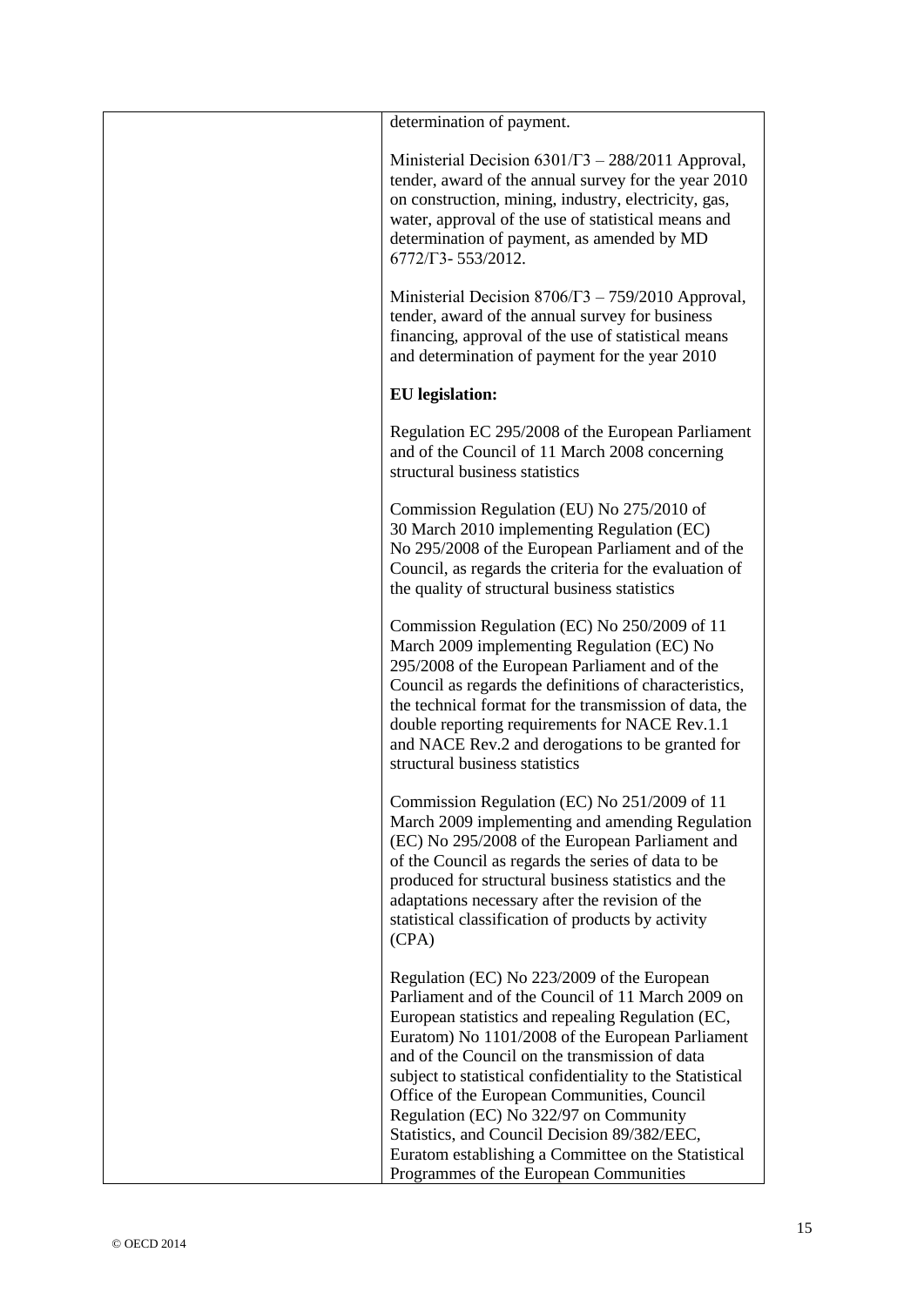| | |
|---|---|
| | determination of payment.<br><br>Ministerial Decision 6301/Γ3 – 288/2011 Approval, tender, award of the annual survey for the year 2010 on construction, mining, industry, electricity, gas, water, approval of the use of statistical means and determination of payment, as amended by MD 6772/Γ3- 553/2012.<br><br>Ministerial Decision 8706/Γ3 – 759/2010 Approval, tender, award of the annual survey for business financing, approval of the use of statistical means and determination of payment for the year 2010<br><br>**EU legislation:**<br><br>Regulation EC 295/2008 of the European Parliament and of the Council of 11 March 2008 concerning structural business statistics<br><br>Commission Regulation (EU) No 275/2010 of 30 March 2010 implementing Regulation (EC) No 295/2008 of the European Parliament and of the Council, as regards the criteria for the evaluation of the quality of structural business statistics<br><br>Commission Regulation (EC) No 250/2009 of 11 March 2009 implementing Regulation (EC) No 295/2008 of the European Parliament and of the Council as regards the definitions of characteristics, the technical format for the transmission of data, the double reporting requirements for NACE Rev.1.1 and NACE Rev.2 and derogations to be granted for structural business statistics<br><br>Commission Regulation (EC) No 251/2009 of 11 March 2009 implementing and amending Regulation (EC) No 295/2008 of the European Parliament and of the Council as regards the series of data to be produced for structural business statistics and the adaptations necessary after the revision of the statistical classification of products by activity (CPA)<br><br>Regulation (EC) No 223/2009 of the European Parliament and of the Council of 11 March 2009 on European statistics and repealing Regulation (EC, Euratom) No 1101/2008 of the European Parliament and of the Council on the transmission of data subject to statistical confidentiality to the Statistical Office of the European Communities, Council Regulation (EC) No 322/97 on Community Statistics, and Council Decision 89/382/EEC, Euratom establishing a Committee on the Statistical Programmes of the European Communities |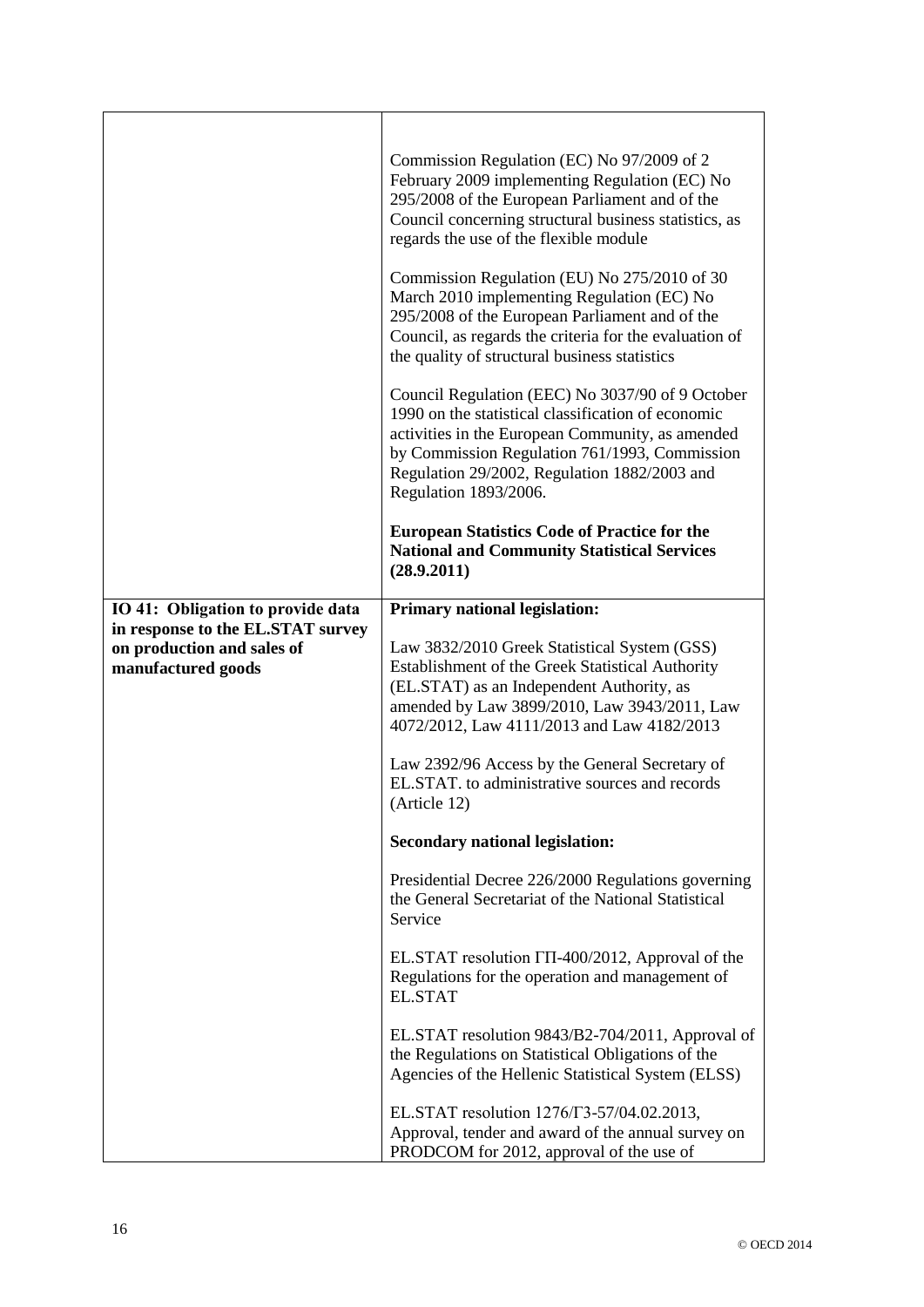| | |
|---|---|
| | Commission Regulation (EC) No 97/2009 of 2 February 2009 implementing Regulation (EC) No 295/2008 of the European Parliament and of the Council concerning structural business statistics, as regards the use of the flexible module<br><br>Commission Regulation (EU) No 275/2010 of 30 March 2010 implementing Regulation (EC) No 295/2008 of the European Parliament and of the Council, as regards the criteria for the evaluation of the quality of structural business statistics<br><br>Council Regulation (EEC) No 3037/90 of 9 October 1990 on the statistical classification of economic activities in the European Community, as amended by Commission Regulation 761/1993, Commission Regulation 29/2002, Regulation 1882/2003 and Regulation 1893/2006.<br><br>**European Statistics Code of Practice for the National and Community Statistical Services (28.9.2011)** |
| **IO 41: Obligation to provide data in response to the EL.STAT survey on production and sales of manufactured goods** | **Primary national legislation:**<br><br>Law 3832/2010 Greek Statistical System (GSS) Establishment of the Greek Statistical Authority (EL.STAT) as an Independent Authority, as amended by Law 3899/2010, Law 3943/2011, Law 4072/2012, Law 4111/2013 and Law 4182/2013<br><br>Law 2392/96 Access by the General Secretary of EL.STAT. to administrative sources and records (Article 12)<br><br>**Secondary national legislation:**<br><br>Presidential Decree 226/2000 Regulations governing the General Secretariat of the National Statistical Service<br><br>EL.STAT resolution ΓΠ-400/2012, Approval of the Regulations for the operation and management of EL.STAT<br><br>EL.STAT resolution 9843/B2-704/2011, Approval of the Regulations on Statistical Obligations of the Agencies of the Hellenic Statistical System (ELSS)<br><br>EL.STAT resolution 1276/Γ3-57/04.02.2013, Approval, tender and award of the annual survey on PRODCOM for 2012, approval of the use of |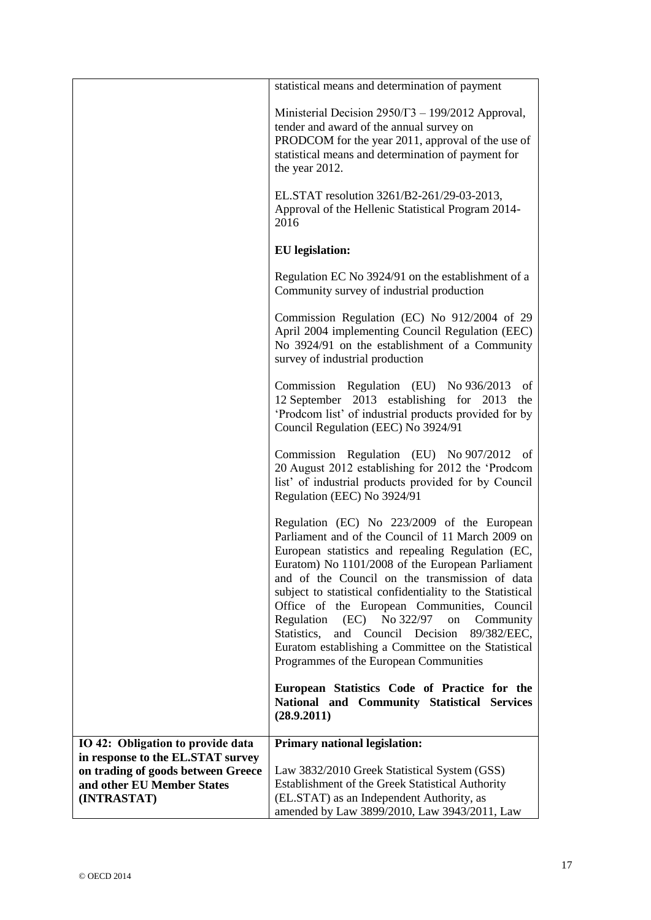| | |
|---|---|
| | statistical means and determination of payment<br><br>Ministerial Decision 2950/Γ3 – 199/2012 Approval, tender and award of the annual survey on PRODCOM for the year 2011, approval of the use of statistical means and determination of payment for the year 2012.<br><br>EL.STAT resolution 3261/B2-261/29-03-2013, Approval of the Hellenic Statistical Program 2014-2016<br><br>**EU legislation:**<br><br>Regulation EC No 3924/91 on the establishment of a Community survey of industrial production<br><br>Commission Regulation (EC) No 912/2004 of 29 April 2004 implementing Council Regulation (EEC) No 3924/91 on the establishment of a Community survey of industrial production<br><br>Commission Regulation (EU) No 936/2013 of 12 September 2013 establishing for 2013 the 'Prodcom list' of industrial products provided for by Council Regulation (EEC) No 3924/91<br><br>Commission Regulation (EU) No 907/2012 of 20 August 2012 establishing for 2012 the 'Prodcom list' of industrial products provided for by Council Regulation (EEC) No 3924/91<br><br>Regulation (EC) No 223/2009 of the European Parliament and of the Council of 11 March 2009 on European statistics and repealing Regulation (EC, Euratom) No 1101/2008 of the European Parliament and of the Council on the transmission of data subject to statistical confidentiality to the Statistical Office of the European Communities, Council Regulation (EC) No 322/97 on Community Statistics, and Council Decision 89/382/EEC, Euratom establishing a Committee on the Statistical Programmes of the European Communities<br><br>**European Statistics Code of Practice for the National and Community Statistical Services (28.9.2011)** |
| **IO 42: Obligation to provide data in response to the EL.STAT survey on trading of goods between Greece and other EU Member States (INTRASTAT)** | **Primary national legislation:**<br><br>Law 3832/2010 Greek Statistical System (GSS) Establishment of the Greek Statistical Authority (EL.STAT) as an Independent Authority, as amended by Law 3899/2010, Law 3943/2011, Law |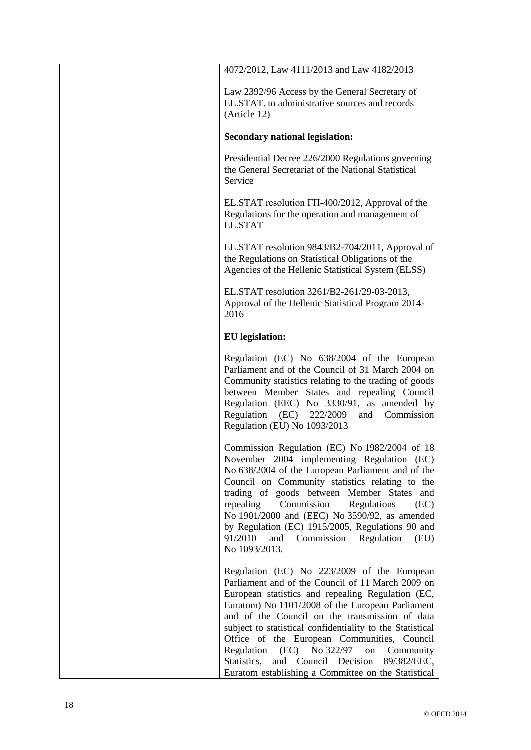| | 4072/2012, Law 4111/2013 and Law 4182/2013<br><br>Law 2392/96 Access by the General Secretary of EL.STAT. to administrative sources and records (Article 12)<br><br>**Secondary national legislation:**<br><br>Presidential Decree 226/2000 Regulations governing the General Secretariat of the National Statistical Service<br><br>EL.STAT resolution ΓΠ-400/2012, Approval of the Regulations for the operation and management of EL.STAT<br><br>EL.STAT resolution 9843/B2-704/2011, Approval of the Regulations on Statistical Obligations of the Agencies of the Hellenic Statistical System (ELSS)<br><br>EL.STAT resolution 3261/B2-261/29-03-2013, Approval of the Hellenic Statistical Program 2014-2016<br><br>**EU legislation:**<br><br>Regulation (EC) No 638/2004 of the European Parliament and of the Council of 31 March 2004 on Community statistics relating to the trading of goods between Member States and repealing Council Regulation (EEC) No 3330/91, as amended by Regulation (EC) 222/2009 and Commission Regulation (EU) No 1093/2013<br><br>Commission Regulation (EC) No 1982/2004 of 18 November 2004 implementing Regulation (EC) No 638/2004 of the European Parliament and of the Council on Community statistics relating to the trading of goods between Member States and repealing Commission Regulations (EC) No 1901/2000 and (EEC) No 3590/92, as amended by Regulation (EC) 1915/2005, Regulations 90 and 91/2010 and Commission Regulation (EU) No 1093/2013.<br><br>Regulation (EC) No 223/2009 of the European Parliament and of the Council of 11 March 2009 on European statistics and repealing Regulation (EC, Euratom) No 1101/2008 of the European Parliament and of the Council on the transmission of data subject to statistical confidentiality to the Statistical Office of the European Communities, Council Regulation (EC) No 322/97 on Community Statistics, and Council Decision 89/382/EEC, Euratom establishing a Committee on the Statistical |
|---|---|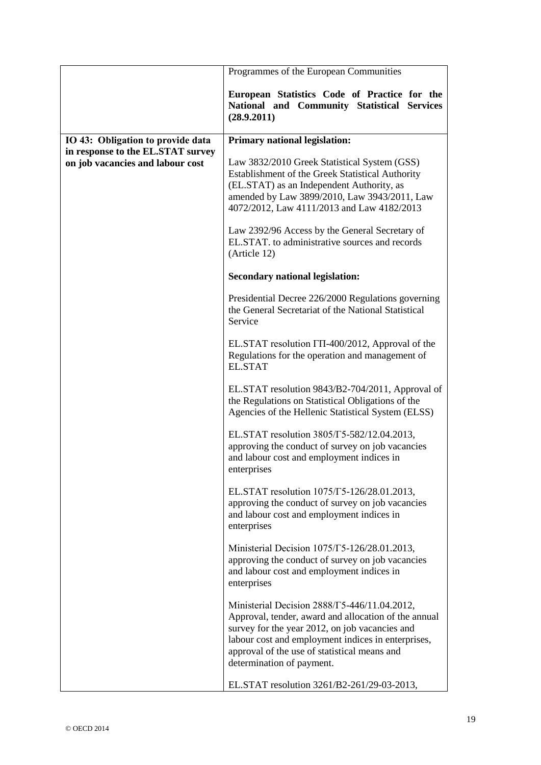| | |
|---|---|
| | Programmes of the European Communities<br><br>**European Statistics Code of Practice for the National and Community Statistical Services (28.9.2011)** |
| **IO 43: Obligation to provide data in response to the EL.STAT survey on job vacancies and labour cost** | **Primary national legislation:**<br><br>Law 3832/2010 Greek Statistical System (GSS) Establishment of the Greek Statistical Authority (EL.STAT) as an Independent Authority, as amended by Law 3899/2010, Law 3943/2011, Law 4072/2012, Law 4111/2013 and Law 4182/2013<br><br>Law 2392/96 Access by the General Secretary of EL.STAT. to administrative sources and records (Article 12)<br><br>**Secondary national legislation:**<br><br>Presidential Decree 226/2000 Regulations governing the General Secretariat of the National Statistical Service<br><br>EL.STAT resolution ΓΠ-400/2012, Approval of the Regulations for the operation and management of EL.STAT<br><br>EL.STAT resolution 9843/B2-704/2011, Approval of the Regulations on Statistical Obligations of the Agencies of the Hellenic Statistical System (ELSS)<br><br>EL.STAT resolution 3805/Γ5-582/12.04.2013, approving the conduct of survey on job vacancies and labour cost and employment indices in enterprises<br><br>EL.STAT resolution 1075/Γ5-126/28.01.2013, approving the conduct of survey on job vacancies and labour cost and employment indices in enterprises<br><br>Ministerial Decision 1075/Γ5-126/28.01.2013, approving the conduct of survey on job vacancies and labour cost and employment indices in enterprises<br><br>Ministerial Decision 2888/Γ5-446/11.04.2012, Approval, tender, award and allocation of the annual survey for the year 2012, on job vacancies and labour cost and employment indices in enterprises, approval of the use of statistical means and determination of payment.<br><br>EL.STAT resolution 3261/B2-261/29-03-2013, |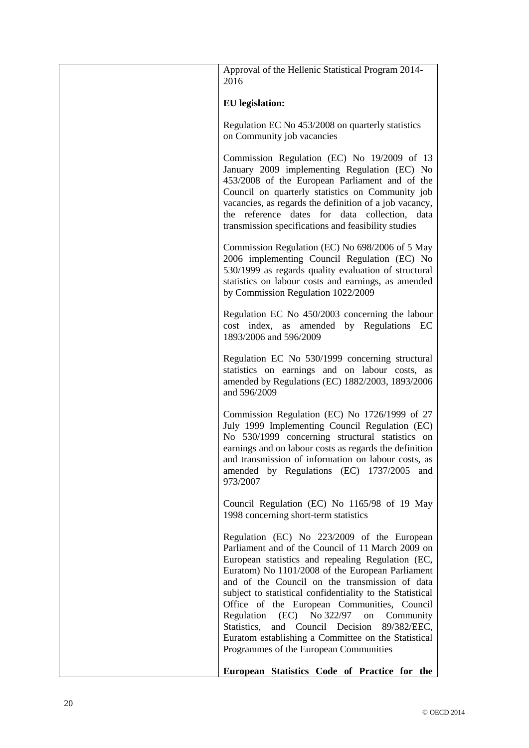| | Approval of the Hellenic Statistical Program 2014-2016<br><br>**EU legislation:**<br><br>Regulation EC No 453/2008 on quarterly statistics on Community job vacancies<br><br>Commission Regulation (EC) No 19/2009 of 13 January 2009 implementing Regulation (EC) No 453/2008 of the European Parliament and of the Council on quarterly statistics on Community job vacancies, as regards the definition of a job vacancy, the reference dates for data collection, data transmission specifications and feasibility studies<br><br>Commission Regulation (EC) No 698/2006 of 5 May 2006 implementing Council Regulation (EC) No 530/1999 as regards quality evaluation of structural statistics on labour costs and earnings, as amended by Commission Regulation 1022/2009<br><br>Regulation EC No 450/2003 concerning the labour cost index, as amended by Regulations EC 1893/2006 and 596/2009<br><br>Regulation EC No 530/1999 concerning structural statistics on earnings and on labour costs, as amended by Regulations (EC) 1882/2003, 1893/2006 and 596/2009<br><br>Commission Regulation (EC) No 1726/1999 of 27 July 1999 Implementing Council Regulation (EC) No 530/1999 concerning structural statistics on earnings and on labour costs as regards the definition and transmission of information on labour costs, as amended by Regulations (EC) 1737/2005 and 973/2007<br><br>Council Regulation (EC) No 1165/98 of 19 May 1998 concerning short-term statistics<br><br>Regulation (EC) No 223/2009 of the European Parliament and of the Council of 11 March 2009 on European statistics and repealing Regulation (EC, Euratom) No 1101/2008 of the European Parliament and of the Council on the transmission of data subject to statistical confidentiality to the Statistical Office of the European Communities, Council Regulation (EC) No 322/97 on Community Statistics, and Council Decision 89/382/EEC, Euratom establishing a Committee on the Statistical Programmes of the European Communities<br><br>**European Statistics Code of Practice for the** |
|---|---|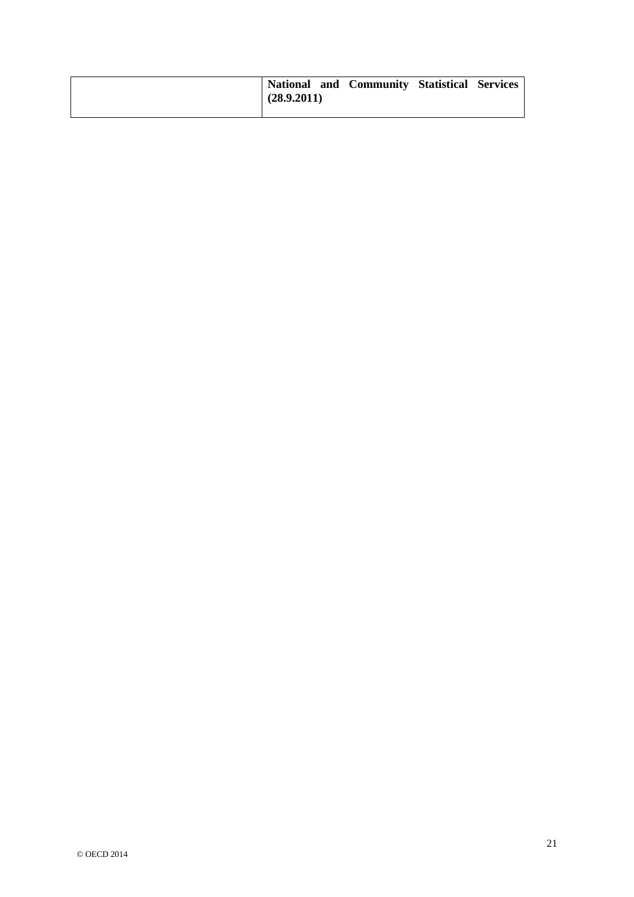|  | **National and Community Statistical Services (28.9.2011)** |
| --- | --- |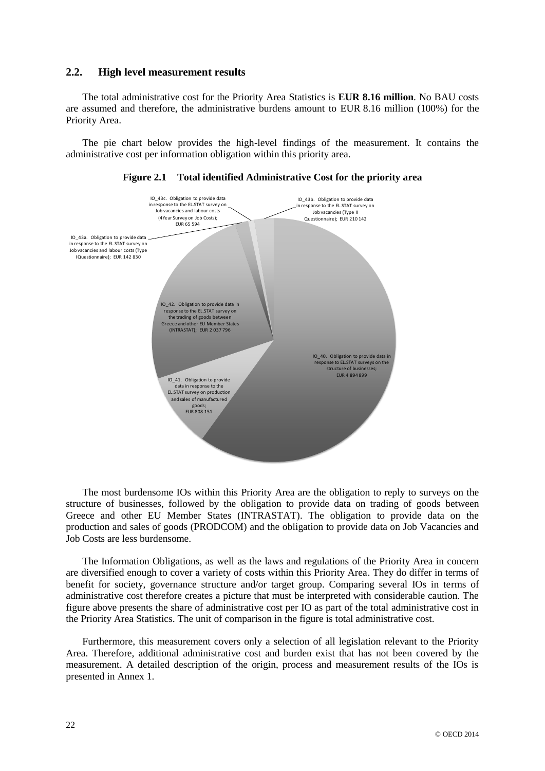## 2.2. High level measurement results

The total administrative cost for the Priority Area Statistics is **EUR 8.16 million**. No BAU costs are assumed and therefore, the administrative burdens amount to EUR 8.16 million (100%) for the Priority Area.

The pie chart below provides the high-level findings of the measurement. It contains the administrative cost per information obligation within this priority area.

**Figure 2.1 Total identified Administrative Cost for the priority area**

IO_43c. Obligation to provide data in response to the EL.STAT survey on Job vacancies and labour costs (4Year Survey on Job Costs); EUR 65 594

IO_43b. Obligation to provide data in response to the EL.STAT survey on Job vacancies (Type II Questionnaire); EUR 210 142

IO_43a. Obligation to provide data in response to the EL.STAT survey on Job vacancies and labour costs (Type I Questionnaire); EUR 142 830

IO_42. Obligation to provide data in response to the EL.STAT survey on the trading of goods between Greece and other EU Member States (INTRASTAT); EUR 2 037 796

IO_40. Obligation to provide data in response to EL.STAT surveys on the structure of businesses; EUR 4 894 899

IO_41. Obligation to provide data in response to the EL.STAT survey on production and sales of manufactured goods; EUR 808 151

The most burdensome IOs within this Priority Area are the obligation to reply to surveys on the structure of businesses, followed by the obligation to provide data on trading of goods between Greece and other EU Member States (INTRASTAT). The obligation to provide data on the production and sales of goods (PRODCOM) and the obligation to provide data on Job Vacancies and Job Costs are less burdensome.

The Information Obligations, as well as the laws and regulations of the Priority Area in concern are diversified enough to cover a variety of costs within this Priority Area. They do differ in terms of benefit for society, governance structure and/or target group. Comparing several IOs in terms of administrative cost therefore creates a picture that must be interpreted with considerable caution. The figure above presents the share of administrative cost per IO as part of the total administrative cost in the Priority Area Statistics. The unit of comparison in the figure is total administrative cost.

Furthermore, this measurement covers only a selection of all legislation relevant to the Priority Area. Therefore, additional administrative cost and burden exist that has not been covered by the measurement. A detailed description of the origin, process and measurement results of the IOs is presented in Annex 1.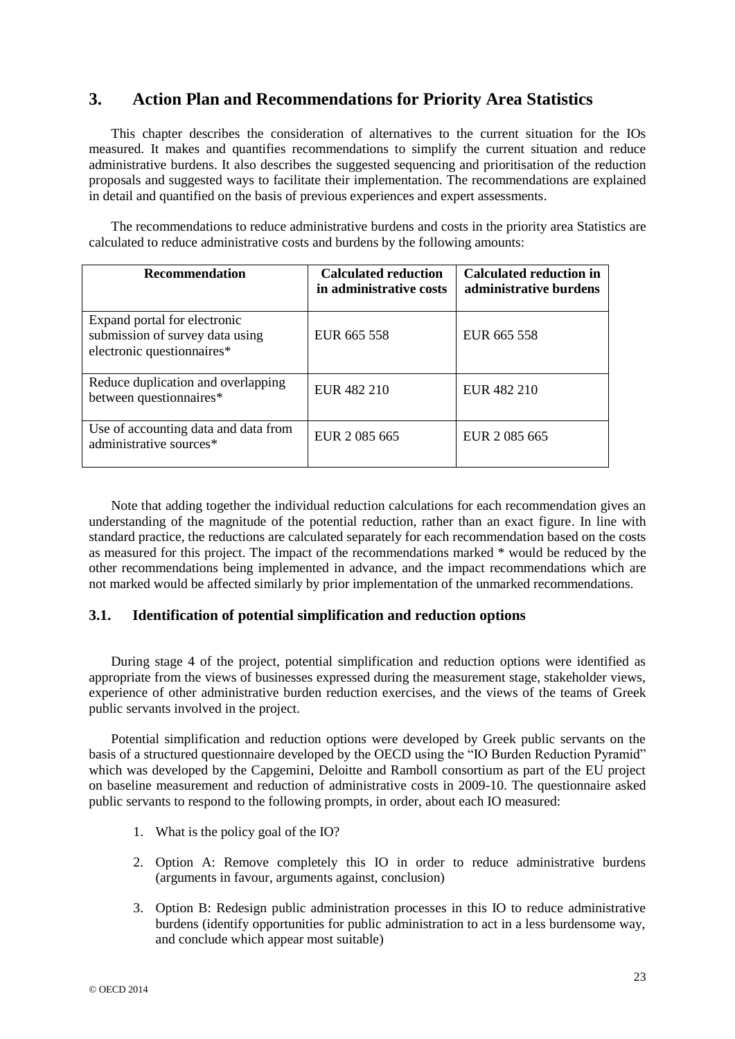## 3. Action Plan and Recommendations for Priority Area Statistics

This chapter describes the consideration of alternatives to the current situation for the IOs measured. It makes and quantifies recommendations to simplify the current situation and reduce administrative burdens. It also describes the suggested sequencing and prioritisation of the reduction proposals and suggested ways to facilitate their implementation. The recommendations are explained in detail and quantified on the basis of previous experiences and expert assessments.

The recommendations to reduce administrative burdens and costs in the priority area Statistics are calculated to reduce administrative costs and burdens by the following amounts:

| Recommendation | Calculated reduction in administrative costs | Calculated reduction in administrative burdens |
| --- | --- | --- |
| Expand portal for electronic submission of survey data using electronic questionnaires* | EUR 665 558 | EUR 665 558 |
| Reduce duplication and overlapping between questionnaires* | EUR 482 210 | EUR 482 210 |
| Use of accounting data and data from administrative sources* | EUR 2 085 665 | EUR 2 085 665 |

Note that adding together the individual reduction calculations for each recommendation gives an understanding of the magnitude of the potential reduction, rather than an exact figure. In line with standard practice, the reductions are calculated separately for each recommendation based on the costs as measured for this project. The impact of the recommendations marked * would be reduced by the other recommendations being implemented in advance, and the impact recommendations which are not marked would be affected similarly by prior implementation of the unmarked recommendations.

### 3.1. Identification of potential simplification and reduction options

During stage 4 of the project, potential simplification and reduction options were identified as appropriate from the views of businesses expressed during the measurement stage, stakeholder views, experience of other administrative burden reduction exercises, and the views of the teams of Greek public servants involved in the project.

Potential simplification and reduction options were developed by Greek public servants on the basis of a structured questionnaire developed by the OECD using the "IO Burden Reduction Pyramid" which was developed by the Capgemini, Deloitte and Ramboll consortium as part of the EU project on baseline measurement and reduction of administrative costs in 2009-10. The questionnaire asked public servants to respond to the following prompts, in order, about each IO measured:

1. What is the policy goal of the IO?
2. Option A: Remove completely this IO in order to reduce administrative burdens (arguments in favour, arguments against, conclusion)
3. Option B: Redesign public administration processes in this IO to reduce administrative burdens (identify opportunities for public administration to act in a less burdensome way, and conclude which appear most suitable)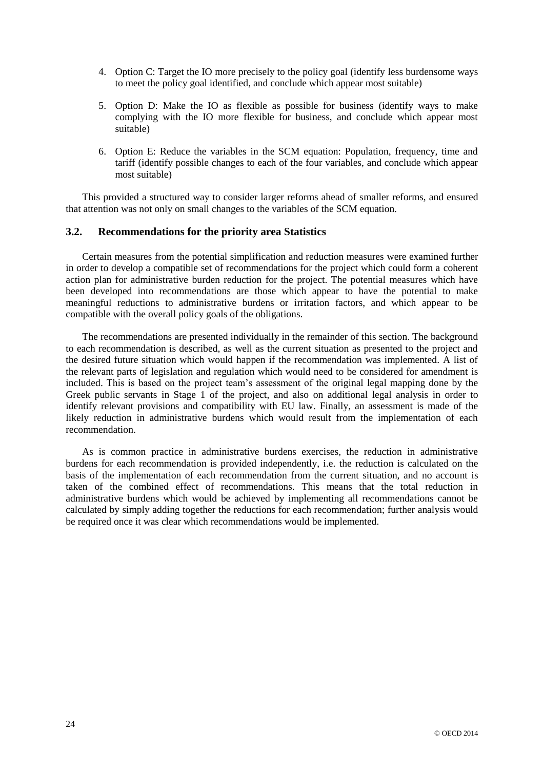4. Option C: Target the IO more precisely to the policy goal (identify less burdensome ways to meet the policy goal identified, and conclude which appear most suitable)

5. Option D: Make the IO as flexible as possible for business (identify ways to make complying with the IO more flexible for business, and conclude which appear most suitable)

6. Option E: Reduce the variables in the SCM equation: Population, frequency, time and tariff (identify possible changes to each of the four variables, and conclude which appear most suitable)

This provided a structured way to consider larger reforms ahead of smaller reforms, and ensured that attention was not only on small changes to the variables of the SCM equation.

### 3.2. Recommendations for the priority area Statistics

Certain measures from the potential simplification and reduction measures were examined further in order to develop a compatible set of recommendations for the project which could form a coherent action plan for administrative burden reduction for the project. The potential measures which have been developed into recommendations are those which appear to have the potential to make meaningful reductions to administrative burdens or irritation factors, and which appear to be compatible with the overall policy goals of the obligations.

The recommendations are presented individually in the remainder of this section. The background to each recommendation is described, as well as the current situation as presented to the project and the desired future situation which would happen if the recommendation was implemented. A list of the relevant parts of legislation and regulation which would need to be considered for amendment is included. This is based on the project team's assessment of the original legal mapping done by the Greek public servants in Stage 1 of the project, and also on additional legal analysis in order to identify relevant provisions and compatibility with EU law. Finally, an assessment is made of the likely reduction in administrative burdens which would result from the implementation of each recommendation.

As is common practice in administrative burdens exercises, the reduction in administrative burdens for each recommendation is provided independently, i.e. the reduction is calculated on the basis of the implementation of each recommendation from the current situation, and no account is taken of the combined effect of recommendations. This means that the total reduction in administrative burdens which would be achieved by implementing all recommendations cannot be calculated by simply adding together the reductions for each recommendation; further analysis would be required once it was clear which recommendations would be implemented.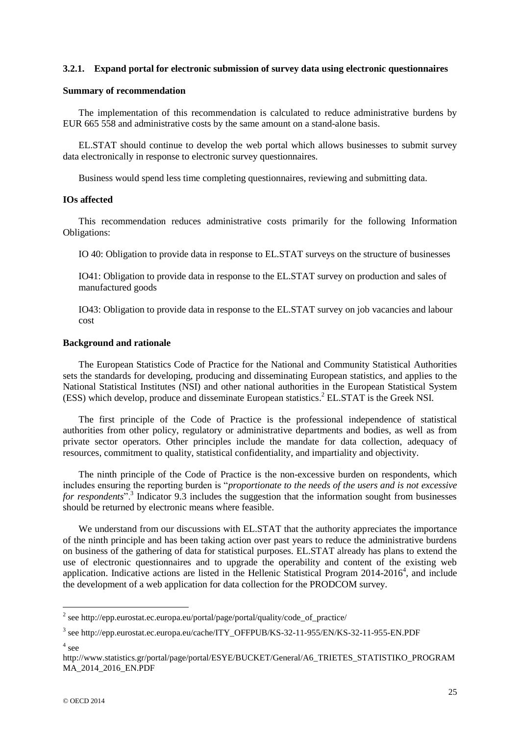### 3.2.1. Expand portal for electronic submission of survey data using electronic questionnaires

**Summary of recommendation**

The implementation of this recommendation is calculated to reduce administrative burdens by EUR 665 558 and administrative costs by the same amount on a stand-alone basis.

EL.STAT should continue to develop the web portal which allows businesses to submit survey data electronically in response to electronic survey questionnaires.

Business would spend less time completing questionnaires, reviewing and submitting data.

**IOs affected**

This recommendation reduces administrative costs primarily for the following Information Obligations:

IO 40: Obligation to provide data in response to EL.STAT surveys on the structure of businesses

IO41: Obligation to provide data in response to the EL.STAT survey on production and sales of manufactured goods

IO43: Obligation to provide data in response to the EL.STAT survey on job vacancies and labour cost

**Background and rationale**

The European Statistics Code of Practice for the National and Community Statistical Authorities sets the standards for developing, producing and disseminating European statistics, and applies to the National Statistical Institutes (NSI) and other national authorities in the European Statistical System (ESS) which develop, produce and disseminate European statistics.[2] EL.STAT is the Greek NSI.

The first principle of the Code of Practice is the professional independence of statistical authorities from other policy, regulatory or administrative departments and bodies, as well as from private sector operators. Other principles include the mandate for data collection, adequacy of resources, commitment to quality, statistical confidentiality, and impartiality and objectivity.

The ninth principle of the Code of Practice is the non-excessive burden on respondents, which includes ensuring the reporting burden is "*proportionate to the needs of the users and is not excessive for respondents*".[3] Indicator 9.3 includes the suggestion that the information sought from businesses should be returned by electronic means where feasible.

We understand from our discussions with EL.STAT that the authority appreciates the importance of the ninth principle and has been taking action over past years to reduce the administrative burdens on business of the gathering of data for statistical purposes. EL.STAT already has plans to extend the use of electronic questionnaires and to upgrade the operability and content of the existing web application. Indicative actions are listed in the Hellenic Statistical Program 2014-2016[4], and include the development of a web application for data collection for the PRODCOM survey.

---

[2] see http://epp.eurostat.ec.europa.eu/portal/page/portal/quality/code_of_practice/

[3] see http://epp.eurostat.ec.europa.eu/cache/ITY_OFFPUB/KS-32-11-955/EN/KS-32-11-955-EN.PDF

[4] see http://www.statistics.gr/portal/page/portal/ESYE/BUCKET/General/A6_TRIETES_STATISTIKO_PROGRAMMA_2014_2016_EN.PDF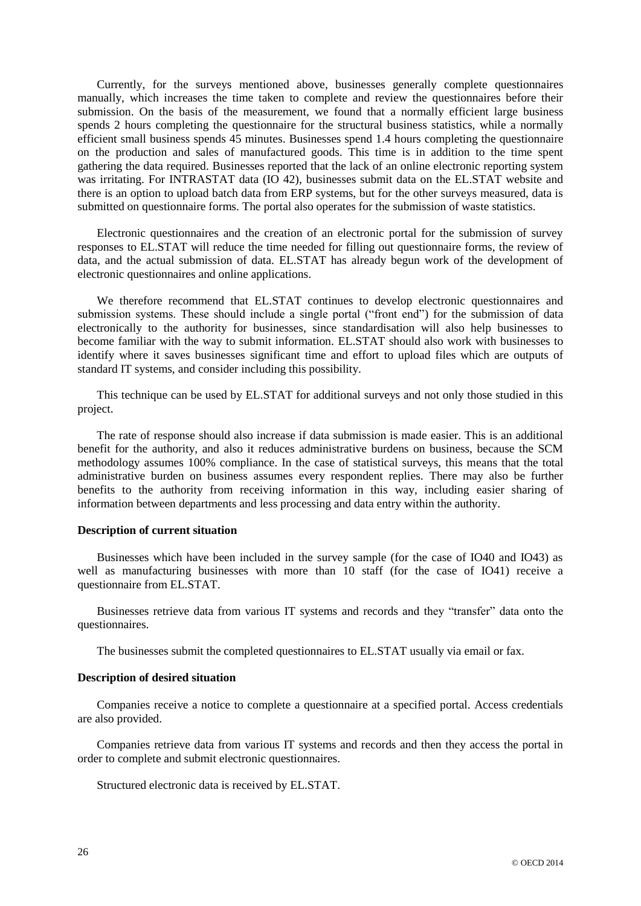Currently, for the surveys mentioned above, businesses generally complete questionnaires manually, which increases the time taken to complete and review the questionnaires before their submission. On the basis of the measurement, we found that a normally efficient large business spends 2 hours completing the questionnaire for the structural business statistics, while a normally efficient small business spends 45 minutes. Businesses spend 1.4 hours completing the questionnaire on the production and sales of manufactured goods. This time is in addition to the time spent gathering the data required. Businesses reported that the lack of an online electronic reporting system was irritating. For INTRASTAT data (IO 42), businesses submit data on the EL.STAT website and there is an option to upload batch data from ERP systems, but for the other surveys measured, data is submitted on questionnaire forms. The portal also operates for the submission of waste statistics.

Electronic questionnaires and the creation of an electronic portal for the submission of survey responses to EL.STAT will reduce the time needed for filling out questionnaire forms, the review of data, and the actual submission of data. EL.STAT has already begun work of the development of electronic questionnaires and online applications.

We therefore recommend that EL.STAT continues to develop electronic questionnaires and submission systems. These should include a single portal ("front end") for the submission of data electronically to the authority for businesses, since standardisation will also help businesses to become familiar with the way to submit information. EL.STAT should also work with businesses to identify where it saves businesses significant time and effort to upload files which are outputs of standard IT systems, and consider including this possibility.

This technique can be used by EL.STAT for additional surveys and not only those studied in this project.

The rate of response should also increase if data submission is made easier. This is an additional benefit for the authority, and also it reduces administrative burdens on business, because the SCM methodology assumes 100% compliance. In the case of statistical surveys, this means that the total administrative burden on business assumes every respondent replies. There may also be further benefits to the authority from receiving information in this way, including easier sharing of information between departments and less processing and data entry within the authority.

**Description of current situation**

Businesses which have been included in the survey sample (for the case of IO40 and IO43) as well as manufacturing businesses with more than 10 staff (for the case of IO41) receive a questionnaire from EL.STAT.

Businesses retrieve data from various IT systems and records and they "transfer" data onto the questionnaires.

The businesses submit the completed questionnaires to EL.STAT usually via email or fax.

**Description of desired situation**

Companies receive a notice to complete a questionnaire at a specified portal. Access credentials are also provided.

Companies retrieve data from various IT systems and records and then they access the portal in order to complete and submit electronic questionnaires.

Structured electronic data is received by EL.STAT.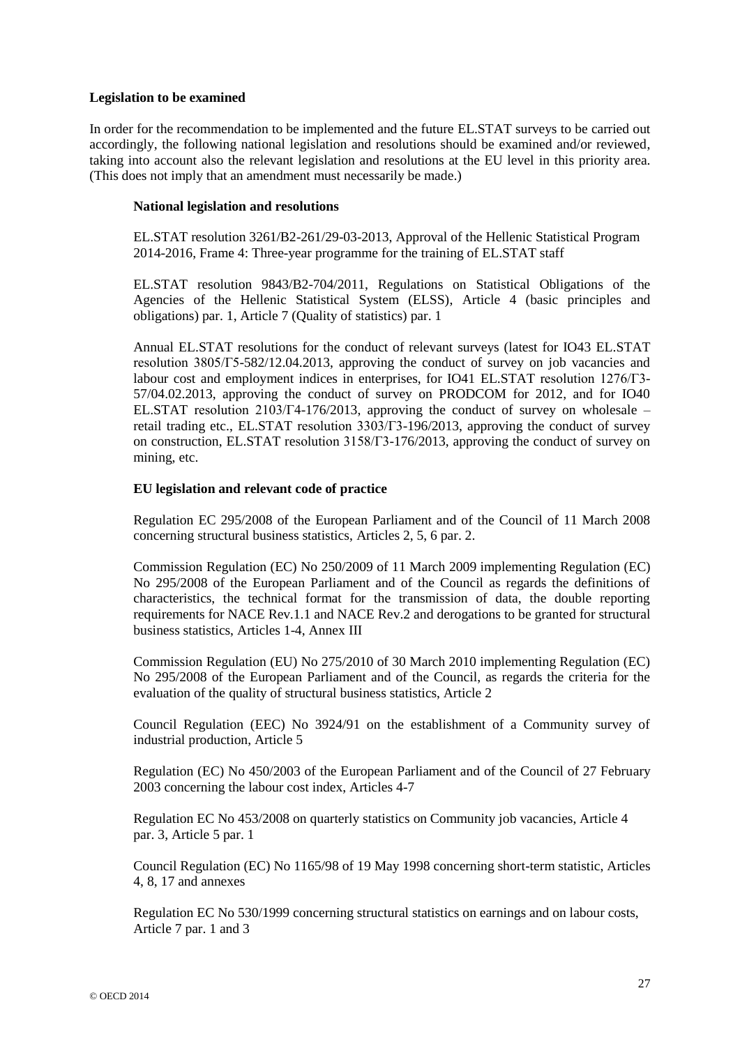**Legislation to be examined**

In order for the recommendation to be implemented and the future EL.STAT surveys to be carried out accordingly, the following national legislation and resolutions should be examined and/or reviewed, taking into account also the relevant legislation and resolutions at the EU level in this priority area. (This does not imply that an amendment must necessarily be made.)

**National legislation and resolutions**

EL.STAT resolution 3261/B2-261/29-03-2013, Approval of the Hellenic Statistical Program 2014-2016, Frame 4: Three-year programme for the training of EL.STAT staff

EL.STAT resolution 9843/B2-704/2011, Regulations on Statistical Obligations of the Agencies of the Hellenic Statistical System (ELSS), Article 4 (basic principles and obligations) par. 1, Article 7 (Quality of statistics) par. 1

Annual EL.STAT resolutions for the conduct of relevant surveys (latest for IO43 EL.STAT resolution 3805/Γ5-582/12.04.2013, approving the conduct of survey on job vacancies and labour cost and employment indices in enterprises, for IO41 EL.STAT resolution 1276/Γ3-57/04.02.2013, approving the conduct of survey on PRODCOM for 2012, and for IO40 EL.STAT resolution 2103/Γ4-176/2013, approving the conduct of survey on wholesale – retail trading etc., EL.STAT resolution 3303/Γ3-196/2013, approving the conduct of survey on construction, EL.STAT resolution 3158/Γ3-176/2013, approving the conduct of survey on mining, etc.

**EU legislation and relevant code of practice**

Regulation EC 295/2008 of the European Parliament and of the Council of 11 March 2008 concerning structural business statistics, Articles 2, 5, 6 par. 2.

Commission Regulation (EC) No 250/2009 of 11 March 2009 implementing Regulation (EC) No 295/2008 of the European Parliament and of the Council as regards the definitions of characteristics, the technical format for the transmission of data, the double reporting requirements for NACE Rev.1.1 and NACE Rev.2 and derogations to be granted for structural business statistics, Articles 1-4, Annex III

Commission Regulation (EU) No 275/2010 of 30 March 2010 implementing Regulation (EC) No 295/2008 of the European Parliament and of the Council, as regards the criteria for the evaluation of the quality of structural business statistics, Article 2

Council Regulation (EEC) No 3924/91 on the establishment of a Community survey of industrial production, Article 5

Regulation (EC) No 450/2003 of the European Parliament and of the Council of 27 February 2003 concerning the labour cost index, Articles 4-7

Regulation EC No 453/2008 on quarterly statistics on Community job vacancies, Article 4 par. 3, Article 5 par. 1

Council Regulation (EC) No 1165/98 of 19 May 1998 concerning short-term statistic, Articles 4, 8, 17 and annexes

Regulation EC No 530/1999 concerning structural statistics on earnings and on labour costs, Article 7 par. 1 and 3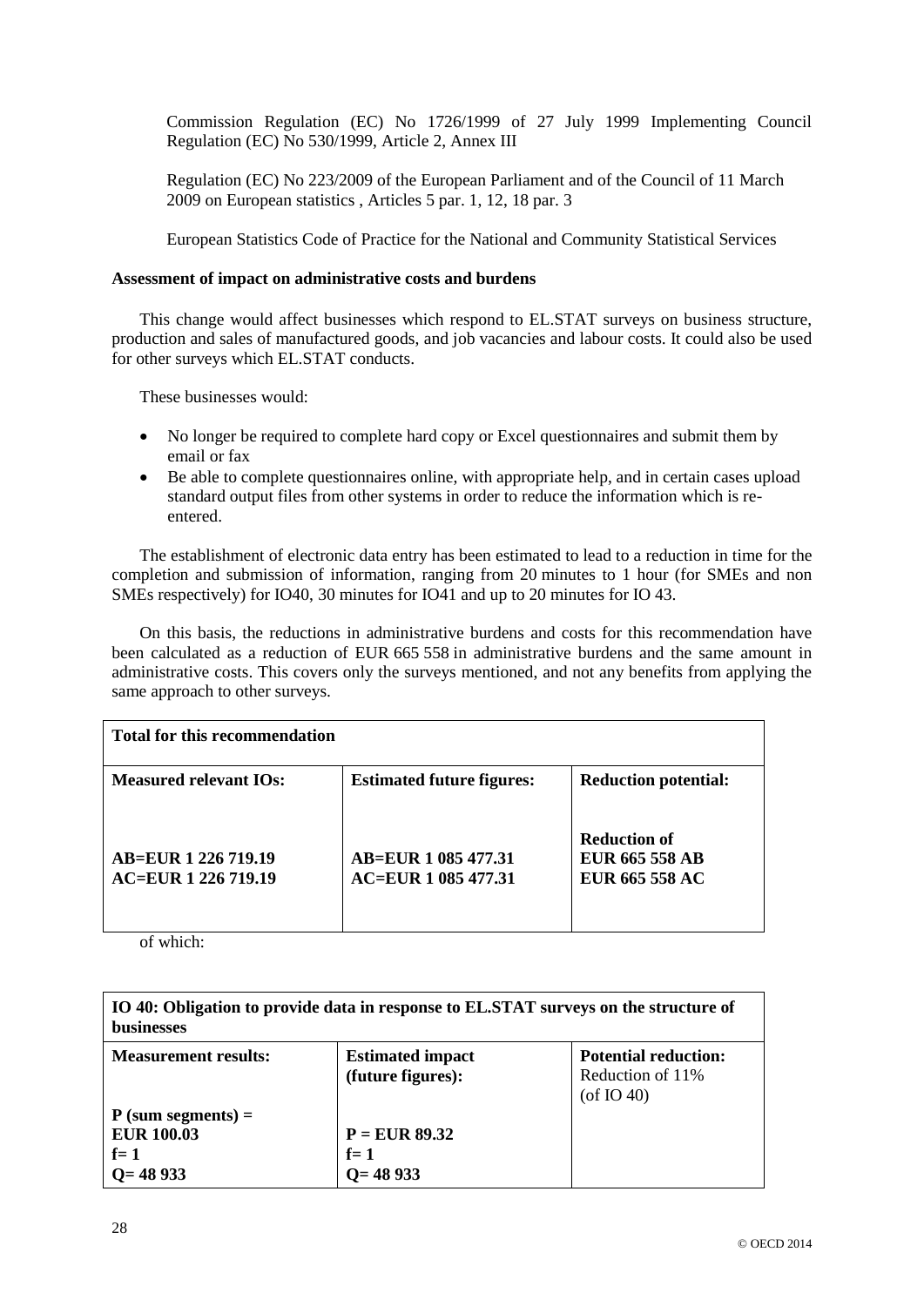Commission Regulation (EC) No 1726/1999 of 27 July 1999 Implementing Council Regulation (EC) No 530/1999, Article 2, Annex III

Regulation (EC) No 223/2009 of the European Parliament and of the Council of 11 March 2009 on European statistics , Articles 5 par. 1, 12, 18 par. 3

European Statistics Code of Practice for the National and Community Statistical Services

**Assessment of impact on administrative costs and burdens**

This change would affect businesses which respond to EL.STAT surveys on business structure, production and sales of manufactured goods, and job vacancies and labour costs. It could also be used for other surveys which EL.STAT conducts.

These businesses would:

- No longer be required to complete hard copy or Excel questionnaires and submit them by email or fax
- Be able to complete questionnaires online, with appropriate help, and in certain cases upload standard output files from other systems in order to reduce the information which is re-entered.

The establishment of electronic data entry has been estimated to lead to a reduction in time for the completion and submission of information, ranging from 20 minutes to 1 hour (for SMEs and non SMEs respectively) for IO40, 30 minutes for IO41 and up to 20 minutes for IO 43.

On this basis, the reductions in administrative burdens and costs for this recommendation have been calculated as a reduction of EUR 665 558 in administrative burdens and the same amount in administrative costs. This covers only the surveys mentioned, and not any benefits from applying the same approach to other surveys.

| **Total for this recommendation** | | |
|---|---|---|
| **Measured relevant IOs:** | **Estimated future figures:** | **Reduction potential:** |
| **AB=EUR 1 226 719.19**<br>**AC=EUR 1 226 719.19** | **AB=EUR 1 085 477.31**<br>**AC=EUR 1 085 477.31** | **Reduction of**<br>**EUR 665 558 AB**<br>**EUR 665 558 AC** |

of which:

| **IO 40: Obligation to provide data in response to EL.STAT surveys on the structure of businesses** | | |
|---|---|---|
| **Measurement results:** | **Estimated impact (future figures):** | **Potential reduction:** Reduction of 11% (of IO 40) |
| **P (sum segments) = EUR 100.03**<br>**f= 1**<br>**Q= 48 933** | **P = EUR 89.32**<br>**f= 1**<br>**Q= 48 933** | |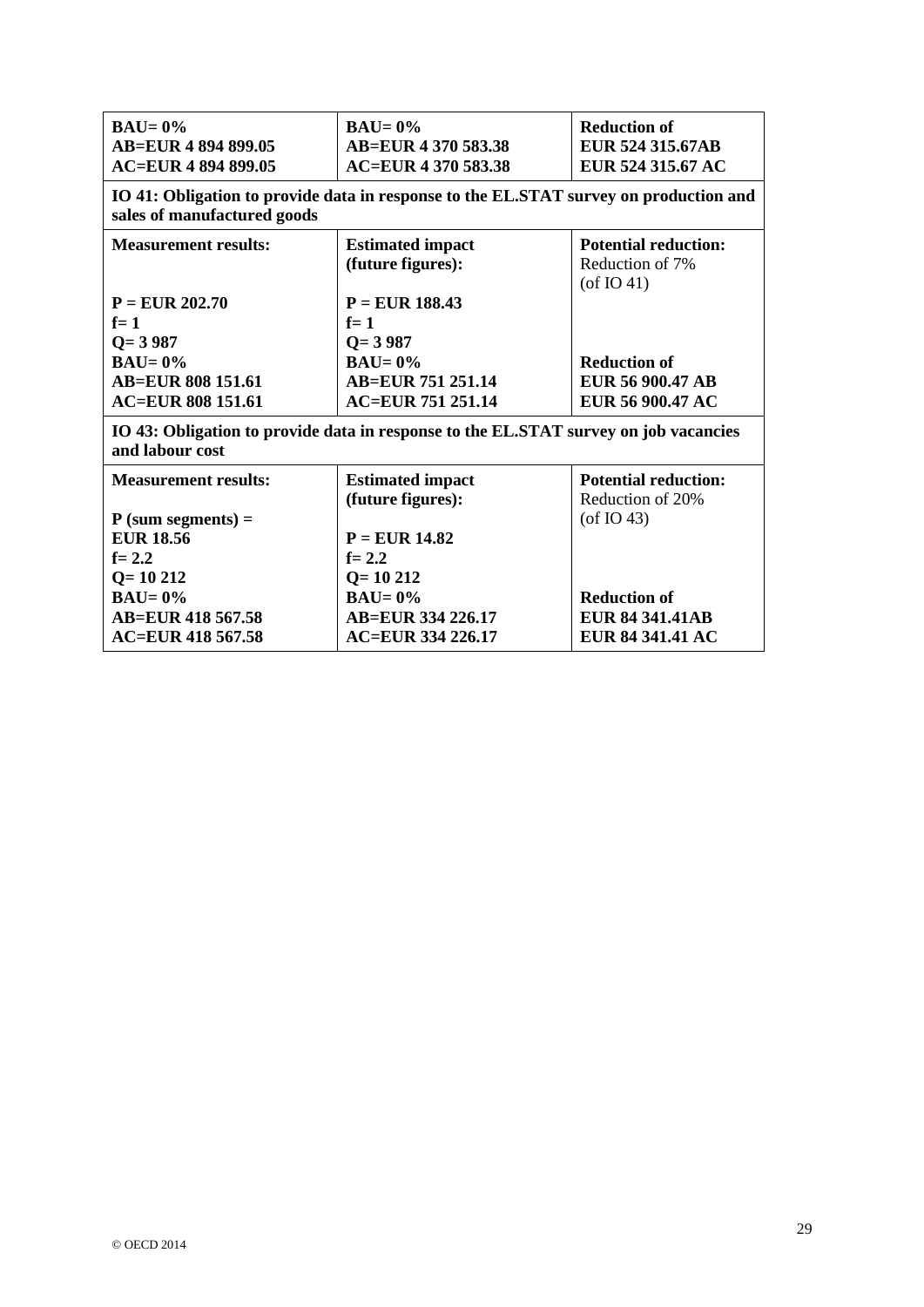| | | |
|---|---|---|
| **BAU= 0%**<br>**AB=EUR 4 894 899.05**<br>**AC=EUR 4 894 899.05** | **BAU= 0%**<br>**AB=EUR 4 370 583.38**<br>**AC=EUR 4 370 583.38** | **Reduction of**<br>**EUR 524 315.67AB**<br>**EUR 524 315.67 AC** |

| **IO 41: Obligation to provide data in response to the EL.STAT survey on production and sales of manufactured goods** | | |
|---|---|---|
| **Measurement results:**<br><br>**P = EUR 202.70**<br>**f= 1**<br>**Q= 3 987**<br>**BAU= 0%**<br>**AB=EUR 808 151.61**<br>**AC=EUR 808 151.61** | **Estimated impact (future figures):**<br><br>**P = EUR 188.43**<br>**f= 1**<br>**Q= 3 987**<br>**BAU= 0%**<br>**AB=EUR 751 251.14**<br>**AC=EUR 751 251.14** | **Potential reduction:**<br>Reduction of 7% (of IO 41)<br><br><br><br>**Reduction of**<br>**EUR 56 900.47 AB**<br>**EUR 56 900.47 AC** |

| **IO 43: Obligation to provide data in response to the EL.STAT survey on job vacancies and labour cost** | | |
|---|---|---|
| **Measurement results:**<br><br>**P (sum segments) = EUR 18.56**<br>**f= 2.2**<br>**Q= 10 212**<br>**BAU= 0%**<br>**AB=EUR 418 567.58**<br>**AC=EUR 418 567.58** | **Estimated impact (future figures):**<br><br>**P = EUR 14.82**<br>**f= 2.2**<br>**Q= 10 212**<br>**BAU= 0%**<br>**AB=EUR 334 226.17**<br>**AC=EUR 334 226.17** | **Potential reduction:**<br>Reduction of 20% (of IO 43)<br><br><br><br>**Reduction of**<br>**EUR 84 341.41AB**<br>**EUR 84 341.41 AC** |

© OECD 2014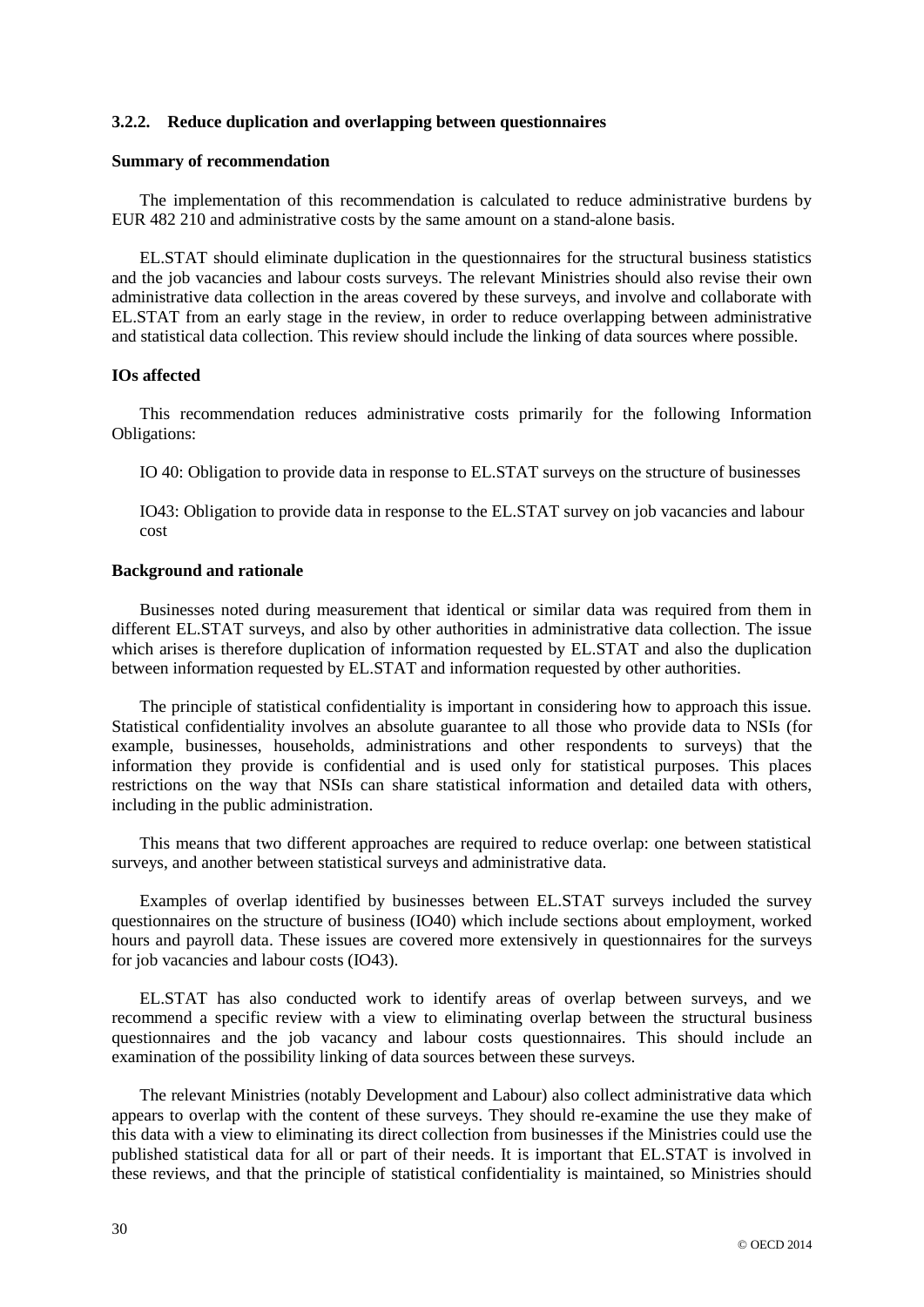### 3.2.2. Reduce duplication and overlapping between questionnaires

**Summary of recommendation**

The implementation of this recommendation is calculated to reduce administrative burdens by EUR 482 210 and administrative costs by the same amount on a stand-alone basis.

EL.STAT should eliminate duplication in the questionnaires for the structural business statistics and the job vacancies and labour costs surveys. The relevant Ministries should also revise their own administrative data collection in the areas covered by these surveys, and involve and collaborate with EL.STAT from an early stage in the review, in order to reduce overlapping between administrative and statistical data collection. This review should include the linking of data sources where possible.

**IOs affected**

This recommendation reduces administrative costs primarily for the following Information Obligations:

IO 40: Obligation to provide data in response to EL.STAT surveys on the structure of businesses

IO43: Obligation to provide data in response to the EL.STAT survey on job vacancies and labour cost

**Background and rationale**

Businesses noted during measurement that identical or similar data was required from them in different EL.STAT surveys, and also by other authorities in administrative data collection. The issue which arises is therefore duplication of information requested by EL.STAT and also the duplication between information requested by EL.STAT and information requested by other authorities.

The principle of statistical confidentiality is important in considering how to approach this issue. Statistical confidentiality involves an absolute guarantee to all those who provide data to NSIs (for example, businesses, households, administrations and other respondents to surveys) that the information they provide is confidential and is used only for statistical purposes. This places restrictions on the way that NSIs can share statistical information and detailed data with others, including in the public administration.

This means that two different approaches are required to reduce overlap: one between statistical surveys, and another between statistical surveys and administrative data.

Examples of overlap identified by businesses between EL.STAT surveys included the survey questionnaires on the structure of business (IO40) which include sections about employment, worked hours and payroll data. These issues are covered more extensively in questionnaires for the surveys for job vacancies and labour costs (IO43).

EL.STAT has also conducted work to identify areas of overlap between surveys, and we recommend a specific review with a view to eliminating overlap between the structural business questionnaires and the job vacancy and labour costs questionnaires. This should include an examination of the possibility linking of data sources between these surveys.

The relevant Ministries (notably Development and Labour) also collect administrative data which appears to overlap with the content of these surveys. They should re-examine the use they make of this data with a view to eliminating its direct collection from businesses if the Ministries could use the published statistical data for all or part of their needs. It is important that EL.STAT is involved in these reviews, and that the principle of statistical confidentiality is maintained, so Ministries should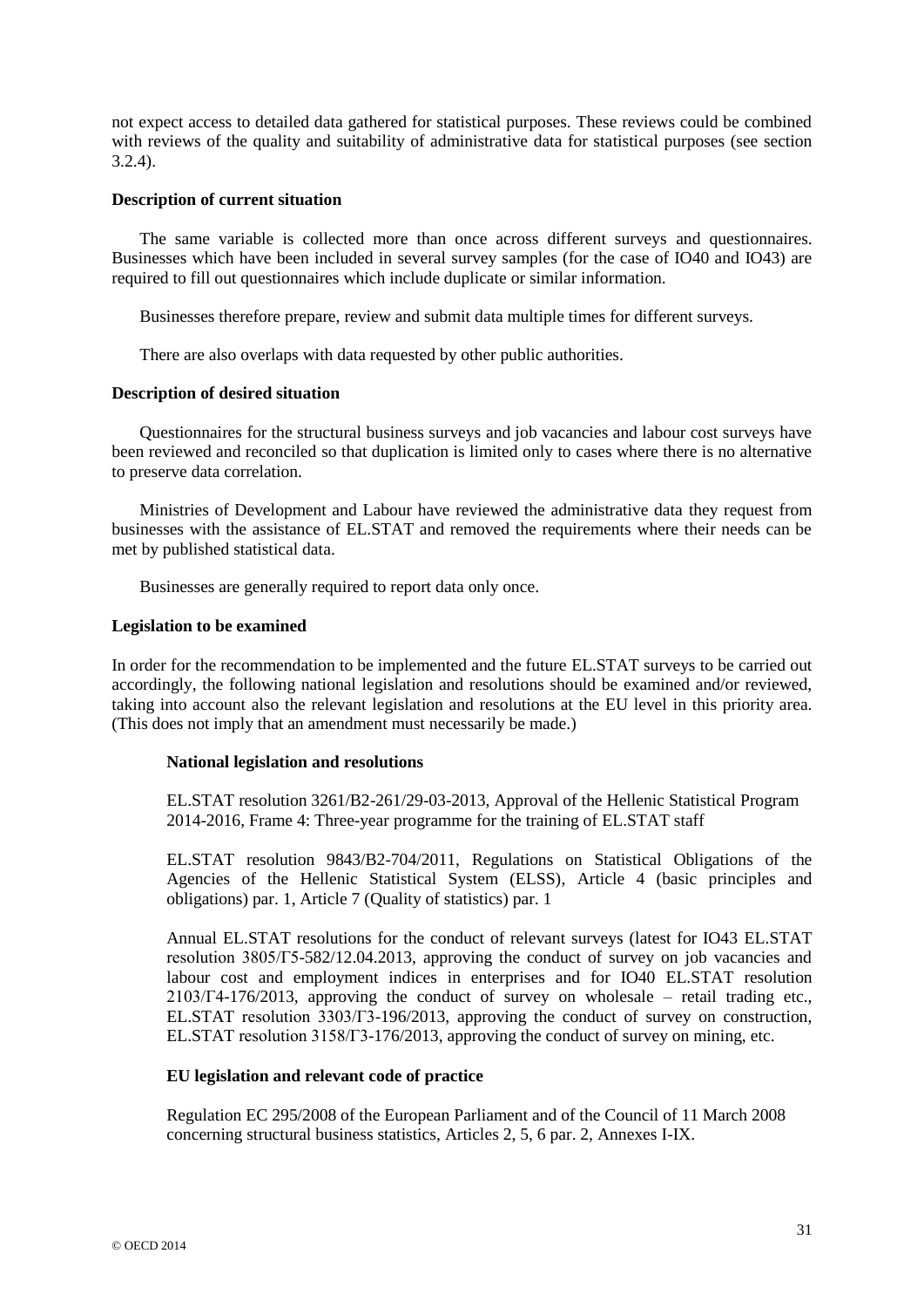not expect access to detailed data gathered for statistical purposes. These reviews could be combined with reviews of the quality and suitability of administrative data for statistical purposes (see section 3.2.4).

**Description of current situation**

The same variable is collected more than once across different surveys and questionnaires. Businesses which have been included in several survey samples (for the case of IO40 and IO43) are required to fill out questionnaires which include duplicate or similar information.

Businesses therefore prepare, review and submit data multiple times for different surveys.

There are also overlaps with data requested by other public authorities.

**Description of desired situation**

Questionnaires for the structural business surveys and job vacancies and labour cost surveys have been reviewed and reconciled so that duplication is limited only to cases where there is no alternative to preserve data correlation.

Ministries of Development and Labour have reviewed the administrative data they request from businesses with the assistance of EL.STAT and removed the requirements where their needs can be met by published statistical data.

Businesses are generally required to report data only once.

**Legislation to be examined**

In order for the recommendation to be implemented and the future EL.STAT surveys to be carried out accordingly, the following national legislation and resolutions should be examined and/or reviewed, taking into account also the relevant legislation and resolutions at the EU level in this priority area. (This does not imply that an amendment must necessarily be made.)

**National legislation and resolutions**

EL.STAT resolution 3261/B2-261/29-03-2013, Approval of the Hellenic Statistical Program 2014-2016, Frame 4: Three-year programme for the training of EL.STAT staff

EL.STAT resolution 9843/B2-704/2011, Regulations on Statistical Obligations of the Agencies of the Hellenic Statistical System (ELSS), Article 4 (basic principles and obligations) par. 1, Article 7 (Quality of statistics) par. 1

Annual EL.STAT resolutions for the conduct of relevant surveys (latest for IO43 EL.STAT resolution 3805/Γ5-582/12.04.2013, approving the conduct of survey on job vacancies and labour cost and employment indices in enterprises and for IO40 EL.STAT resolution 2103/Γ4-176/2013, approving the conduct of survey on wholesale – retail trading etc., EL.STAT resolution 3303/Γ3-196/2013, approving the conduct of survey on construction, EL.STAT resolution 3158/Γ3-176/2013, approving the conduct of survey on mining, etc.

**EU legislation and relevant code of practice**

Regulation EC 295/2008 of the European Parliament and of the Council of 11 March 2008 concerning structural business statistics, Articles 2, 5, 6 par. 2, Annexes I-IX.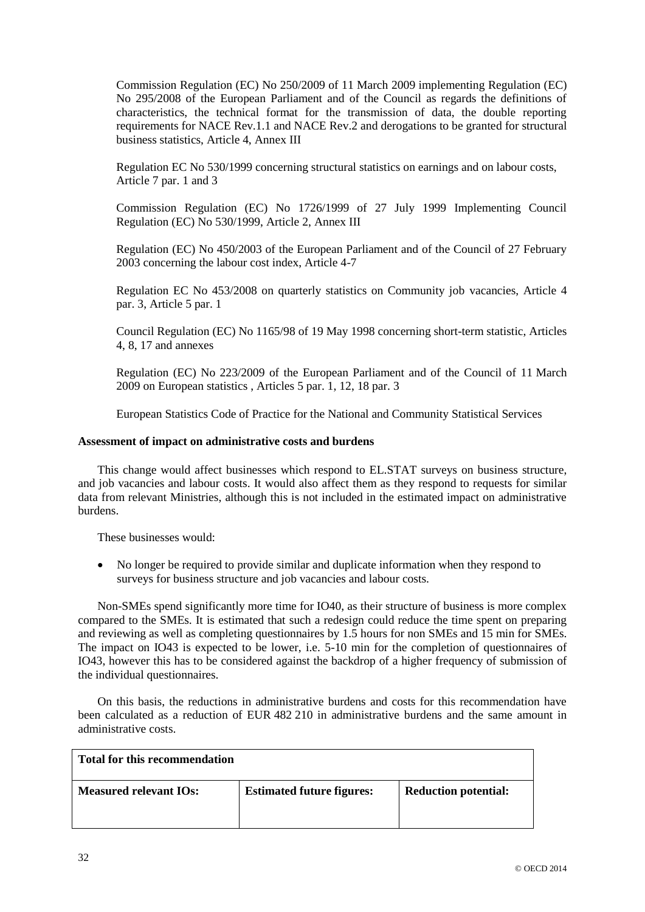Commission Regulation (EC) No 250/2009 of 11 March 2009 implementing Regulation (EC) No 295/2008 of the European Parliament and of the Council as regards the definitions of characteristics, the technical format for the transmission of data, the double reporting requirements for NACE Rev.1.1 and NACE Rev.2 and derogations to be granted for structural business statistics, Article 4, Annex III

Regulation EC No 530/1999 concerning structural statistics on earnings and on labour costs, Article 7 par. 1 and 3

Commission Regulation (EC) No 1726/1999 of 27 July 1999 Implementing Council Regulation (EC) No 530/1999, Article 2, Annex III

Regulation (EC) No 450/2003 of the European Parliament and of the Council of 27 February 2003 concerning the labour cost index, Article 4-7

Regulation EC No 453/2008 on quarterly statistics on Community job vacancies, Article 4 par. 3, Article 5 par. 1

Council Regulation (EC) No 1165/98 of 19 May 1998 concerning short-term statistic, Articles 4, 8, 17 and annexes

Regulation (EC) No 223/2009 of the European Parliament and of the Council of 11 March 2009 on European statistics , Articles 5 par. 1, 12, 18 par. 3

European Statistics Code of Practice for the National and Community Statistical Services

**Assessment of impact on administrative costs and burdens**

This change would affect businesses which respond to EL.STAT surveys on business structure, and job vacancies and labour costs. It would also affect them as they respond to requests for similar data from relevant Ministries, although this is not included in the estimated impact on administrative burdens.

These businesses would:

- No longer be required to provide similar and duplicate information when they respond to surveys for business structure and job vacancies and labour costs.

Non-SMEs spend significantly more time for IO40, as their structure of business is more complex compared to the SMEs. It is estimated that such a redesign could reduce the time spent on preparing and reviewing as well as completing questionnaires by 1.5 hours for non SMEs and 15 min for SMEs. The impact on IO43 is expected to be lower, i.e. 5-10 min for the completion of questionnaires of IO43, however this has to be considered against the backdrop of a higher frequency of submission of the individual questionnaires.

On this basis, the reductions in administrative burdens and costs for this recommendation have been calculated as a reduction of EUR 482 210 in administrative burdens and the same amount in administrative costs.

| **Total for this recommendation** | | |
|---|---|---|
| **Measured relevant IOs:** | **Estimated future figures:** | **Reduction potential:** |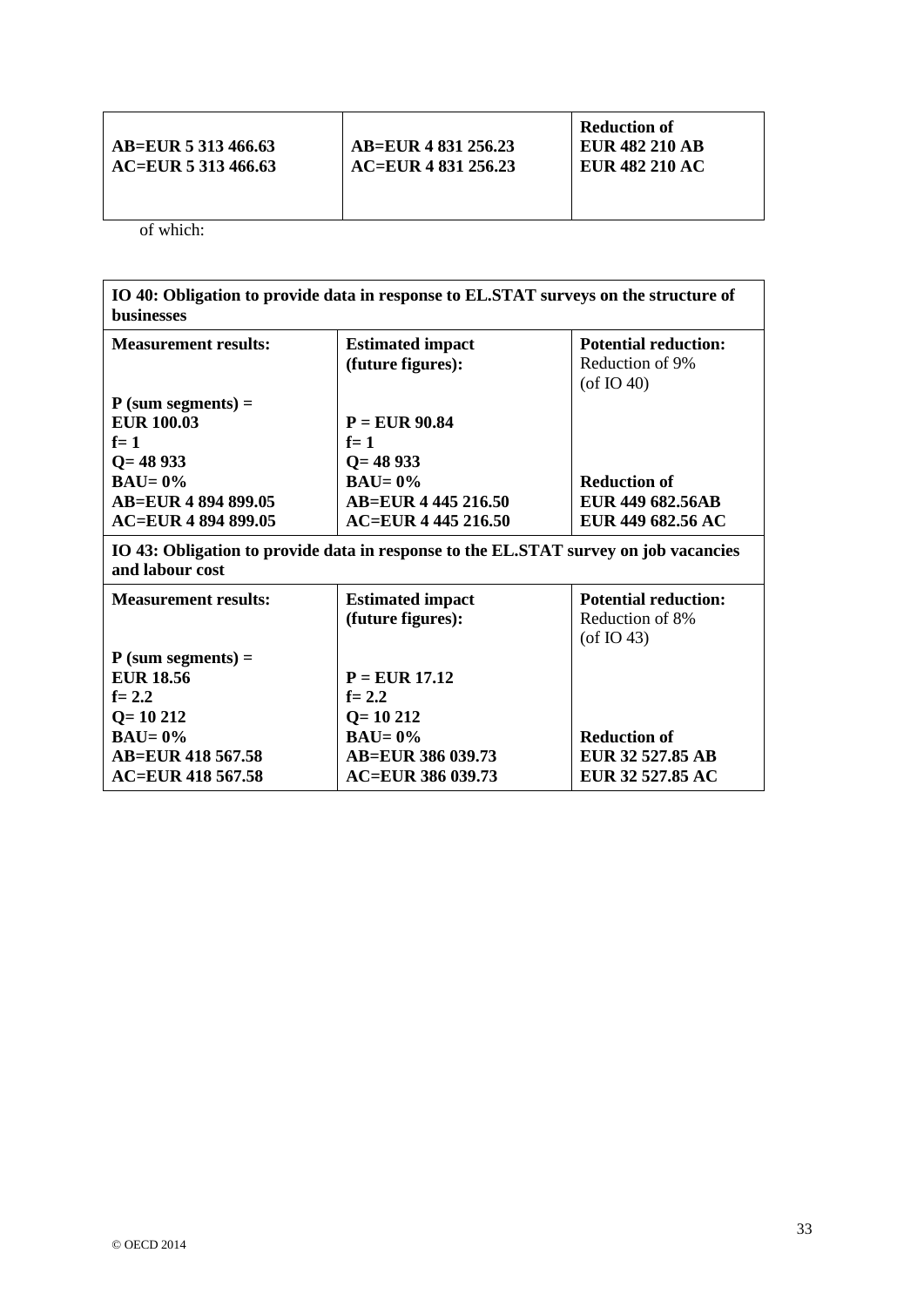| | | |
|---|---|---|
| **AB=EUR 5 313 466.63**<br>**AC=EUR 5 313 466.63** | **AB=EUR 4 831 256.23**<br>**AC=EUR 4 831 256.23** | **Reduction of**<br>**EUR 482 210 AB**<br>**EUR 482 210 AC** |

of which:

| **IO 40: Obligation to provide data in response to EL.STAT surveys on the structure of businesses** | | |
|---|---|---|
| **Measurement results:** | **Estimated impact (future figures):** | **Potential reduction:** Reduction of 9% (of IO 40) |
| **P (sum segments) = EUR 100.03** | **P = EUR 90.84** | |
| **f= 1** | **f= 1** | |
| **Q= 48 933** | **Q= 48 933** | |
| **BAU= 0%** | **BAU= 0%** | **Reduction of** |
| **AB=EUR 4 894 899.05** | **AB=EUR 4 445 216.50** | **EUR 449 682.56AB** |
| **AC=EUR 4 894 899.05** | **AC=EUR 4 445 216.50** | **EUR 449 682.56 AC** |
| **IO 43: Obligation to provide data in response to the EL.STAT survey on job vacancies and labour cost** | | |
| **Measurement results:** | **Estimated impact (future figures):** | **Potential reduction:** Reduction of 8% (of IO 43) |
| **P (sum segments) = EUR 18.56** | **P = EUR 17.12** | |
| **f= 2.2** | **f= 2.2** | |
| **Q= 10 212** | **Q= 10 212** | |
| **BAU= 0%** | **BAU= 0%** | **Reduction of** |
| **AB=EUR 418 567.58** | **AB=EUR 386 039.73** | **EUR 32 527.85 AB** |
| **AC=EUR 418 567.58** | **AC=EUR 386 039.73** | **EUR 32 527.85 AC** |

© OECD 2014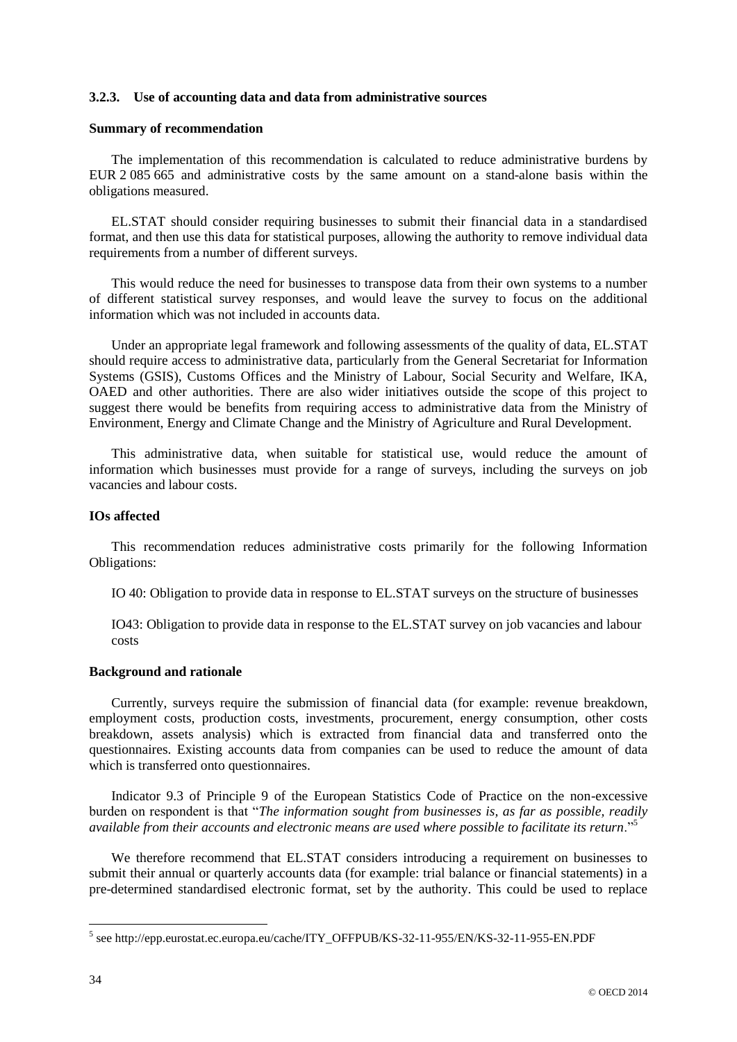### 3.2.3. Use of accounting data and data from administrative sources

**Summary of recommendation**

The implementation of this recommendation is calculated to reduce administrative burdens by EUR 2 085 665 and administrative costs by the same amount on a stand-alone basis within the obligations measured.

EL.STAT should consider requiring businesses to submit their financial data in a standardised format, and then use this data for statistical purposes, allowing the authority to remove individual data requirements from a number of different surveys.

This would reduce the need for businesses to transpose data from their own systems to a number of different statistical survey responses, and would leave the survey to focus on the additional information which was not included in accounts data.

Under an appropriate legal framework and following assessments of the quality of data, EL.STAT should require access to administrative data, particularly from the General Secretariat for Information Systems (GSIS), Customs Offices and the Ministry of Labour, Social Security and Welfare, IKA, OAED and other authorities. There are also wider initiatives outside the scope of this project to suggest there would be benefits from requiring access to administrative data from the Ministry of Environment, Energy and Climate Change and the Ministry of Agriculture and Rural Development.

This administrative data, when suitable for statistical use, would reduce the amount of information which businesses must provide for a range of surveys, including the surveys on job vacancies and labour costs.

**IOs affected**

This recommendation reduces administrative costs primarily for the following Information Obligations:

IO 40: Obligation to provide data in response to EL.STAT surveys on the structure of businesses

IO43: Obligation to provide data in response to the EL.STAT survey on job vacancies and labour costs

**Background and rationale**

Currently, surveys require the submission of financial data (for example: revenue breakdown, employment costs, production costs, investments, procurement, energy consumption, other costs breakdown, assets analysis) which is extracted from financial data and transferred onto the questionnaires. Existing accounts data from companies can be used to reduce the amount of data which is transferred onto questionnaires.

Indicator 9.3 of Principle 9 of the European Statistics Code of Practice on the non-excessive burden on respondent is that "*The information sought from businesses is, as far as possible, readily available from their accounts and electronic means are used where possible to facilitate its return*."[5]

We therefore recommend that EL.STAT considers introducing a requirement on businesses to submit their annual or quarterly accounts data (for example: trial balance or financial statements) in a pre-determined standardised electronic format, set by the authority. This could be used to replace

---

[5] see http://epp.eurostat.ec.europa.eu/cache/ITY_OFFPUB/KS-32-11-955/EN/KS-32-11-955-EN.PDF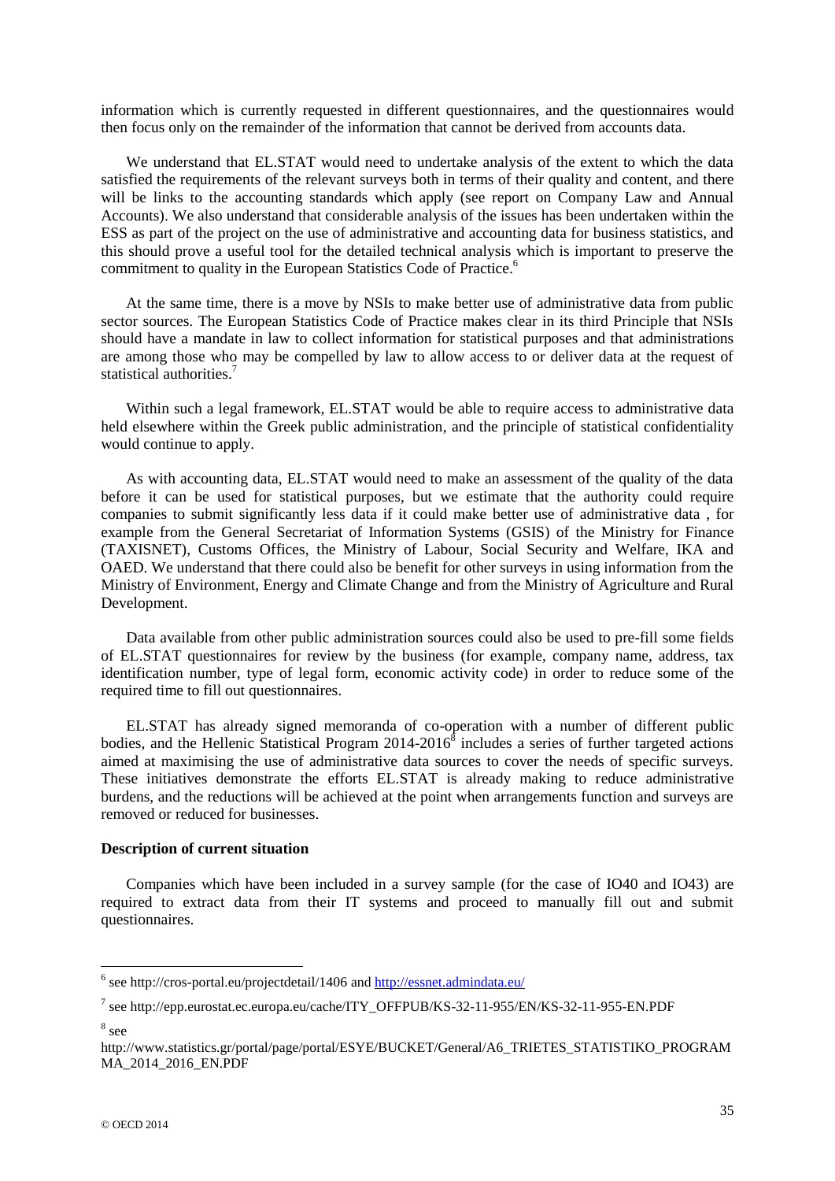information which is currently requested in different questionnaires, and the questionnaires would then focus only on the remainder of the information that cannot be derived from accounts data.

We understand that EL.STAT would need to undertake analysis of the extent to which the data satisfied the requirements of the relevant surveys both in terms of their quality and content, and there will be links to the accounting standards which apply (see report on Company Law and Annual Accounts). We also understand that considerable analysis of the issues has been undertaken within the ESS as part of the project on the use of administrative and accounting data for business statistics, and this should prove a useful tool for the detailed technical analysis which is important to preserve the commitment to quality in the European Statistics Code of Practice.[6]

At the same time, there is a move by NSIs to make better use of administrative data from public sector sources. The European Statistics Code of Practice makes clear in its third Principle that NSIs should have a mandate in law to collect information for statistical purposes and that administrations are among those who may be compelled by law to allow access to or deliver data at the request of statistical authorities.[7]

Within such a legal framework, EL.STAT would be able to require access to administrative data held elsewhere within the Greek public administration, and the principle of statistical confidentiality would continue to apply.

As with accounting data, EL.STAT would need to make an assessment of the quality of the data before it can be used for statistical purposes, but we estimate that the authority could require companies to submit significantly less data if it could make better use of administrative data , for example from the General Secretariat of Information Systems (GSIS) of the Ministry for Finance (TAXISNET), Customs Offices, the Ministry of Labour, Social Security and Welfare, IKA and OAED. We understand that there could also be benefit for other surveys in using information from the Ministry of Environment, Energy and Climate Change and from the Ministry of Agriculture and Rural Development.

Data available from other public administration sources could also be used to pre-fill some fields of EL.STAT questionnaires for review by the business (for example, company name, address, tax identification number, type of legal form, economic activity code) in order to reduce some of the required time to fill out questionnaires.

EL.STAT has already signed memoranda of co-operation with a number of different public bodies, and the Hellenic Statistical Program 2014-2016[8] includes a series of further targeted actions aimed at maximising the use of administrative data sources to cover the needs of specific surveys. These initiatives demonstrate the efforts EL.STAT is already making to reduce administrative burdens, and the reductions will be achieved at the point when arrangements function and surveys are removed or reduced for businesses.

**Description of current situation**

Companies which have been included in a survey sample (for the case of IO40 and IO43) are required to extract data from their IT systems and proceed to manually fill out and submit questionnaires.

---

[6] see http://cros-portal.eu/projectdetail/1406 and http://essnet.admindata.eu/

[7] see http://epp.eurostat.ec.europa.eu/cache/ITY_OFFPUB/KS-32-11-955/EN/KS-32-11-955-EN.PDF

[8] see http://www.statistics.gr/portal/page/portal/ESYE/BUCKET/General/A6_TRIETES_STATISTIKO_PROGRAMMA_2014_2016_EN.PDF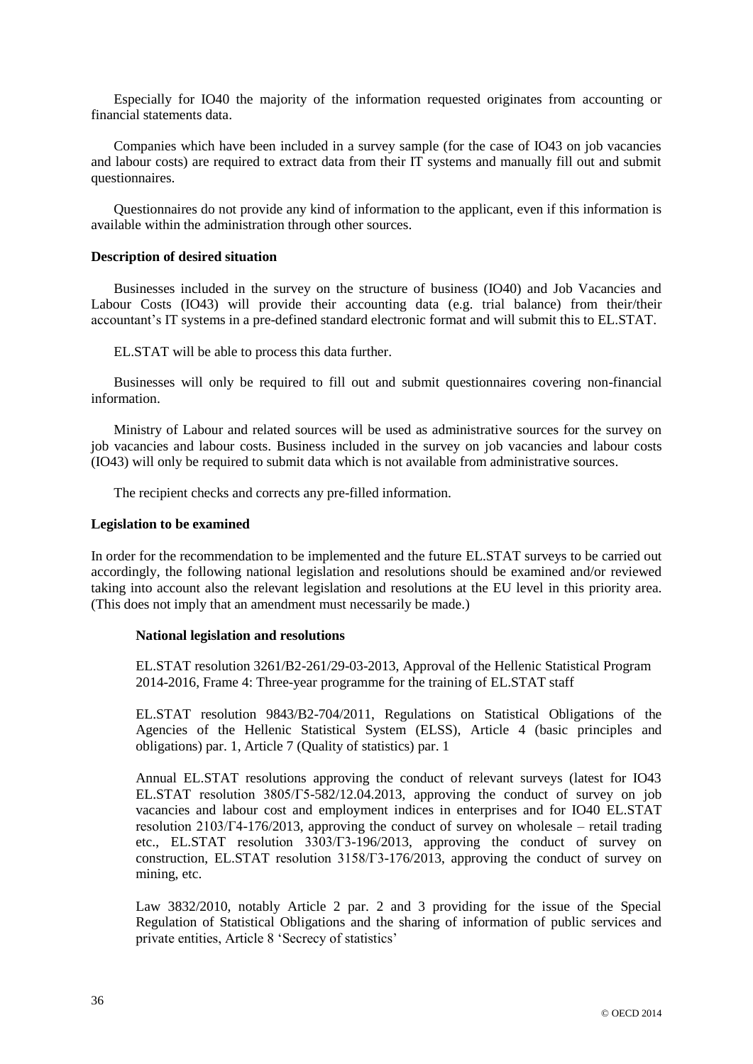Especially for IO40 the majority of the information requested originates from accounting or financial statements data.

Companies which have been included in a survey sample (for the case of IO43 on job vacancies and labour costs) are required to extract data from their IT systems and manually fill out and submit questionnaires.

Questionnaires do not provide any kind of information to the applicant, even if this information is available within the administration through other sources.

**Description of desired situation**

Businesses included in the survey on the structure of business (IO40) and Job Vacancies and Labour Costs (IO43) will provide their accounting data (e.g. trial balance) from their/their accountant's IT systems in a pre-defined standard electronic format and will submit this to EL.STAT.

EL.STAT will be able to process this data further.

Businesses will only be required to fill out and submit questionnaires covering non-financial information.

Ministry of Labour and related sources will be used as administrative sources for the survey on job vacancies and labour costs. Business included in the survey on job vacancies and labour costs (IO43) will only be required to submit data which is not available from administrative sources.

The recipient checks and corrects any pre-filled information.

**Legislation to be examined**

In order for the recommendation to be implemented and the future EL.STAT surveys to be carried out accordingly, the following national legislation and resolutions should be examined and/or reviewed taking into account also the relevant legislation and resolutions at the EU level in this priority area. (This does not imply that an amendment must necessarily be made.)

**National legislation and resolutions**

EL.STAT resolution 3261/B2-261/29-03-2013, Approval of the Hellenic Statistical Program 2014-2016, Frame 4: Three-year programme for the training of EL.STAT staff

EL.STAT resolution 9843/B2-704/2011, Regulations on Statistical Obligations of the Agencies of the Hellenic Statistical System (ELSS), Article 4 (basic principles and obligations) par. 1, Article 7 (Quality of statistics) par. 1

Annual EL.STAT resolutions approving the conduct of relevant surveys (latest for IO43 EL.STAT resolution 3805/Γ5-582/12.04.2013, approving the conduct of survey on job vacancies and labour cost and employment indices in enterprises and for IO40 EL.STAT resolution 2103/Γ4-176/2013, approving the conduct of survey on wholesale – retail trading etc., EL.STAT resolution 3303/Γ3-196/2013, approving the conduct of survey on construction, EL.STAT resolution 3158/Γ3-176/2013, approving the conduct of survey on mining, etc.

Law 3832/2010, notably Article 2 par. 2 and 3 providing for the issue of the Special Regulation of Statistical Obligations and the sharing of information of public services and private entities, Article 8 'Secrecy of statistics'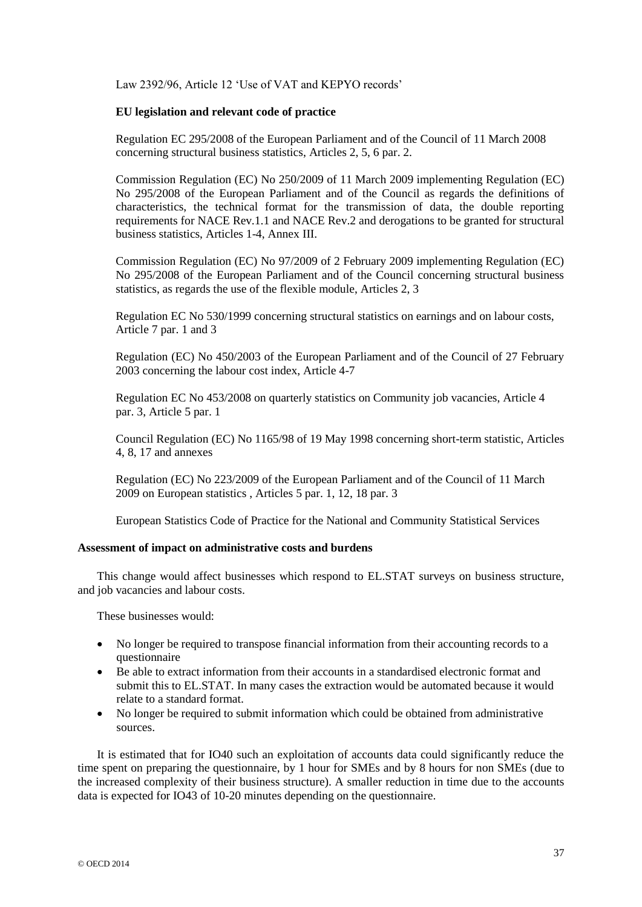Law 2392/96, Article 12 'Use of VAT and KEPYO records'

**EU legislation and relevant code of practice**

Regulation EC 295/2008 of the European Parliament and of the Council of 11 March 2008 concerning structural business statistics, Articles 2, 5, 6 par. 2.

Commission Regulation (EC) No 250/2009 of 11 March 2009 implementing Regulation (EC) No 295/2008 of the European Parliament and of the Council as regards the definitions of characteristics, the technical format for the transmission of data, the double reporting requirements for NACE Rev.1.1 and NACE Rev.2 and derogations to be granted for structural business statistics, Articles 1-4, Annex III.

Commission Regulation (EC) No 97/2009 of 2 February 2009 implementing Regulation (EC) No 295/2008 of the European Parliament and of the Council concerning structural business statistics, as regards the use of the flexible module, Articles 2, 3

Regulation EC No 530/1999 concerning structural statistics on earnings and on labour costs, Article 7 par. 1 and 3

Regulation (EC) No 450/2003 of the European Parliament and of the Council of 27 February 2003 concerning the labour cost index, Article 4-7

Regulation EC No 453/2008 on quarterly statistics on Community job vacancies, Article 4 par. 3, Article 5 par. 1

Council Regulation (EC) No 1165/98 of 19 May 1998 concerning short-term statistic, Articles 4, 8, 17 and annexes

Regulation (EC) No 223/2009 of the European Parliament and of the Council of 11 March 2009 on European statistics , Articles 5 par. 1, 12, 18 par. 3

European Statistics Code of Practice for the National and Community Statistical Services

**Assessment of impact on administrative costs and burdens**

This change would affect businesses which respond to EL.STAT surveys on business structure, and job vacancies and labour costs.

These businesses would:

- No longer be required to transpose financial information from their accounting records to a questionnaire
- Be able to extract information from their accounts in a standardised electronic format and submit this to EL.STAT. In many cases the extraction would be automated because it would relate to a standard format.
- No longer be required to submit information which could be obtained from administrative sources.

It is estimated that for IO40 such an exploitation of accounts data could significantly reduce the time spent on preparing the questionnaire, by 1 hour for SMEs and by 8 hours for non SMEs (due to the increased complexity of their business structure). A smaller reduction in time due to the accounts data is expected for IO43 of 10-20 minutes depending on the questionnaire.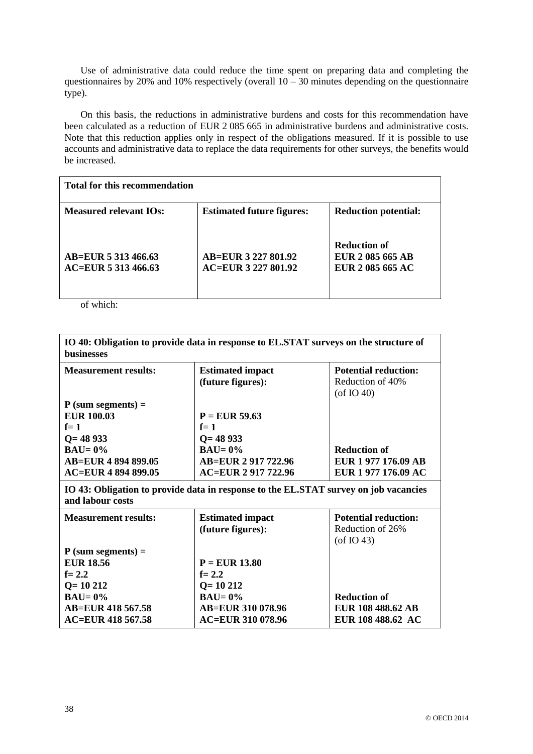Use of administrative data could reduce the time spent on preparing data and completing the questionnaires by 20% and 10% respectively (overall 10 – 30 minutes depending on the questionnaire type).

On this basis, the reductions in administrative burdens and costs for this recommendation have been calculated as a reduction of EUR 2 085 665 in administrative burdens and administrative costs. Note that this reduction applies only in respect of the obligations measured. If it is possible to use accounts and administrative data to replace the data requirements for other surveys, the benefits would be increased.

| **Total for this recommendation** | | |
|---|---|---|
| **Measured relevant IOs:** | **Estimated future figures:** | **Reduction potential:** |
| **AB=EUR 5 313 466.63**<br>**AC=EUR 5 313 466.63** | **AB=EUR 3 227 801.92**<br>**AC=EUR 3 227 801.92** | **Reduction of**<br>**EUR 2 085 665 AB**<br>**EUR 2 085 665 AC** |

of which:

| **IO 40: Obligation to provide data in response to EL.STAT surveys on the structure of businesses** | | |
|---|---|---|
| **Measurement results:** | **Estimated impact (future figures):** | **Potential reduction:** Reduction of 40% (of IO 40) |
| **P (sum segments) = EUR 100.03**<br>**f= 1**<br>**Q= 48 933**<br>**BAU= 0%**<br>**AB=EUR 4 894 899.05**<br>**AC=EUR 4 894 899.05** | **P = EUR 59.63**<br>**f= 1**<br>**Q= 48 933**<br>**BAU= 0%**<br>**AB=EUR 2 917 722.96**<br>**AC=EUR 2 917 722.96** | **Reduction of**<br>**EUR 1 977 176.09 AB**<br>**EUR 1 977 176.09 AC** |
| **IO 43: Obligation to provide data in response to the EL.STAT survey on job vacancies and labour costs** | | |
| **Measurement results:** | **Estimated impact (future figures):** | **Potential reduction:** Reduction of 26% (of IO 43) |
| **P (sum segments) = EUR 18.56**<br>**f= 2.2**<br>**Q= 10 212**<br>**BAU= 0%**<br>**AB=EUR 418 567.58**<br>**AC=EUR 418 567.58** | **P = EUR 13.80**<br>**f= 2.2**<br>**Q= 10 212**<br>**BAU= 0%**<br>**AB=EUR 310 078.96**<br>**AC=EUR 310 078.96** | **Reduction of**<br>**EUR 108 488.62 AB**<br>**EUR 108 488.62 AC** |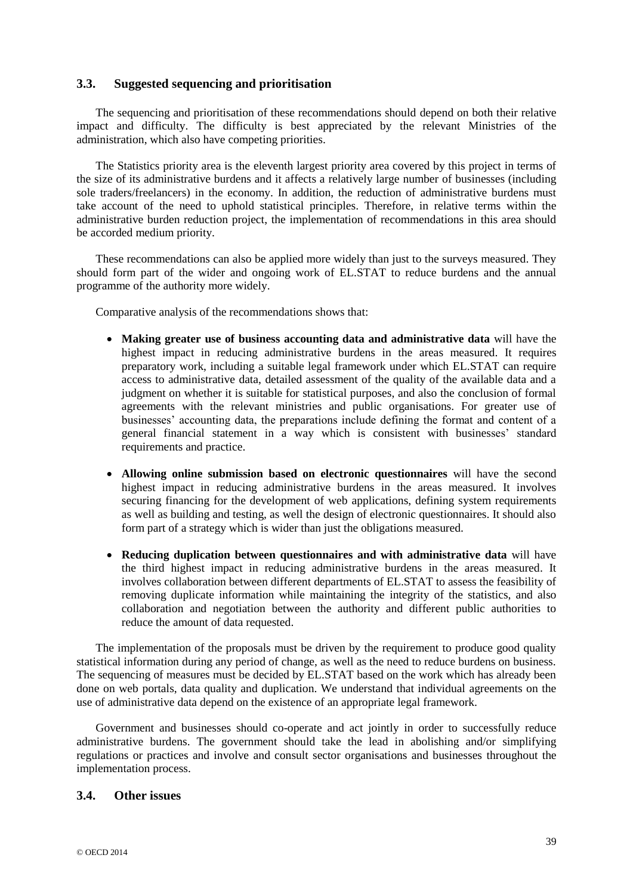### 3.3. Suggested sequencing and prioritisation

The sequencing and prioritisation of these recommendations should depend on both their relative impact and difficulty. The difficulty is best appreciated by the relevant Ministries of the administration, which also have competing priorities.

The Statistics priority area is the eleventh largest priority area covered by this project in terms of the size of its administrative burdens and it affects a relatively large number of businesses (including sole traders/freelancers) in the economy. In addition, the reduction of administrative burdens must take account of the need to uphold statistical principles. Therefore, in relative terms within the administrative burden reduction project, the implementation of recommendations in this area should be accorded medium priority.

These recommendations can also be applied more widely than just to the surveys measured. They should form part of the wider and ongoing work of EL.STAT to reduce burdens and the annual programme of the authority more widely.

Comparative analysis of the recommendations shows that:

- **Making greater use of business accounting data and administrative data** will have the highest impact in reducing administrative burdens in the areas measured. It requires preparatory work, including a suitable legal framework under which EL.STAT can require access to administrative data, detailed assessment of the quality of the available data and a judgment on whether it is suitable for statistical purposes, and also the conclusion of formal agreements with the relevant ministries and public organisations. For greater use of businesses' accounting data, the preparations include defining the format and content of a general financial statement in a way which is consistent with businesses' standard requirements and practice.

- **Allowing online submission based on electronic questionnaires** will have the second highest impact in reducing administrative burdens in the areas measured. It involves securing financing for the development of web applications, defining system requirements as well as building and testing, as well the design of electronic questionnaires. It should also form part of a strategy which is wider than just the obligations measured.

- **Reducing duplication between questionnaires and with administrative data** will have the third highest impact in reducing administrative burdens in the areas measured. It involves collaboration between different departments of EL.STAT to assess the feasibility of removing duplicate information while maintaining the integrity of the statistics, and also collaboration and negotiation between the authority and different public authorities to reduce the amount of data requested.

The implementation of the proposals must be driven by the requirement to produce good quality statistical information during any period of change, as well as the need to reduce burdens on business. The sequencing of measures must be decided by EL.STAT based on the work which has already been done on web portals, data quality and duplication. We understand that individual agreements on the use of administrative data depend on the existence of an appropriate legal framework.

Government and businesses should co-operate and act jointly in order to successfully reduce administrative burdens. The government should take the lead in abolishing and/or simplifying regulations or practices and involve and consult sector organisations and businesses throughout the implementation process.

### 3.4. Other issues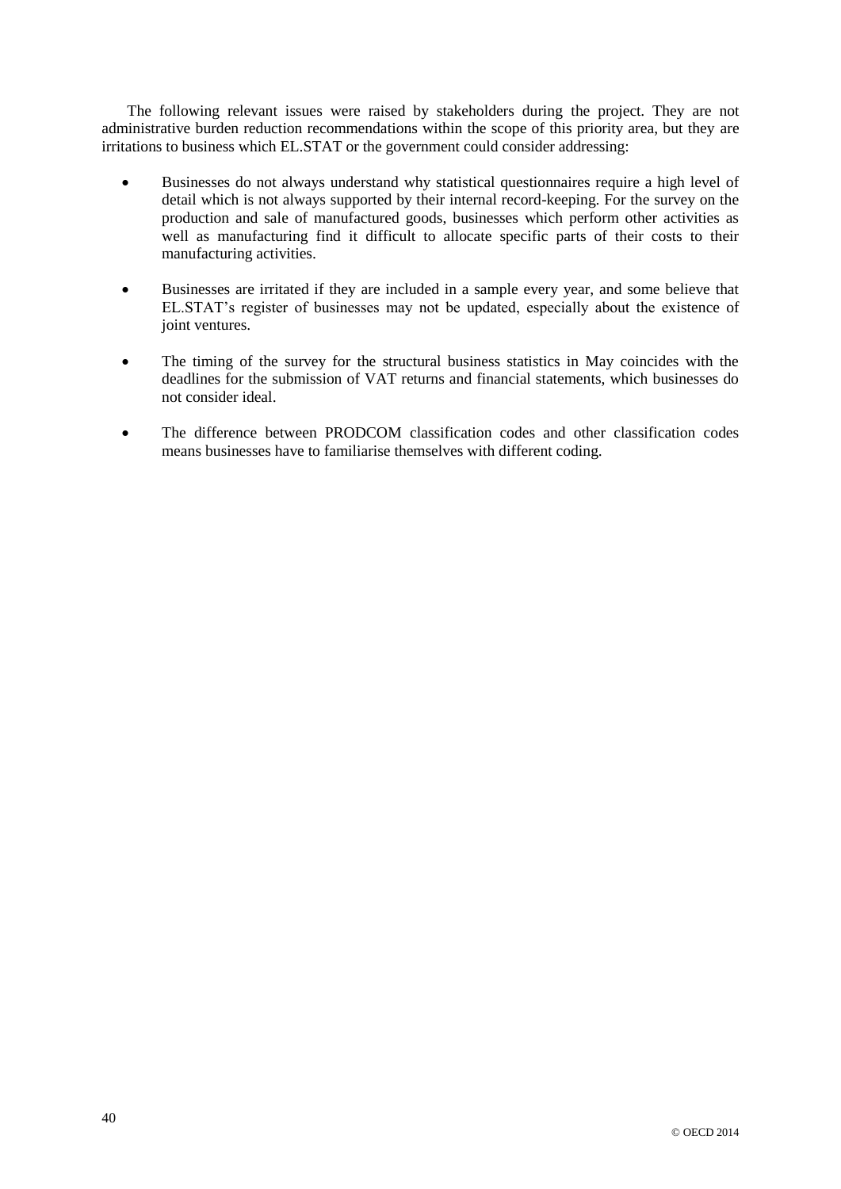The following relevant issues were raised by stakeholders during the project. They are not administrative burden reduction recommendations within the scope of this priority area, but they are irritations to business which EL.STAT or the government could consider addressing:

- Businesses do not always understand why statistical questionnaires require a high level of detail which is not always supported by their internal record-keeping. For the survey on the production and sale of manufactured goods, businesses which perform other activities as well as manufacturing find it difficult to allocate specific parts of their costs to their manufacturing activities.

- Businesses are irritated if they are included in a sample every year, and some believe that EL.STAT's register of businesses may not be updated, especially about the existence of joint ventures.

- The timing of the survey for the structural business statistics in May coincides with the deadlines for the submission of VAT returns and financial statements, which businesses do not consider ideal.

- The difference between PRODCOM classification codes and other classification codes means businesses have to familiarise themselves with different coding.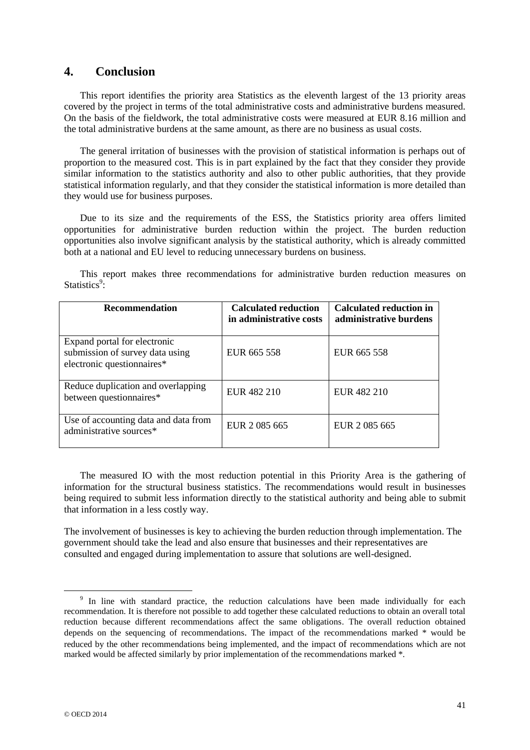## 4. Conclusion

This report identifies the priority area Statistics as the eleventh largest of the 13 priority areas covered by the project in terms of the total administrative costs and administrative burdens measured. On the basis of the fieldwork, the total administrative costs were measured at EUR 8.16 million and the total administrative burdens at the same amount, as there are no business as usual costs.

The general irritation of businesses with the provision of statistical information is perhaps out of proportion to the measured cost. This is in part explained by the fact that they consider they provide similar information to the statistics authority and also to other public authorities, that they provide statistical information regularly, and that they consider the statistical information is more detailed than they would use for business purposes.

Due to its size and the requirements of the ESS, the Statistics priority area offers limited opportunities for administrative burden reduction within the project. The burden reduction opportunities also involve significant analysis by the statistical authority, which is already committed both at a national and EU level to reducing unnecessary burdens on business.

This report makes three recommendations for administrative burden reduction measures on Statistics[9]:

| Recommendation | Calculated reduction in administrative costs | Calculated reduction in administrative burdens |
|---|---|---|
| Expand portal for electronic submission of survey data using electronic questionnaires* | EUR 665 558 | EUR 665 558 |
| Reduce duplication and overlapping between questionnaires* | EUR 482 210 | EUR 482 210 |
| Use of accounting data and data from administrative sources* | EUR 2 085 665 | EUR 2 085 665 |

The measured IO with the most reduction potential in this Priority Area is the gathering of information for the structural business statistics. The recommendations would result in businesses being required to submit less information directly to the statistical authority and being able to submit that information in a less costly way.

The involvement of businesses is key to achieving the burden reduction through implementation. The government should take the lead and also ensure that businesses and their representatives are consulted and engaged during implementation to assure that solutions are well-designed.

[9] In line with standard practice, the reduction calculations have been made individually for each recommendation. It is therefore not possible to add together these calculated reductions to obtain an overall total reduction because different recommendations affect the same obligations. The overall reduction obtained depends on the sequencing of recommendations. The impact of the recommendations marked * would be reduced by the other recommendations being implemented, and the impact of recommendations which are not marked would be affected similarly by prior implementation of the recommendations marked *.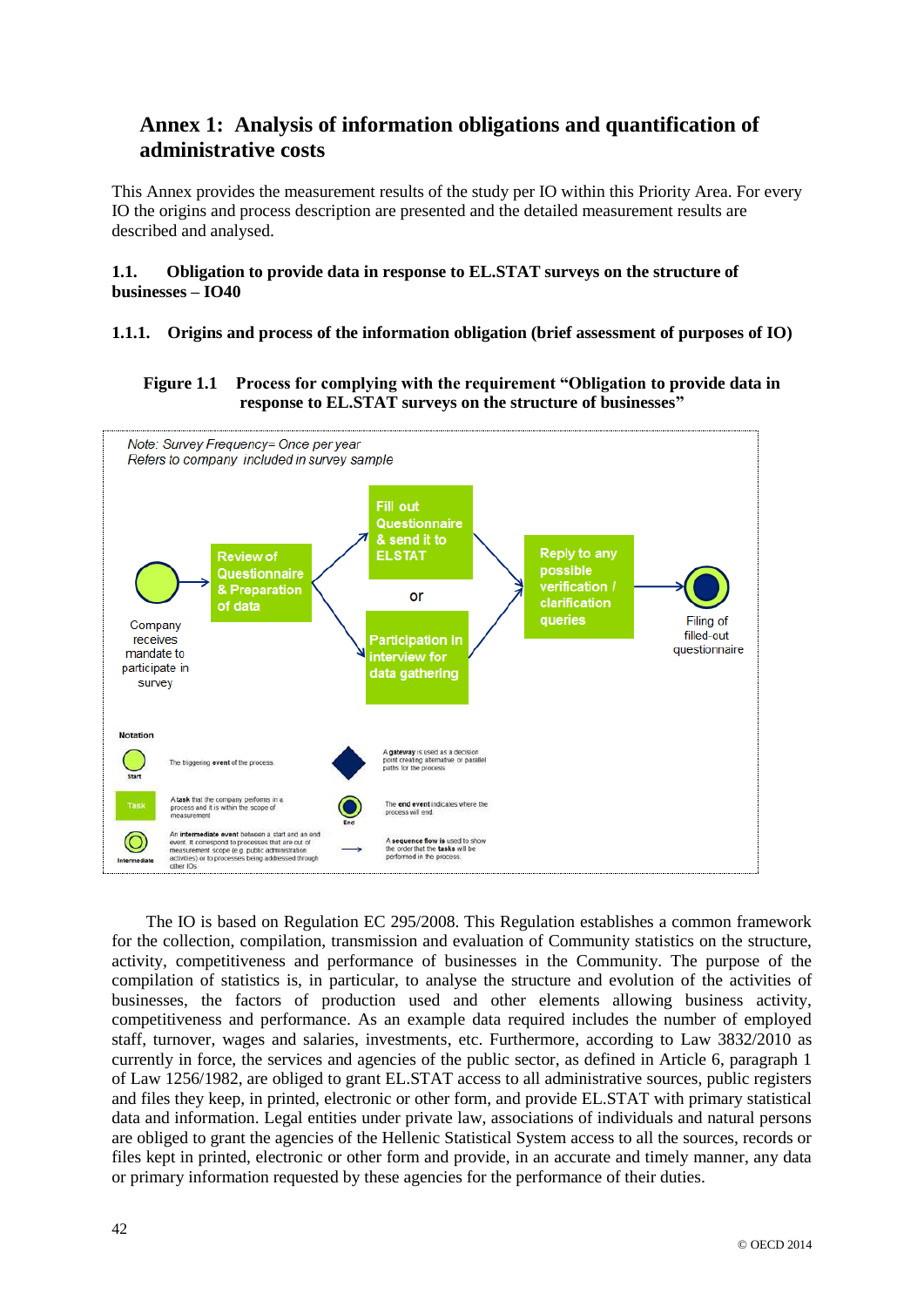# Annex 1: Analysis of information obligations and quantification of administrative costs

This Annex provides the measurement results of the study per IO within this Priority Area. For every IO the origins and process description are presented and the detailed measurement results are described and analysed.

## 1.1. Obligation to provide data in response to EL.STAT surveys on the structure of businesses – IO40

### 1.1.1. Origins and process of the information obligation (brief assessment of purposes of IO)

**Figure 1.1 Process for complying with the requirement "Obligation to provide data in response to EL.STAT surveys on the structure of businesses"**

*Note: Survey Frequency= Once per year*
*Refers to company included in survey sample*

Company receives mandate to participate in survey → Review of Questionnaire & Preparation of data → Fill out Questionnaire & send it to ELSTAT or Participation in interview for data gathering → Reply to any possible verification / clarification queries → Filing of filled-out questionnaire

Notation

- Start: The triggering event of the process
- Task: A task that the company performs in a process and it is within the scope of measurement
- Intermediate: An intermediate event between a start and an end event. It correspond to processes that are out of measurement scope (e.g. public administration activities) or to processes being addressed through other IOs
- A gateway is used as a decision point creating alternative or parallel paths for the process
- End: The end event indicates where the process will end
- A sequence flow is used to show the order that the tasks will be performed in the process.

The IO is based on Regulation EC 295/2008. This Regulation establishes a common framework for the collection, compilation, transmission and evaluation of Community statistics on the structure, activity, competitiveness and performance of businesses in the Community. The purpose of the compilation of statistics is, in particular, to analyse the structure and evolution of the activities of businesses, the factors of production used and other elements allowing business activity, competitiveness and performance. As an example data required includes the number of employed staff, turnover, wages and salaries, investments, etc. Furthermore, according to Law 3832/2010 as currently in force, the services and agencies of the public sector, as defined in Article 6, paragraph 1 of Law 1256/1982, are obliged to grant EL.STAT access to all administrative sources, public registers and files they keep, in printed, electronic or other form, and provide EL.STAT with primary statistical data and information. Legal entities under private law, associations of individuals and natural persons are obliged to grant the agencies of the Hellenic Statistical System access to all the sources, records or files kept in printed, electronic or other form and provide, in an accurate and timely manner, any data or primary information requested by these agencies for the performance of their duties.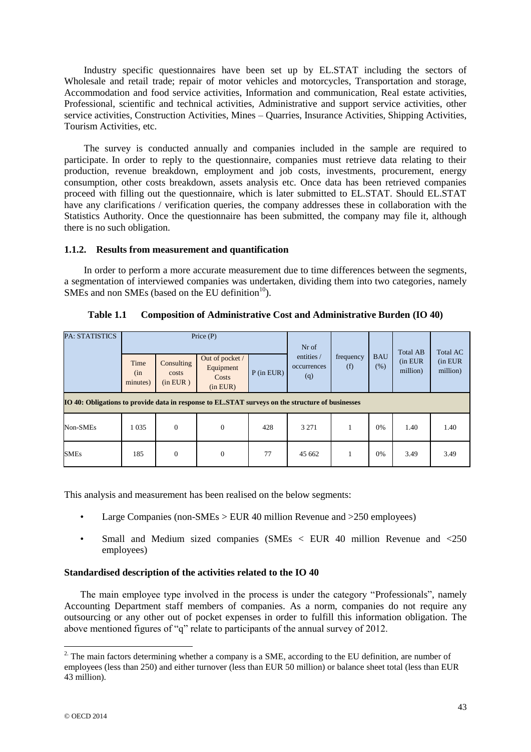Industry specific questionnaires have been set up by EL.STAT including the sectors of Wholesale and retail trade; repair of motor vehicles and motorcycles, Transportation and storage, Accommodation and food service activities, Information and communication, Real estate activities, Professional, scientific and technical activities, Administrative and support service activities, other service activities, Construction Activities, Mines – Quarries, Insurance Activities, Shipping Activities, Tourism Activities, etc.

The survey is conducted annually and companies included in the sample are required to participate. In order to reply to the questionnaire, companies must retrieve data relating to their production, revenue breakdown, employment and job costs, investments, procurement, energy consumption, other costs breakdown, assets analysis etc. Once data has been retrieved companies proceed with filling out the questionnaire, which is later submitted to EL.STAT. Should EL.STAT have any clarifications / verification queries, the company addresses these in collaboration with the Statistics Authority. Once the questionnaire has been submitted, the company may file it, although there is no such obligation.

### 1.1.2. Results from measurement and quantification

In order to perform a more accurate measurement due to time differences between the segments, a segmentation of interviewed companies was undertaken, dividing them into two categories, namely SMEs and non SMEs (based on the EU definition[10]).

**Table 1.1 Composition of Administrative Cost and Administrative Burden (IO 40)**

| PA: STATISTICS | Price (P) | | | | Nr of entities / occurrences (q) | frequency (f) | BAU (%) | Total AB (in EUR million) | Total AC (in EUR million) |
|---|---|---|---|---|---|---|---|---|---|
| | Time (in minutes) | Consulting costs (in EUR ) | Out of pocket / Equipment Costs (in EUR) | P (in EUR) | | | | | |
| **IO 40: Obligations to provide data in response to EL.STAT surveys on the structure of businesses** | | | | | | | | | |
| Non-SMEs | 1 035 | 0 | 0 | 428 | 3 271 | 1 | 0% | 1.40 | 1.40 |
| SMEs | 185 | 0 | 0 | 77 | 45 662 | 1 | 0% | 3.49 | 3.49 |

This analysis and measurement has been realised on the below segments:

- Large Companies (non-SMEs > EUR 40 million Revenue and >250 employees)
- Small and Medium sized companies (SMEs < EUR 40 million Revenue and <250 employees)

**Standardised description of the activities related to the IO 40**

The main employee type involved in the process is under the category "Professionals", namely Accounting Department staff members of companies. As a norm, companies do not require any outsourcing or any other out of pocket expenses in order to fulfill this information obligation. The above mentioned figures of "q" relate to participants of the annual survey of 2012.

---

[2] The main factors determining whether a company is a SME, according to the EU definition, are number of employees (less than 250) and either turnover (less than EUR 50 million) or balance sheet total (less than EUR 43 million).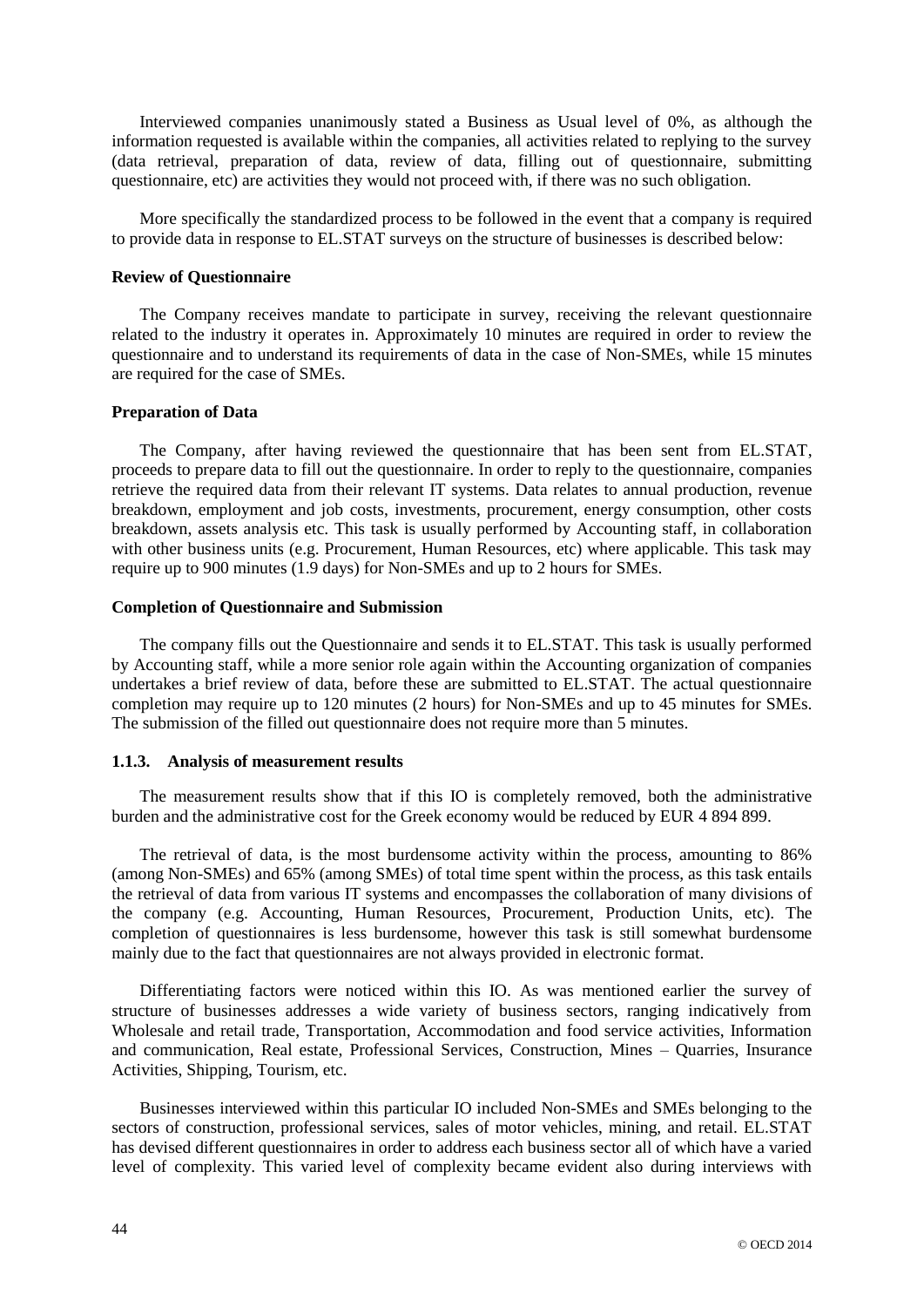Interviewed companies unanimously stated a Business as Usual level of 0%, as although the information requested is available within the companies, all activities related to replying to the survey (data retrieval, preparation of data, review of data, filling out of questionnaire, submitting questionnaire, etc) are activities they would not proceed with, if there was no such obligation.

More specifically the standardized process to be followed in the event that a company is required to provide data in response to EL.STAT surveys on the structure of businesses is described below:

**Review of Questionnaire**

The Company receives mandate to participate in survey, receiving the relevant questionnaire related to the industry it operates in. Approximately 10 minutes are required in order to review the questionnaire and to understand its requirements of data in the case of Non-SMEs, while 15 minutes are required for the case of SMEs.

**Preparation of Data**

The Company, after having reviewed the questionnaire that has been sent from EL.STAT, proceeds to prepare data to fill out the questionnaire. In order to reply to the questionnaire, companies retrieve the required data from their relevant IT systems. Data relates to annual production, revenue breakdown, employment and job costs, investments, procurement, energy consumption, other costs breakdown, assets analysis etc. This task is usually performed by Accounting staff, in collaboration with other business units (e.g. Procurement, Human Resources, etc) where applicable. This task may require up to 900 minutes (1.9 days) for Non-SMEs and up to 2 hours for SMEs.

**Completion of Questionnaire and Submission**

The company fills out the Questionnaire and sends it to EL.STAT. This task is usually performed by Accounting staff, while a more senior role again within the Accounting organization of companies undertakes a brief review of data, before these are submitted to EL.STAT. The actual questionnaire completion may require up to 120 minutes (2 hours) for Non-SMEs and up to 45 minutes for SMEs. The submission of the filled out questionnaire does not require more than 5 minutes.

### 1.1.3. Analysis of measurement results

The measurement results show that if this IO is completely removed, both the administrative burden and the administrative cost for the Greek economy would be reduced by EUR 4 894 899.

The retrieval of data, is the most burdensome activity within the process, amounting to 86% (among Non-SMEs) and 65% (among SMEs) of total time spent within the process, as this task entails the retrieval of data from various IT systems and encompasses the collaboration of many divisions of the company (e.g. Accounting, Human Resources, Procurement, Production Units, etc). The completion of questionnaires is less burdensome, however this task is still somewhat burdensome mainly due to the fact that questionnaires are not always provided in electronic format.

Differentiating factors were noticed within this IO. As was mentioned earlier the survey of structure of businesses addresses a wide variety of business sectors, ranging indicatively from Wholesale and retail trade, Transportation, Accommodation and food service activities, Information and communication, Real estate, Professional Services, Construction, Mines – Quarries, Insurance Activities, Shipping, Tourism, etc.

Businesses interviewed within this particular IO included Non-SMEs and SMEs belonging to the sectors of construction, professional services, sales of motor vehicles, mining, and retail. EL.STAT has devised different questionnaires in order to address each business sector all of which have a varied level of complexity. This varied level of complexity became evident also during interviews with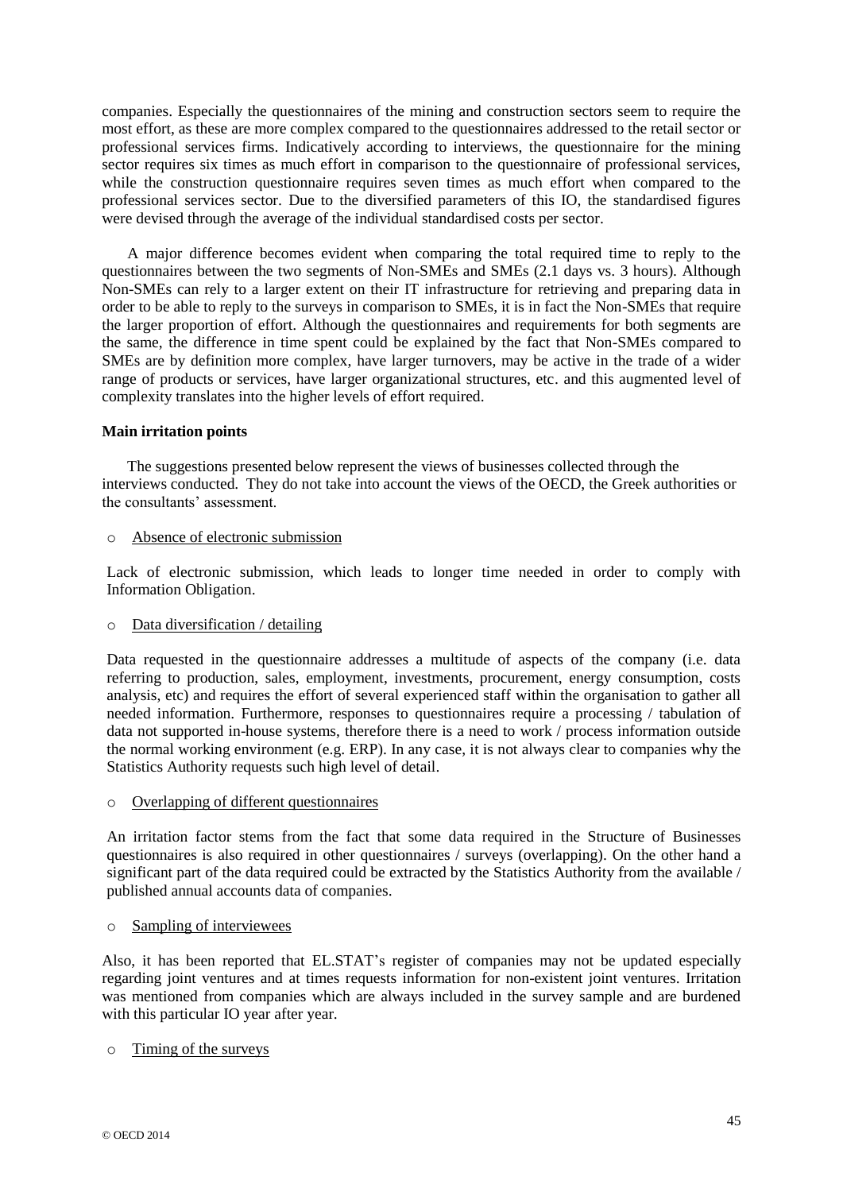companies. Especially the questionnaires of the mining and construction sectors seem to require the most effort, as these are more complex compared to the questionnaires addressed to the retail sector or professional services firms. Indicatively according to interviews, the questionnaire for the mining sector requires six times as much effort in comparison to the questionnaire of professional services, while the construction questionnaire requires seven times as much effort when compared to the professional services sector. Due to the diversified parameters of this IO, the standardised figures were devised through the average of the individual standardised costs per sector.

A major difference becomes evident when comparing the total required time to reply to the questionnaires between the two segments of Non-SMEs and SMEs (2.1 days vs. 3 hours). Although Non-SMEs can rely to a larger extent on their IT infrastructure for retrieving and preparing data in order to be able to reply to the surveys in comparison to SMEs, it is in fact the Non-SMEs that require the larger proportion of effort. Although the questionnaires and requirements for both segments are the same, the difference in time spent could be explained by the fact that Non-SMEs compared to SMEs are by definition more complex, have larger turnovers, may be active in the trade of a wider range of products or services, have larger organizational structures, etc. and this augmented level of complexity translates into the higher levels of effort required.

**Main irritation points**

The suggestions presented below represent the views of businesses collected through the interviews conducted. They do not take into account the views of the OECD, the Greek authorities or the consultants' assessment.

- Absence of electronic submission

Lack of electronic submission, which leads to longer time needed in order to comply with Information Obligation.

- Data diversification / detailing

Data requested in the questionnaire addresses a multitude of aspects of the company (i.e. data referring to production, sales, employment, investments, procurement, energy consumption, costs analysis, etc) and requires the effort of several experienced staff within the organisation to gather all needed information. Furthermore, responses to questionnaires require a processing / tabulation of data not supported in-house systems, therefore there is a need to work / process information outside the normal working environment (e.g. ERP). In any case, it is not always clear to companies why the Statistics Authority requests such high level of detail.

- Overlapping of different questionnaires

An irritation factor stems from the fact that some data required in the Structure of Businesses questionnaires is also required in other questionnaires / surveys (overlapping). On the other hand a significant part of the data required could be extracted by the Statistics Authority from the available / published annual accounts data of companies.

- Sampling of interviewees

Also, it has been reported that EL.STAT's register of companies may not be updated especially regarding joint ventures and at times requests information for non-existent joint ventures. Irritation was mentioned from companies which are always included in the survey sample and are burdened with this particular IO year after year.

- Timing of the surveys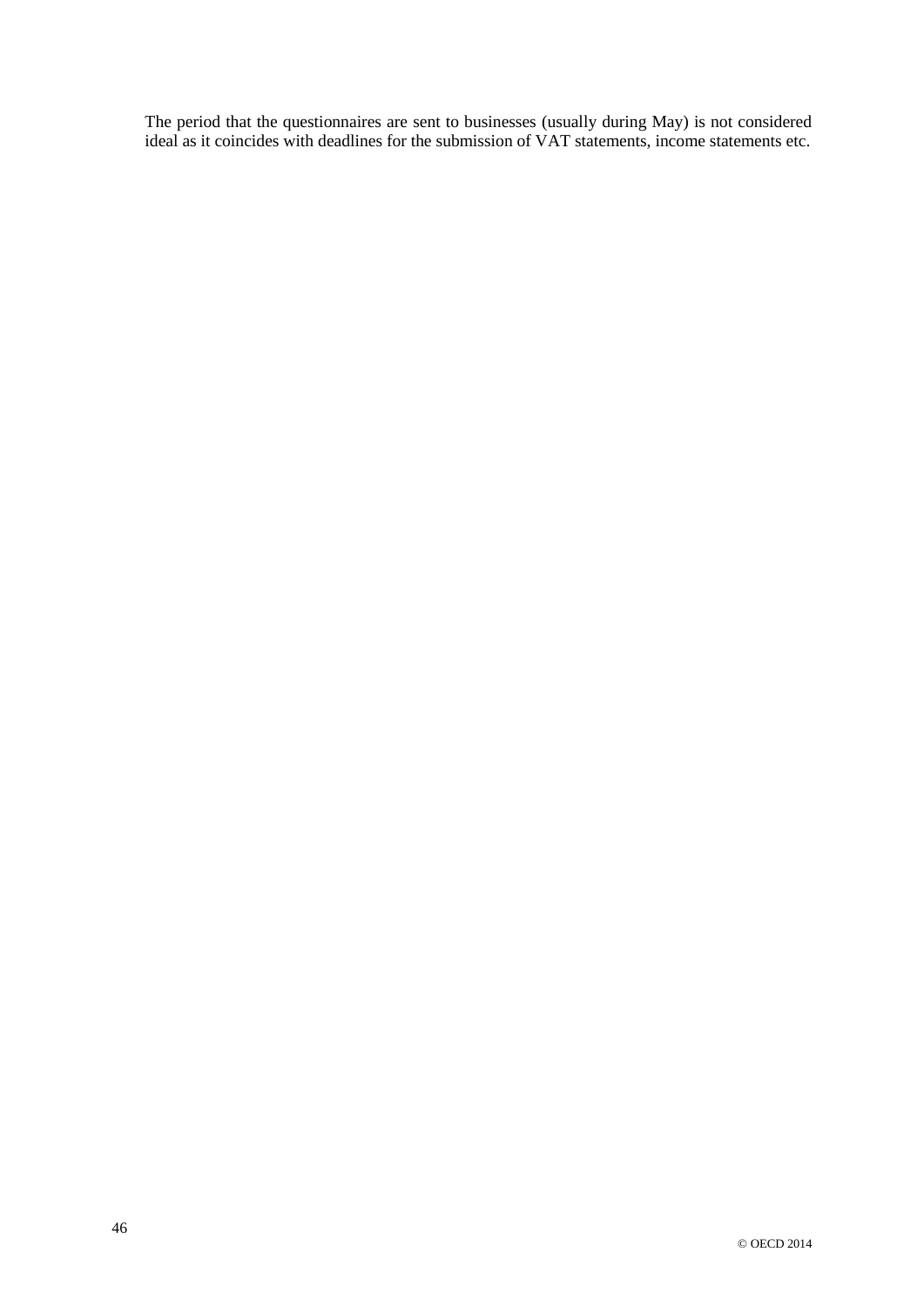The period that the questionnaires are sent to businesses (usually during May) is not considered ideal as it coincides with deadlines for the submission of VAT statements, income statements etc.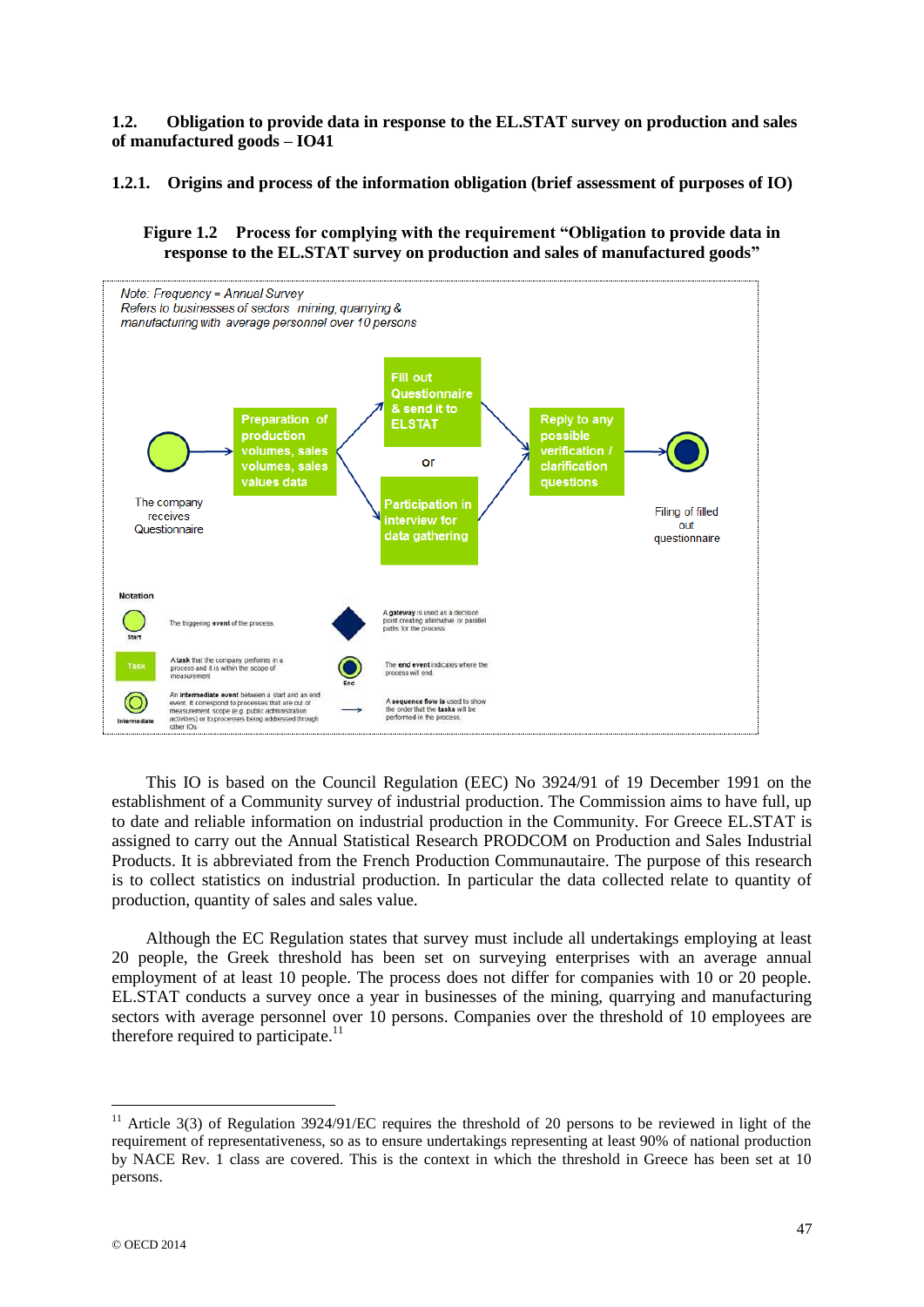## 1.2. Obligation to provide data in response to the EL.STAT survey on production and sales of manufactured goods – IO41

### 1.2.1. Origins and process of the information obligation (brief assessment of purposes of IO)

**Figure 1.2 Process for complying with the requirement "Obligation to provide data in response to the EL.STAT survey on production and sales of manufactured goods"**

Note: Frequency = Annual Survey
Refers to businesses of sectors mining, quarrying & manufacturing with average personnel over 10 persons

The company receives Questionnaire → Preparation of production volumes, sales volumes, sales values data → Fill out Questionnaire & send it to ELSTAT or Participation in interview for data gathering → Reply to any possible verification / clarification questions → Filing of filled out questionnaire

Notation

- Start: The triggering event of the process.
- Task: A task that the company performs in a process and it is within the scope of measurement
- Intermediate: An intermediate event between a start and an end event. It correspond to processes that are out of measurement scope (e.g. public administration activities) or to processes being addressed through other IOs
- A gateway is used as a decision point creating alternative or parallel paths for the process
- End: The end event indicates where the process will end.
- A sequence flow is used to show the order that the tasks will be performed in the process.

This IO is based on the Council Regulation (EEC) No 3924/91 of 19 December 1991 on the establishment of a Community survey of industrial production. The Commission aims to have full, up to date and reliable information on industrial production in the Community. For Greece EL.STAT is assigned to carry out the Annual Statistical Research PRODCOM on Production and Sales Industrial Products. It is abbreviated from the French Production Communautaire. The purpose of this research is to collect statistics on industrial production. In particular the data collected relate to quantity of production, quantity of sales and sales value.

Although the EC Regulation states that survey must include all undertakings employing at least 20 people, the Greek threshold has been set on surveying enterprises with an average annual employment of at least 10 people. The process does not differ for companies with 10 or 20 people. EL.STAT conducts a survey once a year in businesses of the mining, quarrying and manufacturing sectors with average personnel over 10 persons. Companies over the threshold of 10 employees are therefore required to participate.[11]

[11] Article 3(3) of Regulation 3924/91/EC requires the threshold of 20 persons to be reviewed in light of the requirement of representativeness, so as to ensure undertakings representing at least 90% of national production by NACE Rev. 1 class are covered. This is the context in which the threshold in Greece has been set at 10 persons.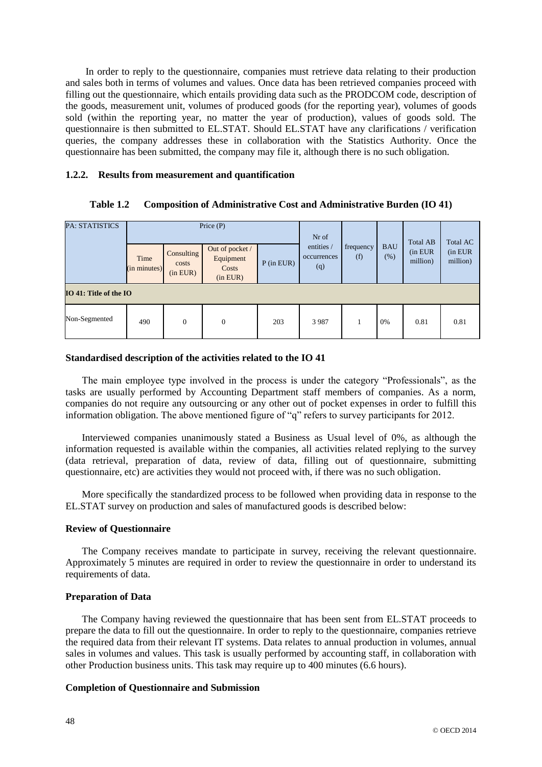In order to reply to the questionnaire, companies must retrieve data relating to their production and sales both in terms of volumes and values. Once data has been retrieved companies proceed with filling out the questionnaire, which entails providing data such as the PRODCOM code, description of the goods, measurement unit, volumes of produced goods (for the reporting year), volumes of goods sold (within the reporting year, no matter the year of production), values of goods sold. The questionnaire is then submitted to EL.STAT. Should EL.STAT have any clarifications / verification queries, the company addresses these in collaboration with the Statistics Authority. Once the questionnaire has been submitted, the company may file it, although there is no such obligation.

### 1.2.2. Results from measurement and quantification

**Table 1.2 Composition of Administrative Cost and Administrative Burden (IO 41)**

| PA: STATISTICS | Price (P) | | | | Nr of entities / occurrences (q) | frequency (f) | BAU (%) | Total AB (in EUR million) | Total AC (in EUR million) |
|---|---|---|---|---|---|---|---|---|---|
| | Time (in minutes) | Consulting costs (in EUR) | Out of pocket / Equipment Costs (in EUR) | P (in EUR) | | | | | |
| **IO 41: Title of the IO** | | | | | | | | | |
| Non-Segmented | 490 | 0 | 0 | 203 | 3 987 | 1 | 0% | 0.81 | 0.81 |

**Standardised description of the activities related to the IO 41**

The main employee type involved in the process is under the category "Professionals", as the tasks are usually performed by Accounting Department staff members of companies. As a norm, companies do not require any outsourcing or any other out of pocket expenses in order to fulfill this information obligation. The above mentioned figure of "q" refers to survey participants for 2012.

Interviewed companies unanimously stated a Business as Usual level of 0%, as although the information requested is available within the companies, all activities related replying to the survey (data retrieval, preparation of data, review of data, filling out of questionnaire, submitting questionnaire, etc) are activities they would not proceed with, if there was no such obligation.

More specifically the standardized process to be followed when providing data in response to the EL.STAT survey on production and sales of manufactured goods is described below:

**Review of Questionnaire**

The Company receives mandate to participate in survey, receiving the relevant questionnaire. Approximately 5 minutes are required in order to review the questionnaire in order to understand its requirements of data.

**Preparation of Data**

The Company having reviewed the questionnaire that has been sent from EL.STAT proceeds to prepare the data to fill out the questionnaire. In order to reply to the questionnaire, companies retrieve the required data from their relevant IT systems. Data relates to annual production in volumes, annual sales in volumes and values. This task is usually performed by accounting staff, in collaboration with other Production business units. This task may require up to 400 minutes (6.6 hours).

**Completion of Questionnaire and Submission**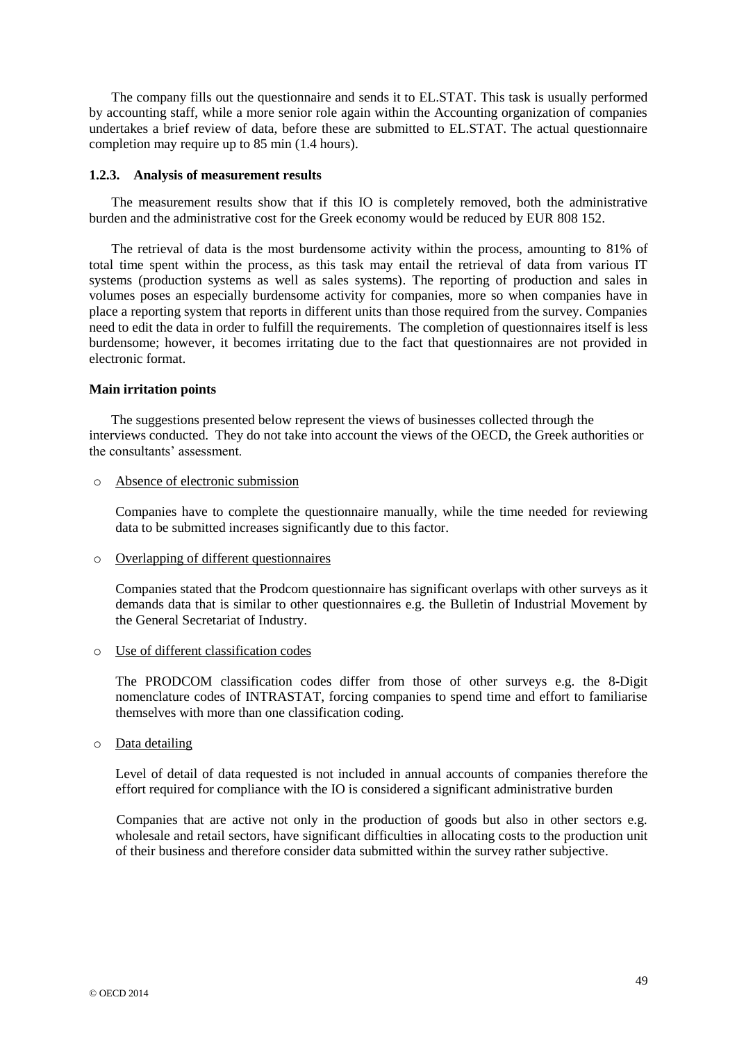The company fills out the questionnaire and sends it to EL.STAT. This task is usually performed by accounting staff, while a more senior role again within the Accounting organization of companies undertakes a brief review of data, before these are submitted to EL.STAT. The actual questionnaire completion may require up to 85 min (1.4 hours).

### 1.2.3. Analysis of measurement results

The measurement results show that if this IO is completely removed, both the administrative burden and the administrative cost for the Greek economy would be reduced by EUR 808 152.

The retrieval of data is the most burdensome activity within the process, amounting to 81% of total time spent within the process, as this task may entail the retrieval of data from various IT systems (production systems as well as sales systems). The reporting of production and sales in volumes poses an especially burdensome activity for companies, more so when companies have in place a reporting system that reports in different units than those required from the survey. Companies need to edit the data in order to fulfill the requirements. The completion of questionnaires itself is less burdensome; however, it becomes irritating due to the fact that questionnaires are not provided in electronic format.

**Main irritation points**

The suggestions presented below represent the views of businesses collected through the interviews conducted. They do not take into account the views of the OECD, the Greek authorities or the consultants' assessment.

- Absence of electronic submission

  Companies have to complete the questionnaire manually, while the time needed for reviewing data to be submitted increases significantly due to this factor.

- Overlapping of different questionnaires

  Companies stated that the Prodcom questionnaire has significant overlaps with other surveys as it demands data that is similar to other questionnaires e.g. the Bulletin of Industrial Movement by the General Secretariat of Industry.

- Use of different classification codes

  The PRODCOM classification codes differ from those of other surveys e.g. the 8-Digit nomenclature codes of INTRASTAT, forcing companies to spend time and effort to familiarise themselves with more than one classification coding.

- Data detailing

  Level of detail of data requested is not included in annual accounts of companies therefore the effort required for compliance with the IO is considered a significant administrative burden

  Companies that are active not only in the production of goods but also in other sectors e.g. wholesale and retail sectors, have significant difficulties in allocating costs to the production unit of their business and therefore consider data submitted within the survey rather subjective.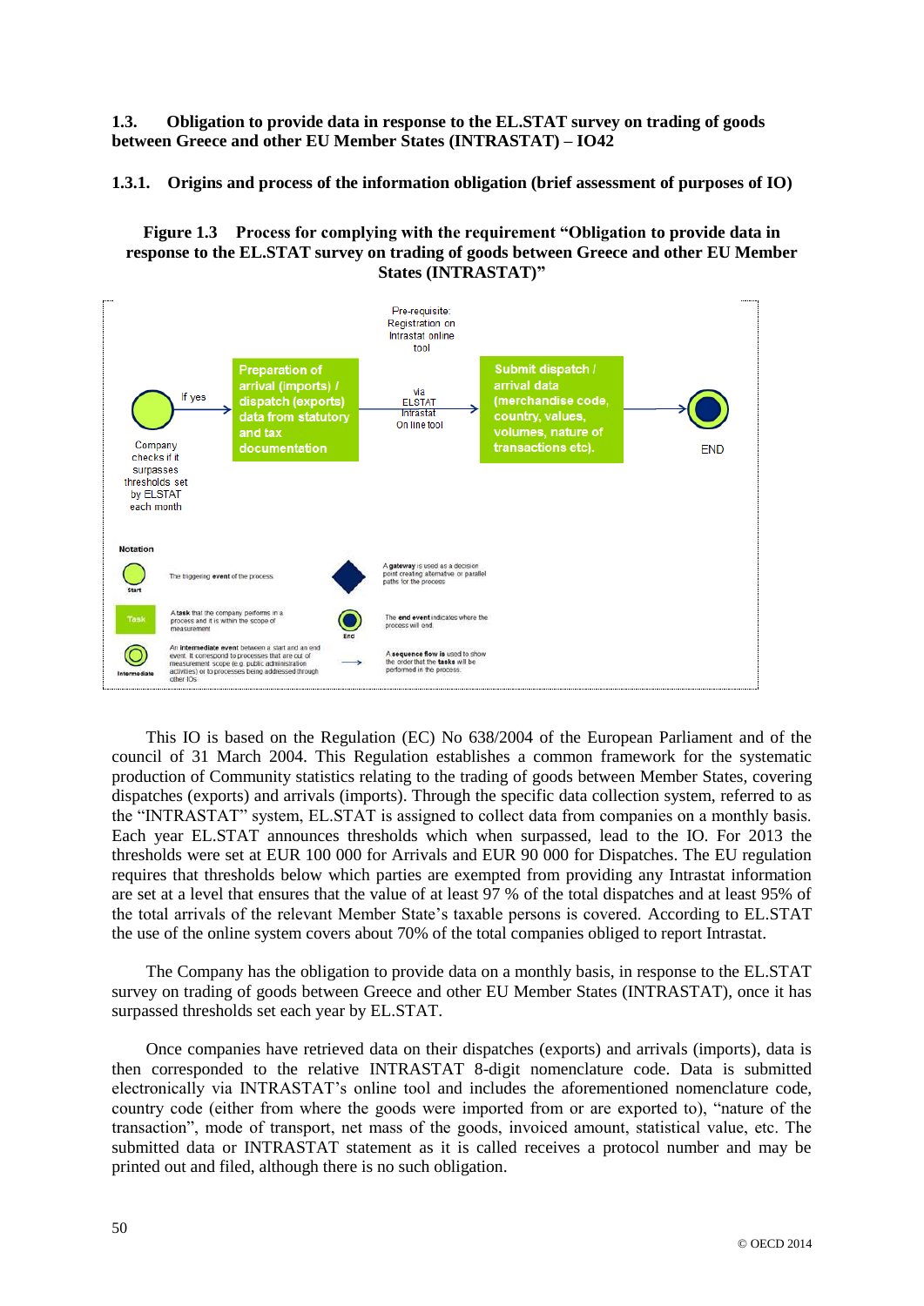### 1.3. Obligation to provide data in response to the EL.STAT survey on trading of goods between Greece and other EU Member States (INTRASTAT) – IO42

#### 1.3.1. Origins and process of the information obligation (brief assessment of purposes of IO)

**Figure 1.3 Process for complying with the requirement "Obligation to provide data in response to the EL.STAT survey on trading of goods between Greece and other EU Member States (INTRASTAT)"**

Pre-requisite: Registration on Intrastat online tool

Company checks if it surpasses thresholds set by ELSTAT each month → If yes → Preparation of arrival (imports) / dispatch (exports) data from statutory and tax documentation → via ELSTAT Intrastat On line tool → Submit dispatch / arrival data (merchandise code, country, values, volumes, nature of transactions etc). → END

Notation

- Start: The triggering **event** of the process
- Task: A **task** that the company performs in a process and it is within the scope of measurement
- Intermediate: An **intermediate event** between a start and an end event. It correspond to processes that are out of measurement scope (e.g. public administration activities) or to processes being addressed through other IOs
- A **gateway** is used as a decision point creating alternative or parallel paths for the process
- End: The **end event** indicates where the process will end.
- A **sequence flow** is used to show the order that the **tasks** will be performed in the process.

This IO is based on the Regulation (EC) No 638/2004 of the European Parliament and of the council of 31 March 2004. This Regulation establishes a common framework for the systematic production of Community statistics relating to the trading of goods between Member States, covering dispatches (exports) and arrivals (imports). Through the specific data collection system, referred to as the "INTRASTAT" system, EL.STAT is assigned to collect data from companies on a monthly basis. Each year EL.STAT announces thresholds which when surpassed, lead to the IO. For 2013 the thresholds were set at EUR 100 000 for Arrivals and EUR 90 000 for Dispatches. The EU regulation requires that thresholds below which parties are exempted from providing any Intrastat information are set at a level that ensures that the value of at least 97 % of the total dispatches and at least 95% of the total arrivals of the relevant Member State's taxable persons is covered. According to EL.STAT the use of the online system covers about 70% of the total companies obliged to report Intrastat.

The Company has the obligation to provide data on a monthly basis, in response to the EL.STAT survey on trading of goods between Greece and other EU Member States (INTRASTAT), once it has surpassed thresholds set each year by EL.STAT.

Once companies have retrieved data on their dispatches (exports) and arrivals (imports), data is then corresponded to the relative INTRASTAT 8-digit nomenclature code. Data is submitted electronically via INTRASTAT's online tool and includes the aforementioned nomenclature code, country code (either from where the goods were imported from or are exported to), "nature of the transaction", mode of transport, net mass of the goods, invoiced amount, statistical value, etc. The submitted data or INTRASTAT statement as it is called receives a protocol number and may be printed out and filed, although there is no such obligation.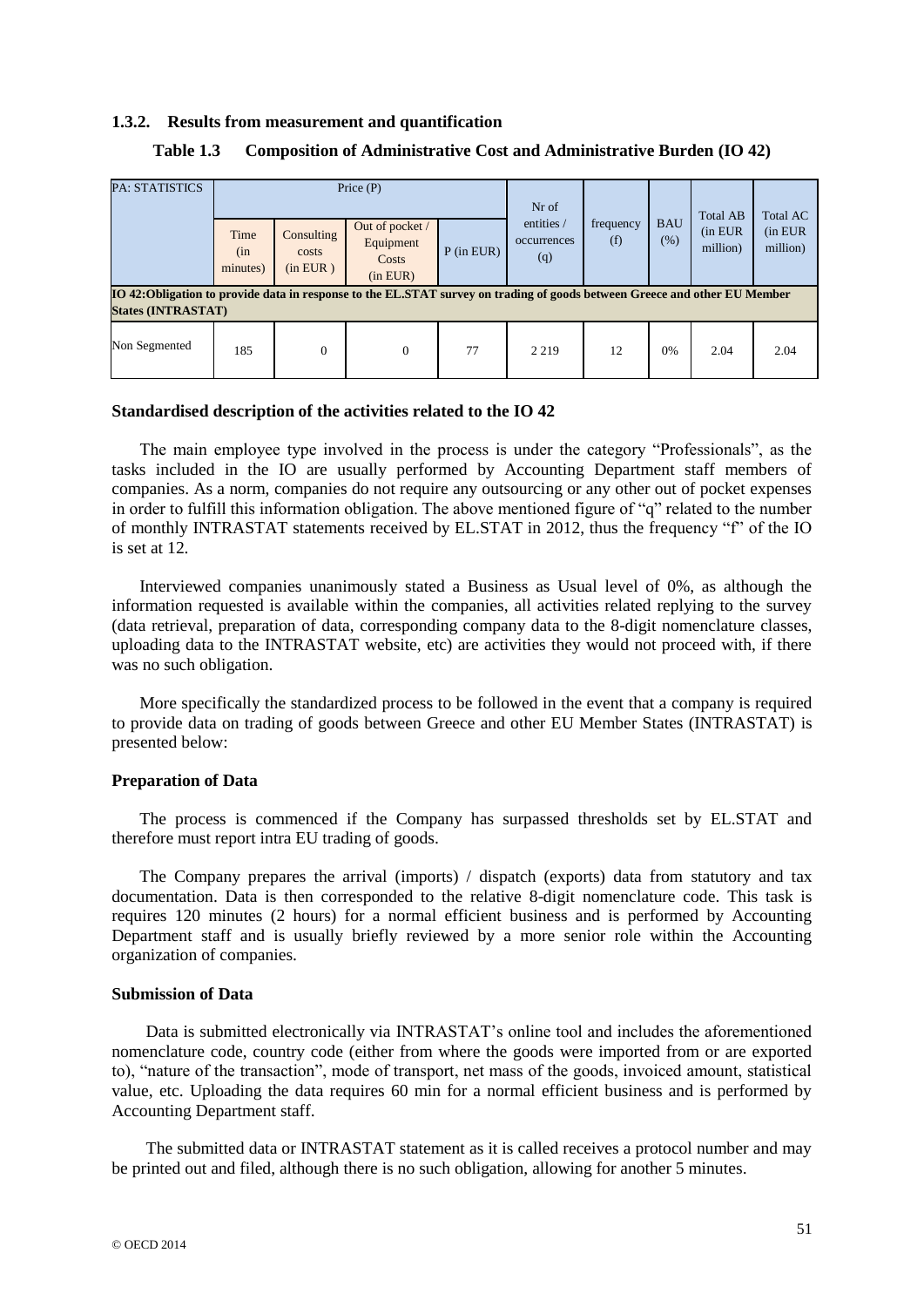### 1.3.2. Results from measurement and quantification

**Table 1.3 Composition of Administrative Cost and Administrative Burden (IO 42)**

| PA: STATISTICS | Price (P) | | | | Nr of entities / occurrences (q) | frequency (f) | BAU (%) | Total AB (in EUR million) | Total AC (in EUR million) |
|---|---|---|---|---|---|---|---|---|---|
| | Time (in minutes) | Consulting costs (in EUR ) | Out of pocket / Equipment Costs (in EUR) | P (in EUR) | | | | | |
| **IO 42:Obligation to provide data in response to the EL.STAT survey on trading of goods between Greece and other EU Member States (INTRASTAT)** | | | | | | | | | |
| Non Segmented | 185 | 0 | 0 | 77 | 2 219 | 12 | 0% | 2.04 | 2.04 |

**Standardised description of the activities related to the IO 42**

The main employee type involved in the process is under the category "Professionals", as the tasks included in the IO are usually performed by Accounting Department staff members of companies. As a norm, companies do not require any outsourcing or any other out of pocket expenses in order to fulfill this information obligation. The above mentioned figure of "q" related to the number of monthly INTRASTAT statements received by EL.STAT in 2012, thus the frequency "f" of the IO is set at 12.

Interviewed companies unanimously stated a Business as Usual level of 0%, as although the information requested is available within the companies, all activities related replying to the survey (data retrieval, preparation of data, corresponding company data to the 8-digit nomenclature classes, uploading data to the INTRASTAT website, etc) are activities they would not proceed with, if there was no such obligation.

More specifically the standardized process to be followed in the event that a company is required to provide data on trading of goods between Greece and other EU Member States (INTRASTAT) is presented below:

**Preparation of Data**

The process is commenced if the Company has surpassed thresholds set by EL.STAT and therefore must report intra EU trading of goods.

The Company prepares the arrival (imports) / dispatch (exports) data from statutory and tax documentation. Data is then corresponded to the relative 8-digit nomenclature code. This task is requires 120 minutes (2 hours) for a normal efficient business and is performed by Accounting Department staff and is usually briefly reviewed by a more senior role within the Accounting organization of companies.

**Submission of Data**

Data is submitted electronically via INTRASTAT's online tool and includes the aforementioned nomenclature code, country code (either from where the goods were imported from or are exported to), "nature of the transaction", mode of transport, net mass of the goods, invoiced amount, statistical value, etc. Uploading the data requires 60 min for a normal efficient business and is performed by Accounting Department staff.

The submitted data or INTRASTAT statement as it is called receives a protocol number and may be printed out and filed, although there is no such obligation, allowing for another 5 minutes.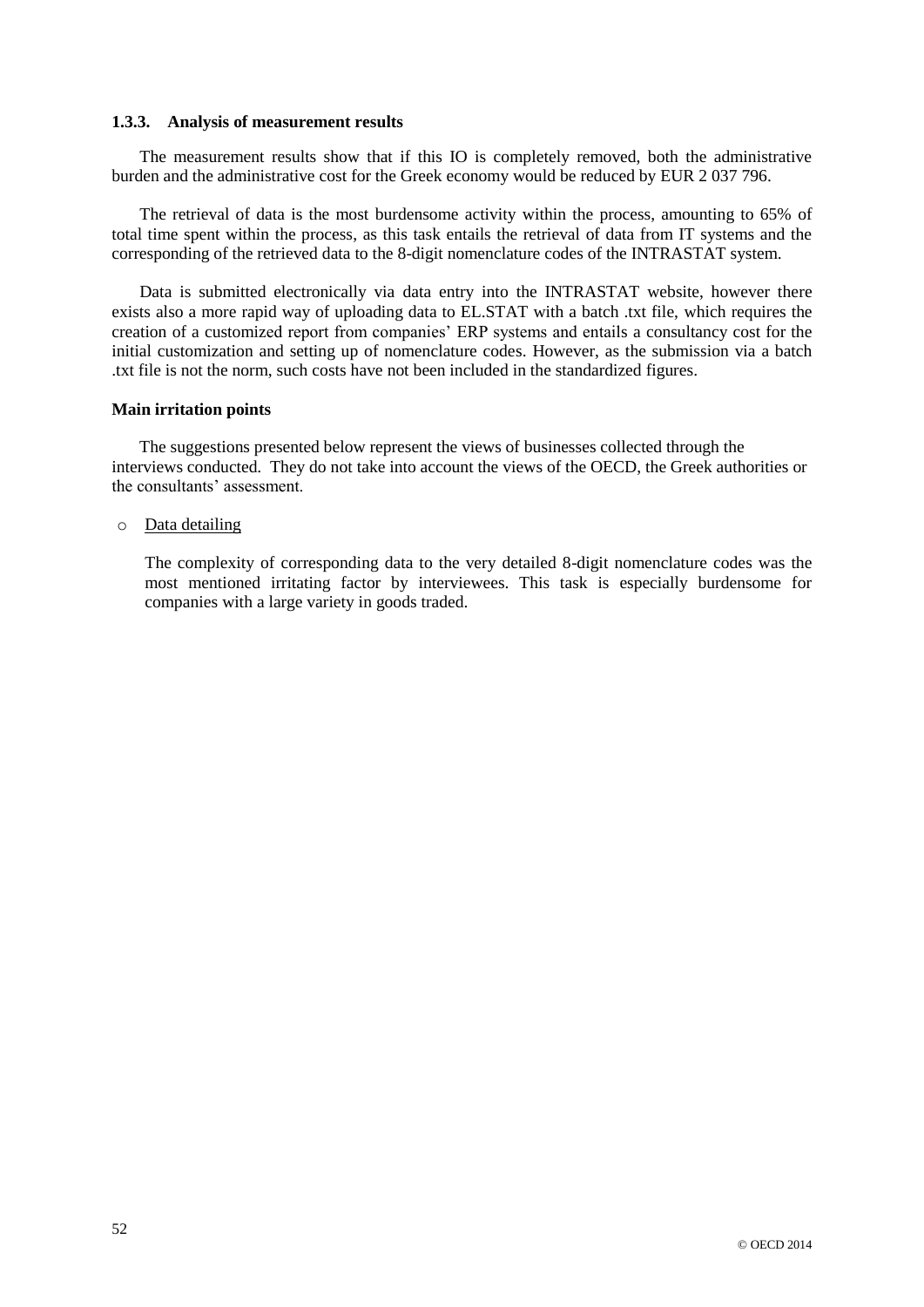### 1.3.3. Analysis of measurement results

The measurement results show that if this IO is completely removed, both the administrative burden and the administrative cost for the Greek economy would be reduced by EUR 2 037 796.

The retrieval of data is the most burdensome activity within the process, amounting to 65% of total time spent within the process, as this task entails the retrieval of data from IT systems and the corresponding of the retrieved data to the 8-digit nomenclature codes of the INTRASTAT system.

Data is submitted electronically via data entry into the INTRASTAT website, however there exists also a more rapid way of uploading data to EL.STAT with a batch .txt file, which requires the creation of a customized report from companies' ERP systems and entails a consultancy cost for the initial customization and setting up of nomenclature codes. However, as the submission via a batch .txt file is not the norm, such costs have not been included in the standardized figures.

**Main irritation points**

The suggestions presented below represent the views of businesses collected through the interviews conducted. They do not take into account the views of the OECD, the Greek authorities or the consultants' assessment.

- Data detailing

  The complexity of corresponding data to the very detailed 8-digit nomenclature codes was the most mentioned irritating factor by interviewees. This task is especially burdensome for companies with a large variety in goods traded.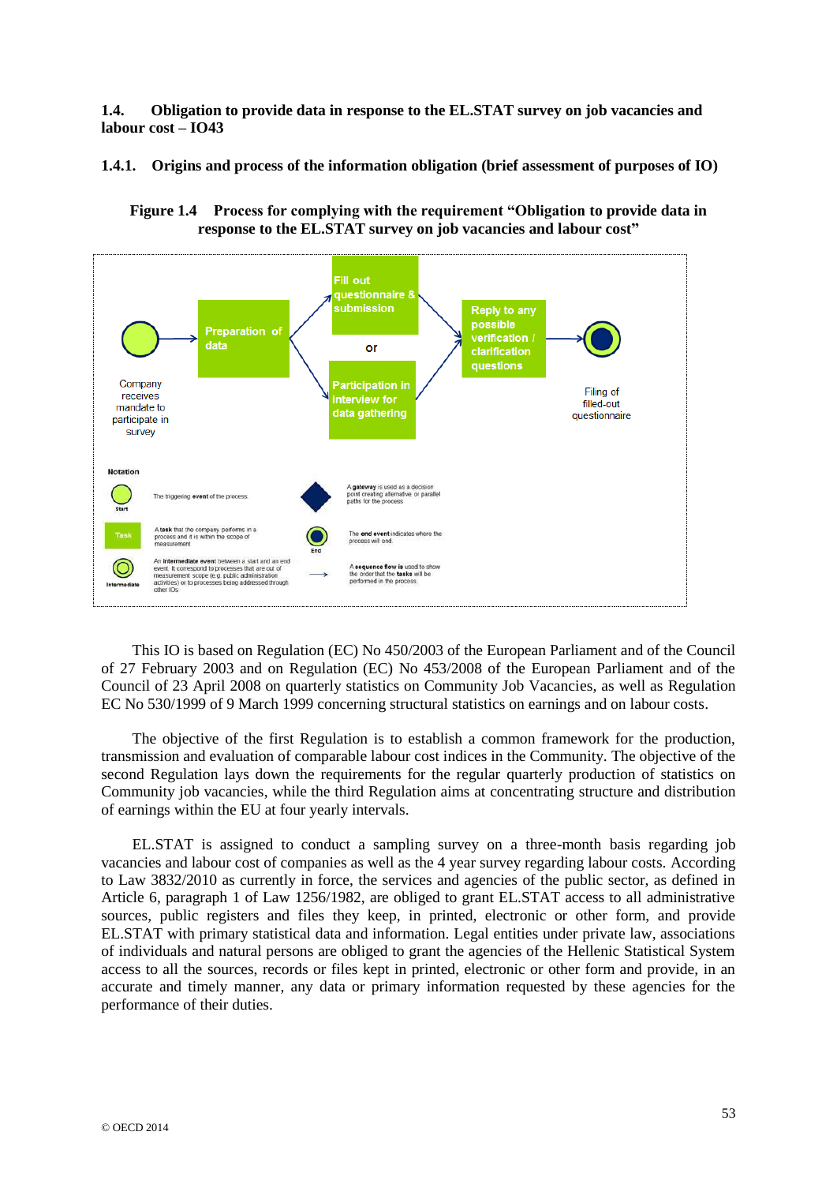## 1.4. Obligation to provide data in response to the EL.STAT survey on job vacancies and labour cost – IO43

### 1.4.1. Origins and process of the information obligation (brief assessment of purposes of IO)

**Figure 1.4 Process for complying with the requirement "Obligation to provide data in response to the EL.STAT survey on job vacancies and labour cost"**

Company receives mandate to participate in survey → Preparation of data → Fill out questionnaire & submission **or** Participation in interview for data gathering → Reply to any possible verification / clarification questions → Filing of filled-out questionnaire

**Notation**

- Start: The triggering **event** of the process
- Task: A **task** that the company performs in a process and it is within the scope of measurement
- Intermediate: An **intermediate event** between a start and an end event. It correspond to processes that are out of measurement scope (e.g. public administration activities) or to processes being addressed through other IOs
- A **gateway** is used as a decision point creating alternative or parallel paths for the process
- End: The **end event** indicates where the process will end.
- A **sequence flow** is used to show the order that the **tasks** will be performed in the process.

This IO is based on Regulation (EC) No 450/2003 of the European Parliament and of the Council of 27 February 2003 and on Regulation (EC) No 453/2008 of the European Parliament and of the Council of 23 April 2008 on quarterly statistics on Community Job Vacancies, as well as Regulation EC No 530/1999 of 9 March 1999 concerning structural statistics on earnings and on labour costs.

The objective of the first Regulation is to establish a common framework for the production, transmission and evaluation of comparable labour cost indices in the Community. The objective of the second Regulation lays down the requirements for the regular quarterly production of statistics on Community job vacancies, while the third Regulation aims at concentrating structure and distribution of earnings within the EU at four yearly intervals.

EL.STAT is assigned to conduct a sampling survey on a three-month basis regarding job vacancies and labour cost of companies as well as the 4 year survey regarding labour costs. According to Law 3832/2010 as currently in force, the services and agencies of the public sector, as defined in Article 6, paragraph 1 of Law 1256/1982, are obliged to grant EL.STAT access to all administrative sources, public registers and files they keep, in printed, electronic or other form, and provide EL.STAT with primary statistical data and information. Legal entities under private law, associations of individuals and natural persons are obliged to grant the agencies of the Hellenic Statistical System access to all the sources, records or files kept in printed, electronic or other form and provide, in an accurate and timely manner, any data or primary information requested by these agencies for the performance of their duties.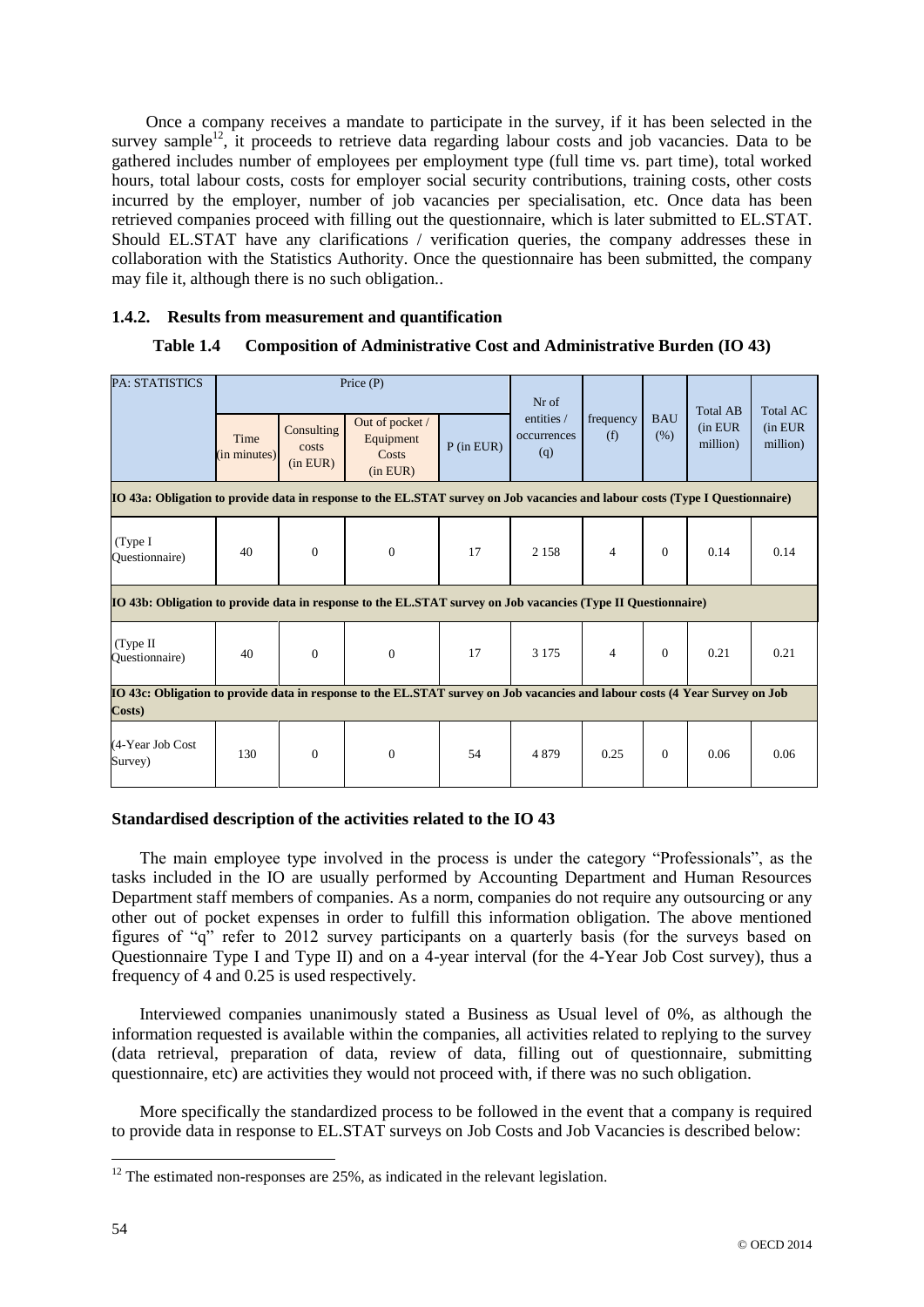Once a company receives a mandate to participate in the survey, if it has been selected in the survey sample[12], it proceeds to retrieve data regarding labour costs and job vacancies. Data to be gathered includes number of employees per employment type (full time vs. part time), total worked hours, total labour costs, costs for employer social security contributions, training costs, other costs incurred by the employer, number of job vacancies per specialisation, etc. Once data has been retrieved companies proceed with filling out the questionnaire, which is later submitted to EL.STAT. Should EL.STAT have any clarifications / verification queries, the company addresses these in collaboration with the Statistics Authority. Once the questionnaire has been submitted, the company may file it, although there is no such obligation..

### 1.4.2. Results from measurement and quantification

**Table 1.4 Composition of Administrative Cost and Administrative Burden (IO 43)**

| PA: STATISTICS | Price (P) | | | | Nr of entities / occurrences (q) | frequency (f) | BAU (%) | Total AB (in EUR million) | Total AC (in EUR million) |
|---|---|---|---|---|---|---|---|---|---|
| | Time (in minutes) | Consulting costs (in EUR) | Out of pocket / Equipment Costs (in EUR) | P (in EUR) | | | | | |
| **IO 43a: Obligation to provide data in response to the EL.STAT survey on Job vacancies and labour costs (Type I Questionnaire)** | | | | | | | | | |
| (Type I Questionnaire) | 40 | 0 | 0 | 17 | 2 158 | 4 | 0 | 0.14 | 0.14 |
| **IO 43b: Obligation to provide data in response to the EL.STAT survey on Job vacancies (Type II Questionnaire)** | | | | | | | | | |
| (Type II Questionnaire) | 40 | 0 | 0 | 17 | 3 175 | 4 | 0 | 0.21 | 0.21 |
| **IO 43c: Obligation to provide data in response to the EL.STAT survey on Job vacancies and labour costs (4 Year Survey on Job Costs)** | | | | | | | | | |
| (4-Year Job Cost Survey) | 130 | 0 | 0 | 54 | 4 879 | 0.25 | 0 | 0.06 | 0.06 |

**Standardised description of the activities related to the IO 43**

The main employee type involved in the process is under the category "Professionals", as the tasks included in the IO are usually performed by Accounting Department and Human Resources Department staff members of companies. As a norm, companies do not require any outsourcing or any other out of pocket expenses in order to fulfill this information obligation. The above mentioned figures of "q" refer to 2012 survey participants on a quarterly basis (for the surveys based on Questionnaire Type I and Type II) and on a 4-year interval (for the 4-Year Job Cost survey), thus a frequency of 4 and 0.25 is used respectively.

Interviewed companies unanimously stated a Business as Usual level of 0%, as although the information requested is available within the companies, all activities related to replying to the survey (data retrieval, preparation of data, review of data, filling out of questionnaire, submitting questionnaire, etc) are activities they would not proceed with, if there was no such obligation.

More specifically the standardized process to be followed in the event that a company is required to provide data in response to EL.STAT surveys on Job Costs and Job Vacancies is described below:

[12] The estimated non-responses are 25%, as indicated in the relevant legislation.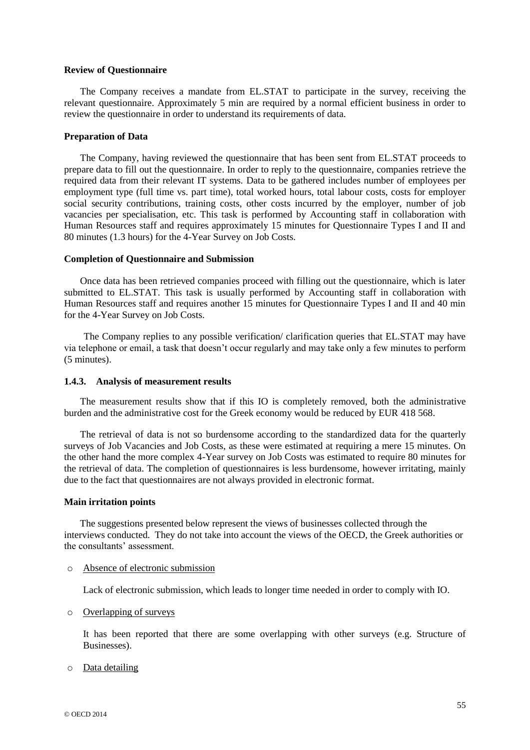**Review of Questionnaire**

The Company receives a mandate from EL.STAT to participate in the survey, receiving the relevant questionnaire. Approximately 5 min are required by a normal efficient business in order to review the questionnaire in order to understand its requirements of data.

**Preparation of Data**

The Company, having reviewed the questionnaire that has been sent from EL.STAT proceeds to prepare data to fill out the questionnaire. In order to reply to the questionnaire, companies retrieve the required data from their relevant IT systems. Data to be gathered includes number of employees per employment type (full time vs. part time), total worked hours, total labour costs, costs for employer social security contributions, training costs, other costs incurred by the employer, number of job vacancies per specialisation, etc. This task is performed by Accounting staff in collaboration with Human Resources staff and requires approximately 15 minutes for Questionnaire Types I and II and 80 minutes (1.3 hours) for the 4-Year Survey on Job Costs.

**Completion of Questionnaire and Submission**

Once data has been retrieved companies proceed with filling out the questionnaire, which is later submitted to EL.STAT. This task is usually performed by Accounting staff in collaboration with Human Resources staff and requires another 15 minutes for Questionnaire Types I and II and 40 min for the 4-Year Survey on Job Costs.

The Company replies to any possible verification/ clarification queries that EL.STAT may have via telephone or email, a task that doesn't occur regularly and may take only a few minutes to perform (5 minutes).

### 1.4.3. Analysis of measurement results

The measurement results show that if this IO is completely removed, both the administrative burden and the administrative cost for the Greek economy would be reduced by EUR 418 568.

The retrieval of data is not so burdensome according to the standardized data for the quarterly surveys of Job Vacancies and Job Costs, as these were estimated at requiring a mere 15 minutes. On the other hand the more complex 4-Year survey on Job Costs was estimated to require 80 minutes for the retrieval of data. The completion of questionnaires is less burdensome, however irritating, mainly due to the fact that questionnaires are not always provided in electronic format.

**Main irritation points**

The suggestions presented below represent the views of businesses collected through the interviews conducted. They do not take into account the views of the OECD, the Greek authorities or the consultants' assessment.

- Absence of electronic submission

  Lack of electronic submission, which leads to longer time needed in order to comply with IO.

- Overlapping of surveys

  It has been reported that there are some overlapping with other surveys (e.g. Structure of Businesses).

- Data detailing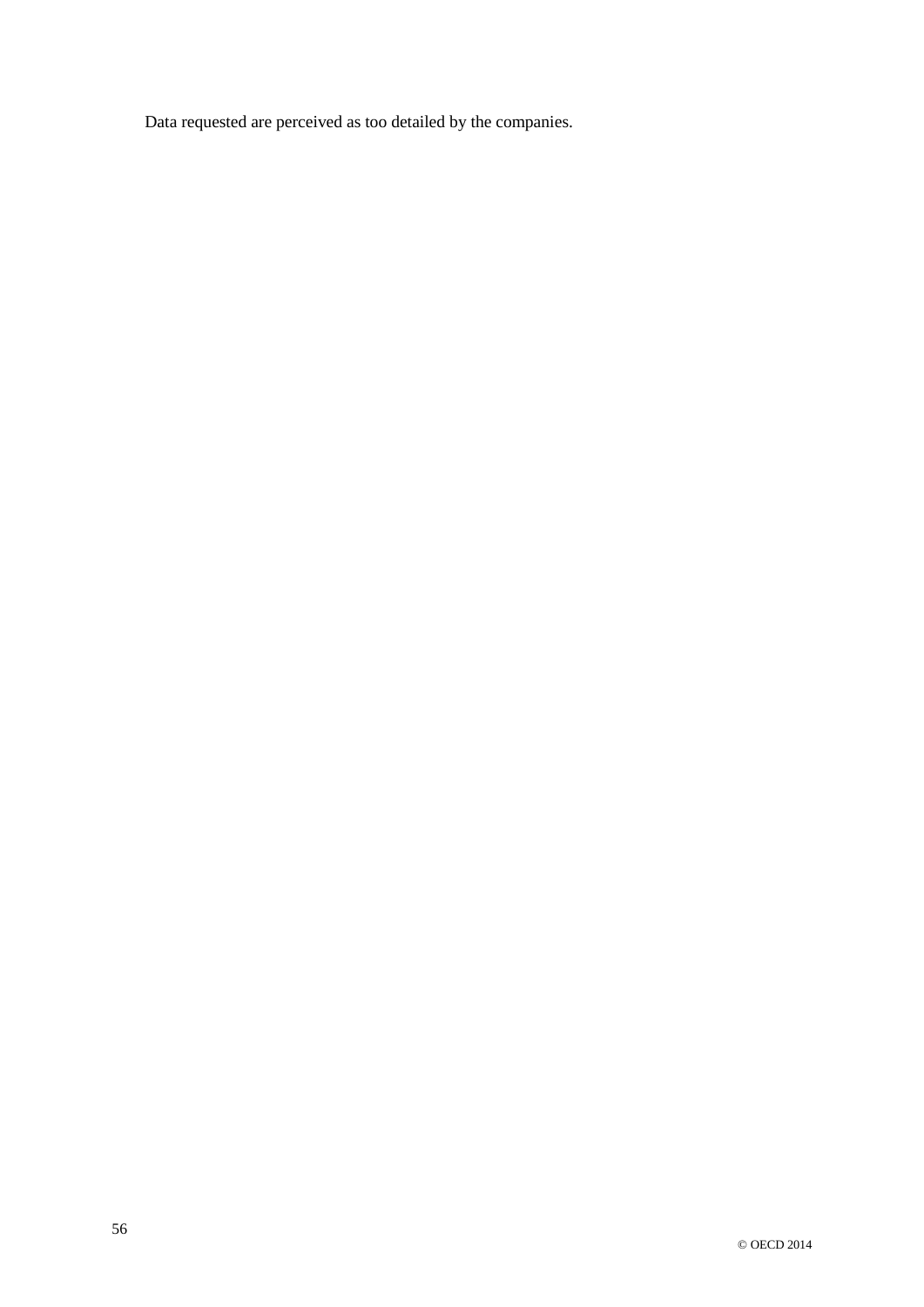Data requested are perceived as too detailed by the companies.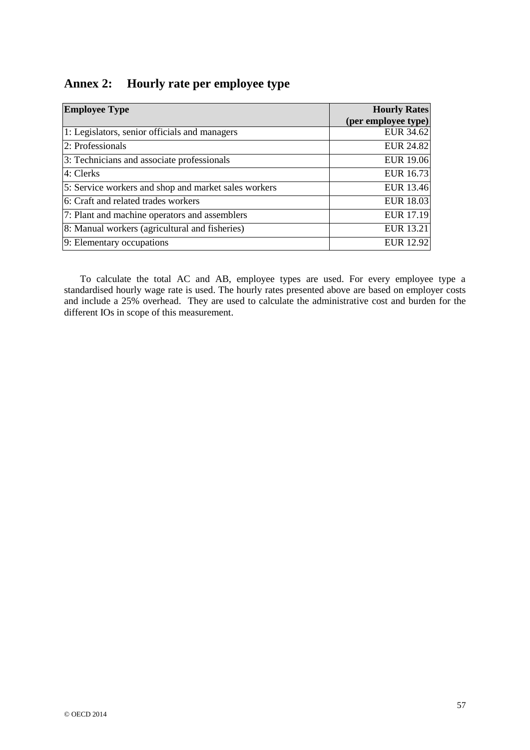## Annex 2: Hourly rate per employee type

| Employee Type | Hourly Rates (per employee type) |
|---|---|
| 1: Legislators, senior officials and managers | EUR 34.62 |
| 2: Professionals | EUR 24.82 |
| 3: Technicians and associate professionals | EUR 19.06 |
| 4: Clerks | EUR 16.73 |
| 5: Service workers and shop and market sales workers | EUR 13.46 |
| 6: Craft and related trades workers | EUR 18.03 |
| 7: Plant and machine operators and assemblers | EUR 17.19 |
| 8: Manual workers (agricultural and fisheries) | EUR 13.21 |
| 9: Elementary occupations | EUR 12.92 |

To calculate the total AC and AB, employee types are used. For every employee type a standardised hourly wage rate is used. The hourly rates presented above are based on employer costs and include a 25% overhead. They are used to calculate the administrative cost and burden for the different IOs in scope of this measurement.

© OECD 2014